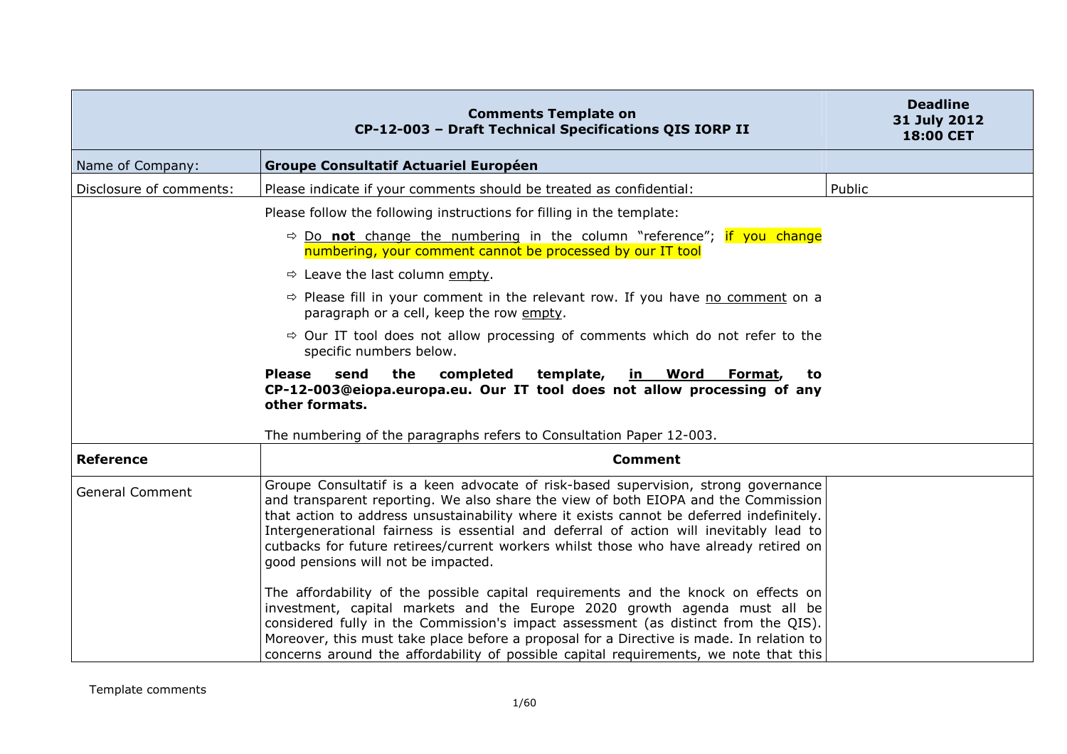| Comments Template on CP-12-003 – Draft Technical Specifications QIS IORP II | | Deadline 31 July 2012 18:00 CET |
|---|---|---|
| Name of Company: | **Groupe Consultatif Actuariel Européen** | |
| Disclosure of comments: | Please indicate if your comments should be treated as confidential: | Public |
| | Please follow the following instructions for filling in the template:<br>⇨ Do **not** change the numbering in the column "reference"; if you change numbering, your comment cannot be processed by our IT tool<br>⇨ Leave the last column empty.<br>⇨ Please fill in your comment in the relevant row. If you have no comment on a paragraph or a cell, keep the row empty.<br>⇨ Our IT tool does not allow processing of comments which do not refer to the specific numbers below.<br>**Please send the completed template, in Word Format, to CP-12-003@eiopa.europa.eu. Our IT tool does not allow processing of any other formats.**<br>The numbering of the paragraphs refers to Consultation Paper 12-003. | |
| **Reference** | **Comment** | |
| General Comment | Groupe Consultatif is a keen advocate of risk-based supervision, strong governance and transparent reporting. We also share the view of both EIOPA and the Commission that action to address unsustainability where it exists cannot be deferred indefinitely. Intergenerational fairness is essential and deferral of action will inevitably lead to cutbacks for future retirees/current workers whilst those who have already retired on good pensions will not be impacted.<br><br>The affordability of the possible capital requirements and the knock on effects on investment, capital markets and the Europe 2020 growth agenda must all be considered fully in the Commission's impact assessment (as distinct from the QIS). Moreover, this must take place before a proposal for a Directive is made. In relation to concerns around the affordability of possible capital requirements, we note that this | |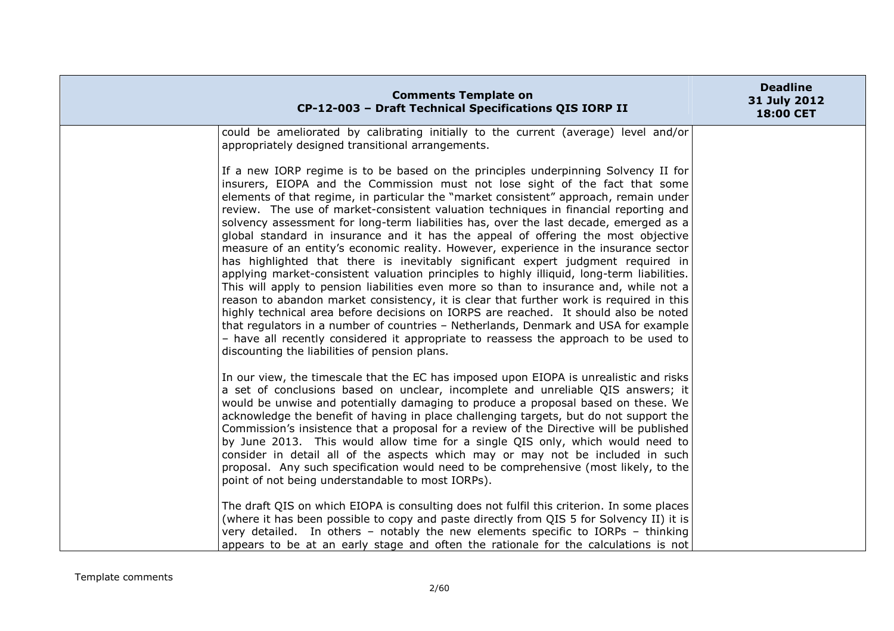could be ameliorated by calibrating initially to the current (average) level and/or appropriately designed transitional arrangements.

If a new IORP regime is to be based on the principles underpinning Solvency II for insurers, EIOPA and the Commission must not lose sight of the fact that some elements of that regime, in particular the "market consistent" approach, remain under review. The use of market-consistent valuation techniques in financial reporting and solvency assessment for long-term liabilities has, over the last decade, emerged as a global standard in insurance and it has the appeal of offering the most objective measure of an entity's economic reality. However, experience in the insurance sector has highlighted that there is inevitably significant expert judgment required in applying market-consistent valuation principles to highly illiquid, long-term liabilities. This will apply to pension liabilities even more so than to insurance and, while not a reason to abandon market consistency, it is clear that further work is required in this highly technical area before decisions on IORPS are reached. It should also be noted that regulators in a number of countries – Netherlands, Denmark and USA for example – have all recently considered it appropriate to reassess the approach to be used to discounting the liabilities of pension plans.

In our view, the timescale that the EC has imposed upon EIOPA is unrealistic and risks a set of conclusions based on unclear, incomplete and unreliable QIS answers; it would be unwise and potentially damaging to produce a proposal based on these. We acknowledge the benefit of having in place challenging targets, but do not support the Commission's insistence that a proposal for a review of the Directive will be published by June 2013. This would allow time for a single QIS only, which would need to consider in detail all of the aspects which may or may not be included in such proposal. Any such specification would need to be comprehensive (most likely, to the point of not being understandable to most IORPs).

The draft QIS on which EIOPA is consulting does not fulfil this criterion. In some places (where it has been possible to copy and paste directly from QIS 5 for Solvency II) it is very detailed. In others – notably the new elements specific to IORPs – thinking appears to be at an early stage and often the rationale for the calculations is not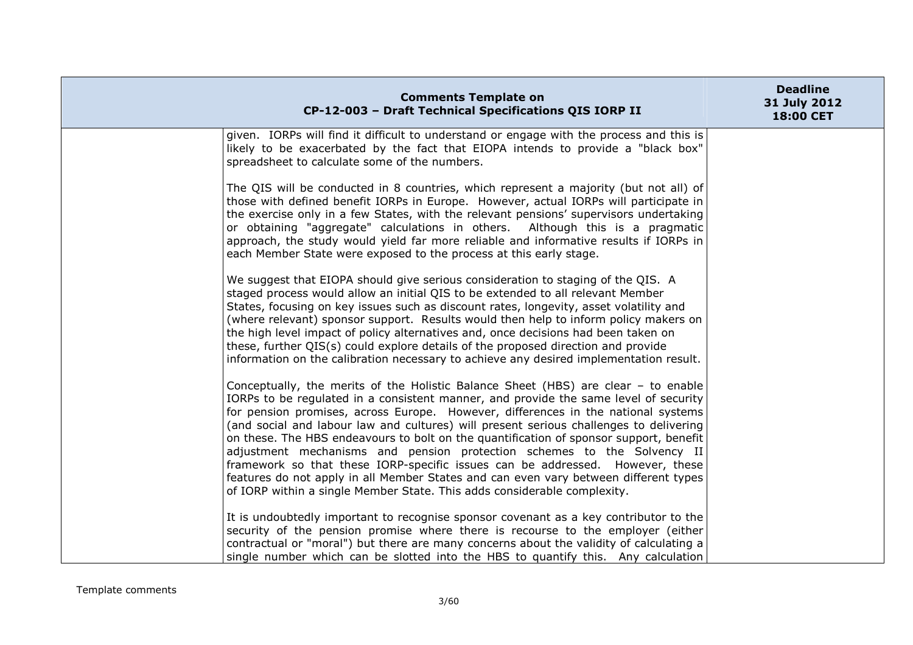| | Comments Template on CP-12-003 – Draft Technical Specifications QIS IORP II | Deadline 31 July 2012 18:00 CET |
|---|---|---|
| | given. IORPs will find it difficult to understand or engage with the process and this is likely to be exacerbated by the fact that EIOPA intends to provide a "black box" spreadsheet to calculate some of the numbers.<br><br>The QIS will be conducted in 8 countries, which represent a majority (but not all) of those with defined benefit IORPs in Europe. However, actual IORPs will participate in the exercise only in a few States, with the relevant pensions' supervisors undertaking or obtaining "aggregate" calculations in others. Although this is a pragmatic approach, the study would yield far more reliable and informative results if IORPs in each Member State were exposed to the process at this early stage.<br><br>We suggest that EIOPA should give serious consideration to staging of the QIS. A staged process would allow an initial QIS to be extended to all relevant Member States, focusing on key issues such as discount rates, longevity, asset volatility and (where relevant) sponsor support. Results would then help to inform policy makers on the high level impact of policy alternatives and, once decisions had been taken on these, further QIS(s) could explore details of the proposed direction and provide information on the calibration necessary to achieve any desired implementation result.<br><br>Conceptually, the merits of the Holistic Balance Sheet (HBS) are clear – to enable IORPs to be regulated in a consistent manner, and provide the same level of security for pension promises, across Europe. However, differences in the national systems (and social and labour law and cultures) will present serious challenges to delivering on these. The HBS endeavours to bolt on the quantification of sponsor support, benefit adjustment mechanisms and pension protection schemes to the Solvency II framework so that these IORP-specific issues can be addressed. However, these features do not apply in all Member States and can even vary between different types of IORP within a single Member State. This adds considerable complexity.<br><br>It is undoubtedly important to recognise sponsor covenant as a key contributor to the security of the pension promise where there is recourse to the employer (either contractual or "moral") but there are many concerns about the validity of calculating a single number which can be slotted into the HBS to quantify this. Any calculation | |

Template comments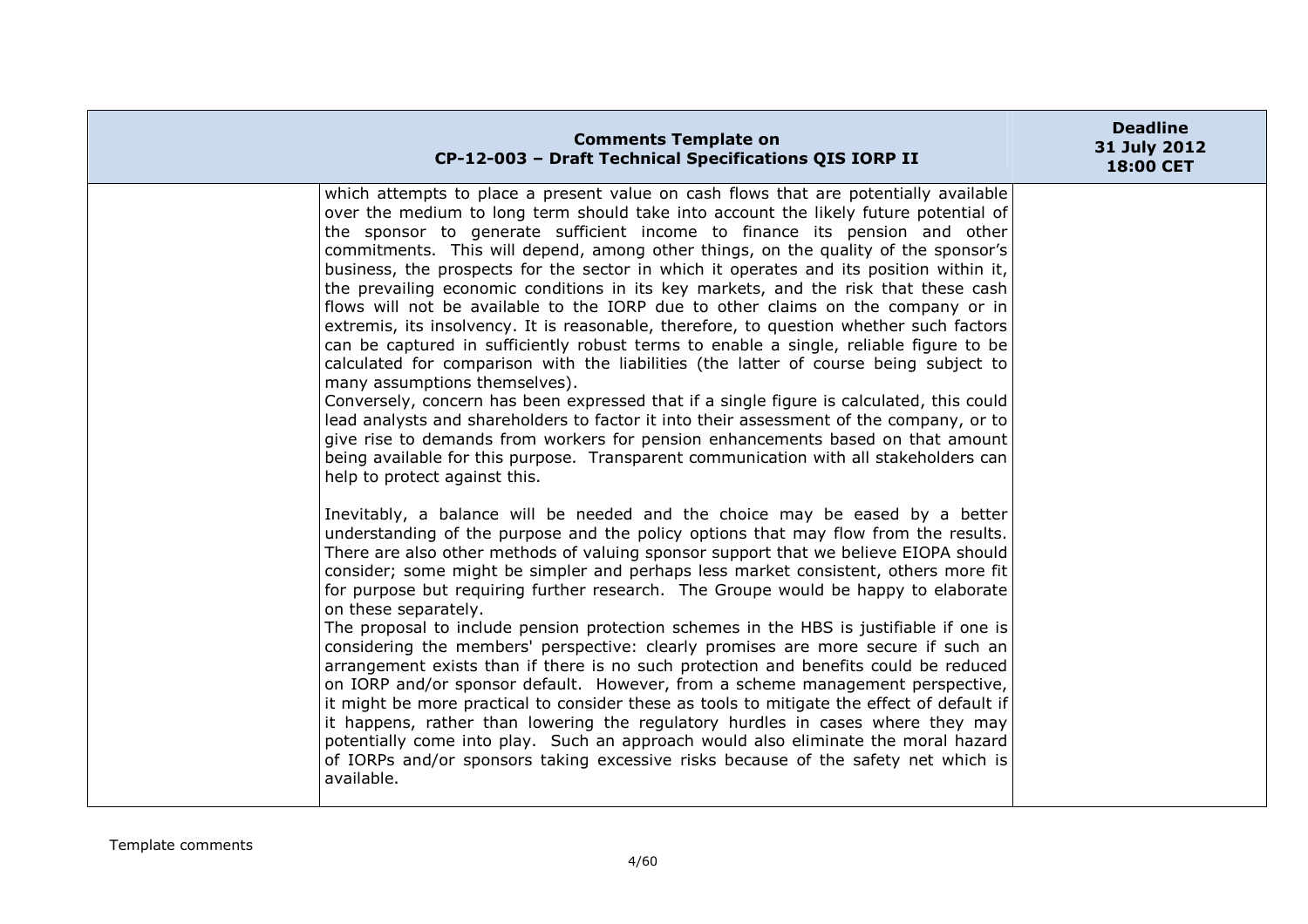| | | |
|---|---|---|
| | which attempts to place a present value on cash flows that are potentially available over the medium to long term should take into account the likely future potential of the sponsor to generate sufficient income to finance its pension and other commitments. This will depend, among other things, on the quality of the sponsor's business, the prospects for the sector in which it operates and its position within it, the prevailing economic conditions in its key markets, and the risk that these cash flows will not be available to the IORP due to other claims on the company or in extremis, its insolvency. It is reasonable, therefore, to question whether such factors can be captured in sufficiently robust terms to enable a single, reliable figure to be calculated for comparison with the liabilities (the latter of course being subject to many assumptions themselves).<br>Conversely, concern has been expressed that if a single figure is calculated, this could lead analysts and shareholders to factor it into their assessment of the company, or to give rise to demands from workers for pension enhancements based on that amount being available for this purpose. Transparent communication with all stakeholders can help to protect against this.<br><br>Inevitably, a balance will be needed and the choice may be eased by a better understanding of the purpose and the policy options that may flow from the results. There are also other methods of valuing sponsor support that we believe EIOPA should consider; some might be simpler and perhaps less market consistent, others more fit for purpose but requiring further research. The Groupe would be happy to elaborate on these separately.<br>The proposal to include pension protection schemes in the HBS is justifiable if one is considering the members' perspective: clearly promises are more secure if such an arrangement exists than if there is no such protection and benefits could be reduced on IORP and/or sponsor default. However, from a scheme management perspective, it might be more practical to consider these as tools to mitigate the effect of default if it happens, rather than lowering the regulatory hurdles in cases where they may potentially come into play. Such an approach would also eliminate the moral hazard of IORPs and/or sponsors taking excessive risks because of the safety net which is available. | |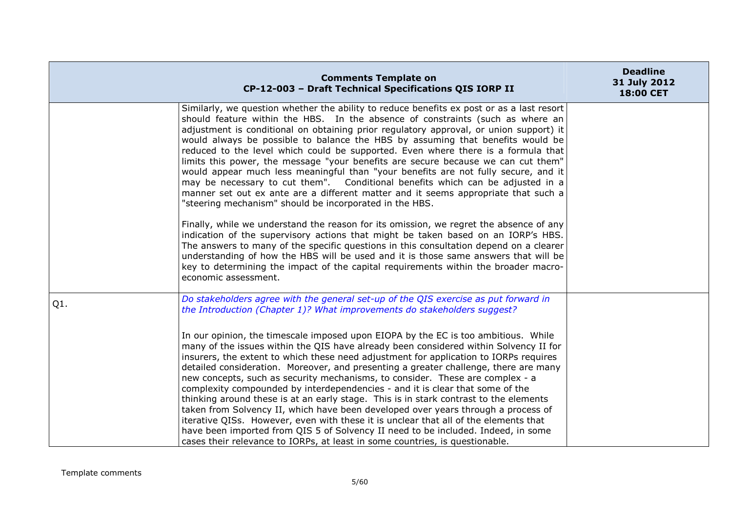| | Comments Template on CP-12-003 – Draft Technical Specifications QIS IORP II | Deadline 31 July 2012 18:00 CET |
|---|---|---|
| | Similarly, we question whether the ability to reduce benefits ex post or as a last resort should feature within the HBS. In the absence of constraints (such as where an adjustment is conditional on obtaining prior regulatory approval, or union support) it would always be possible to balance the HBS by assuming that benefits would be reduced to the level which could be supported. Even where there is a formula that limits this power, the message "your benefits are secure because we can cut them" would appear much less meaningful than "your benefits are not fully secure, and it may be necessary to cut them". Conditional benefits which can be adjusted in a manner set out ex ante are a different matter and it seems appropriate that such a "steering mechanism" should be incorporated in the HBS.<br><br>Finally, while we understand the reason for its omission, we regret the absence of any indication of the supervisory actions that might be taken based on an IORP's HBS. The answers to many of the specific questions in this consultation depend on a clearer understanding of how the HBS will be used and it is those same answers that will be key to determining the impact of the capital requirements within the broader macro-economic assessment. | |
| Q1. | *Do stakeholders agree with the general set-up of the QIS exercise as put forward in the Introduction (Chapter 1)? What improvements do stakeholders suggest?*<br><br>In our opinion, the timescale imposed upon EIOPA by the EC is too ambitious. While many of the issues within the QIS have already been considered within Solvency II for insurers, the extent to which these need adjustment for application to IORPs requires detailed consideration. Moreover, and presenting a greater challenge, there are many new concepts, such as security mechanisms, to consider. These are complex - a complexity compounded by interdependencies - and it is clear that some of the thinking around these is at an early stage. This is in stark contrast to the elements taken from Solvency II, which have been developed over years through a process of iterative QISs. However, even with these it is unclear that all of the elements that have been imported from QIS 5 of Solvency II need to be included. Indeed, in some cases their relevance to IORPs, at least in some countries, is questionable. | |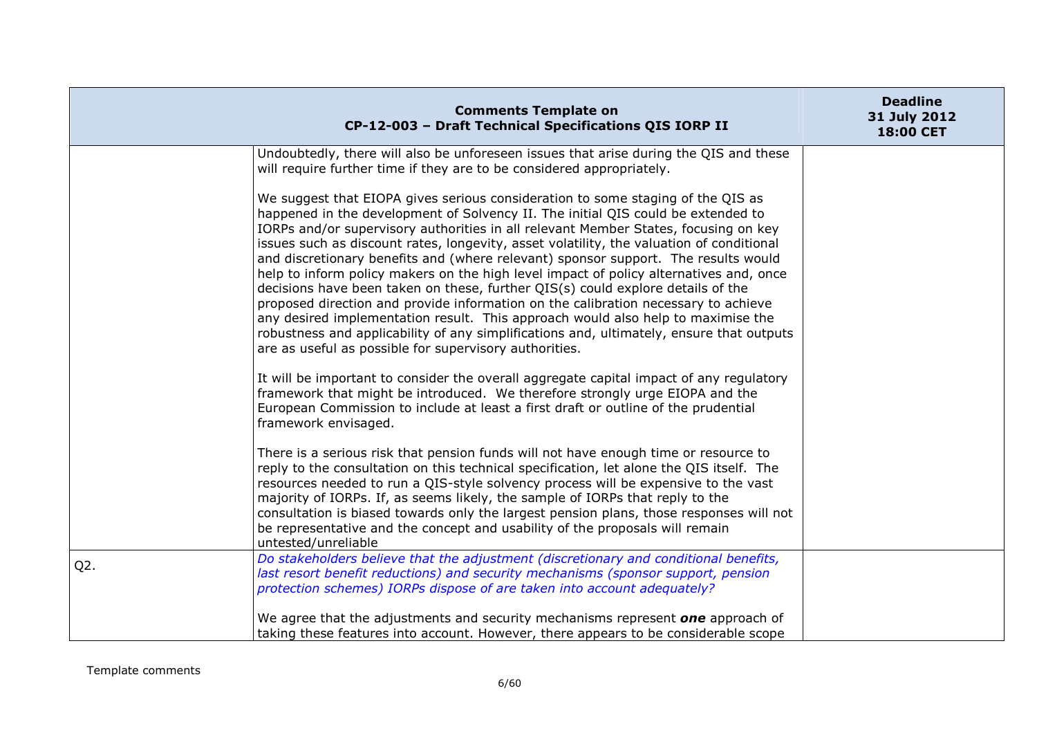| | Comments Template on CP-12-003 – Draft Technical Specifications QIS IORP II | Deadline 31 July 2012 18:00 CET |
|---|---|---|
| | Undoubtedly, there will also be unforeseen issues that arise during the QIS and these will require further time if they are to be considered appropriately.<br><br>We suggest that EIOPA gives serious consideration to some staging of the QIS as happened in the development of Solvency II. The initial QIS could be extended to IORPs and/or supervisory authorities in all relevant Member States, focusing on key issues such as discount rates, longevity, asset volatility, the valuation of conditional and discretionary benefits and (where relevant) sponsor support. The results would help to inform policy makers on the high level impact of policy alternatives and, once decisions have been taken on these, further QIS(s) could explore details of the proposed direction and provide information on the calibration necessary to achieve any desired implementation result. This approach would also help to maximise the robustness and applicability of any simplifications and, ultimately, ensure that outputs are as useful as possible for supervisory authorities.<br><br>It will be important to consider the overall aggregate capital impact of any regulatory framework that might be introduced. We therefore strongly urge EIOPA and the European Commission to include at least a first draft or outline of the prudential framework envisaged.<br><br>There is a serious risk that pension funds will not have enough time or resource to reply to the consultation on this technical specification, let alone the QIS itself. The resources needed to run a QIS-style solvency process will be expensive to the vast majority of IORPs. If, as seems likely, the sample of IORPs that reply to the consultation is biased towards only the largest pension plans, those responses will not be representative and the concept and usability of the proposals will remain untested/unreliable | |
| Q2. | *Do stakeholders believe that the adjustment (discretionary and conditional benefits, last resort benefit reductions) and security mechanisms (sponsor support, pension protection schemes) IORPs dispose of are taken into account adequately?*<br><br>We agree that the adjustments and security mechanisms represent ***one*** approach of taking these features into account. However, there appears to be considerable scope | |

Template comments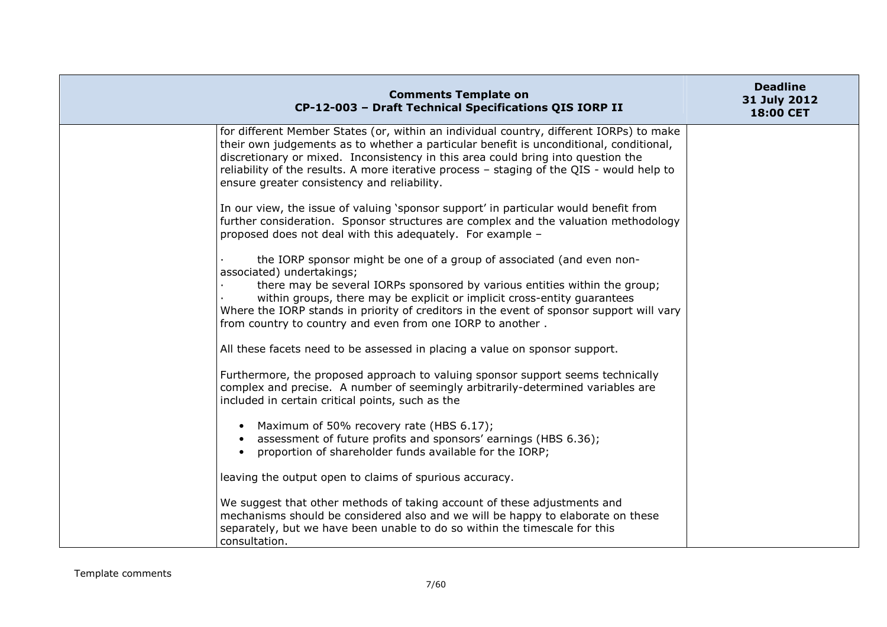| Comments Template on CP-12-003 – Draft Technical Specifications QIS IORP II | | Deadline 31 July 2012 18:00 CET |
|---|---|---|
| | for different Member States (or, within an individual country, different IORPs) to make their own judgements as to whether a particular benefit is unconditional, conditional, discretionary or mixed. Inconsistency in this area could bring into question the reliability of the results. A more iterative process – staging of the QIS - would help to ensure greater consistency and reliability.<br><br>In our view, the issue of valuing 'sponsor support' in particular would benefit from further consideration. Sponsor structures are complex and the valuation methodology proposed does not deal with this adequately. For example –<br><br>· the IORP sponsor might be one of a group of associated (and even non-associated) undertakings;<br>· there may be several IORPs sponsored by various entities within the group;<br>· within groups, there may be explicit or implicit cross-entity guarantees<br>Where the IORP stands in priority of creditors in the event of sponsor support will vary from country to country and even from one IORP to another .<br><br>All these facets need to be assessed in placing a value on sponsor support.<br><br>Furthermore, the proposed approach to valuing sponsor support seems technically complex and precise. A number of seemingly arbitrarily-determined variables are included in certain critical points, such as the<br><br>• Maximum of 50% recovery rate (HBS 6.17);<br>• assessment of future profits and sponsors' earnings (HBS 6.36);<br>• proportion of shareholder funds available for the IORP;<br><br>leaving the output open to claims of spurious accuracy.<br><br>We suggest that other methods of taking account of these adjustments and mechanisms should be considered also and we will be happy to elaborate on these separately, but we have been unable to do so within the timescale for this consultation. | |

Template comments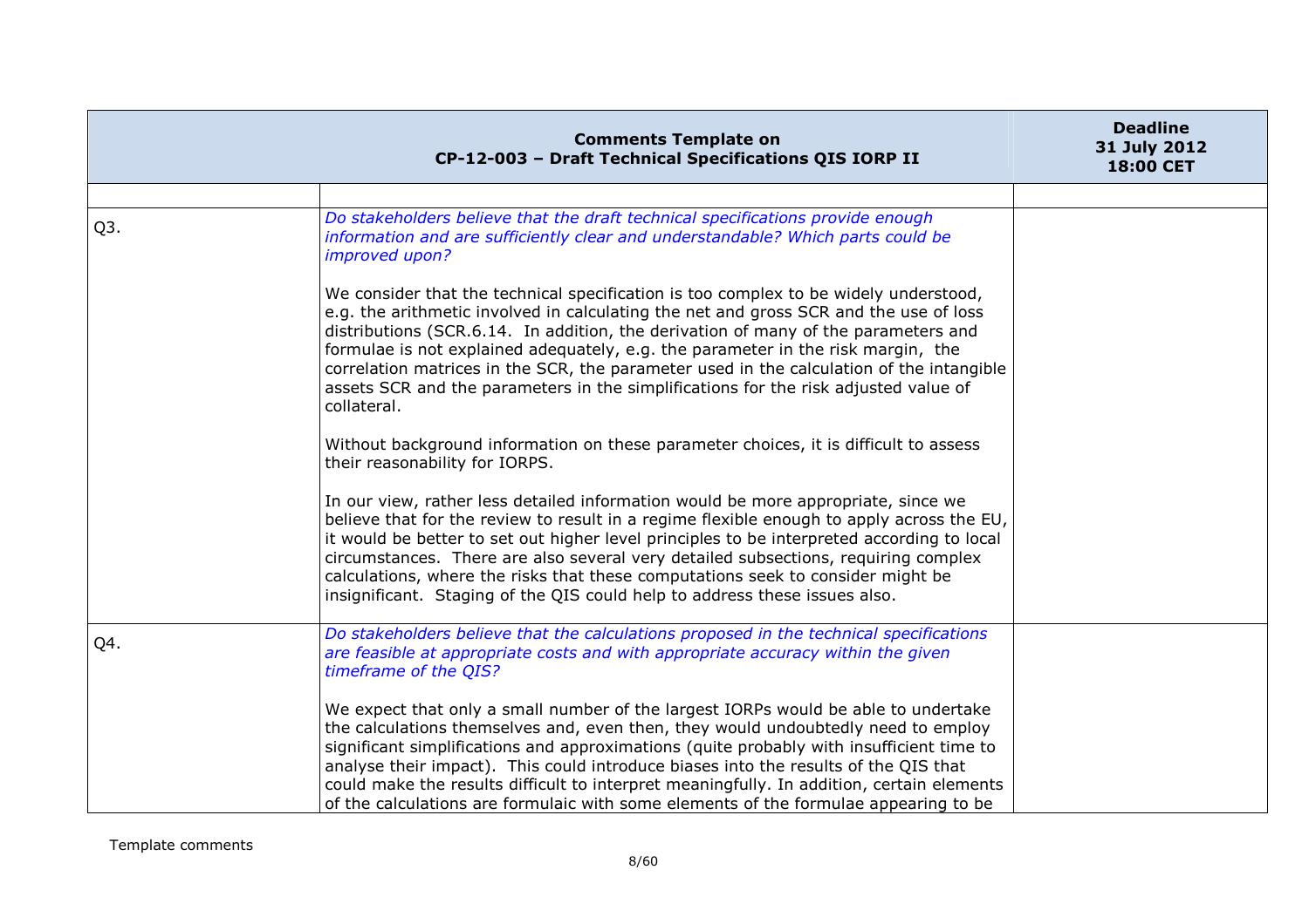| Comments Template on CP-12-003 – Draft Technical Specifications QIS IORP II | | Deadline 31 July 2012 18:00 CET |
|---|---|---|
| | | |
| Q3. | *Do stakeholders believe that the draft technical specifications provide enough information and are sufficiently clear and understandable? Which parts could be improved upon?*<br><br>We consider that the technical specification is too complex to be widely understood, e.g. the arithmetic involved in calculating the net and gross SCR and the use of loss distributions (SCR.6.14. In addition, the derivation of many of the parameters and formulae is not explained adequately, e.g. the parameter in the risk margin, the correlation matrices in the SCR, the parameter used in the calculation of the intangible assets SCR and the parameters in the simplifications for the risk adjusted value of collateral.<br><br>Without background information on these parameter choices, it is difficult to assess their reasonability for IORPS.<br><br>In our view, rather less detailed information would be more appropriate, since we believe that for the review to result in a regime flexible enough to apply across the EU, it would be better to set out higher level principles to be interpreted according to local circumstances. There are also several very detailed subsections, requiring complex calculations, where the risks that these computations seek to consider might be insignificant. Staging of the QIS could help to address these issues also. | |
| Q4. | *Do stakeholders believe that the calculations proposed in the technical specifications are feasible at appropriate costs and with appropriate accuracy within the given timeframe of the QIS?*<br><br>We expect that only a small number of the largest IORPs would be able to undertake the calculations themselves and, even then, they would undoubtedly need to employ significant simplifications and approximations (quite probably with insufficient time to analyse their impact). This could introduce biases into the results of the QIS that could make the results difficult to interpret meaningfully. In addition, certain elements of the calculations are formulaic with some elements of the formulae appearing to be | |

Template comments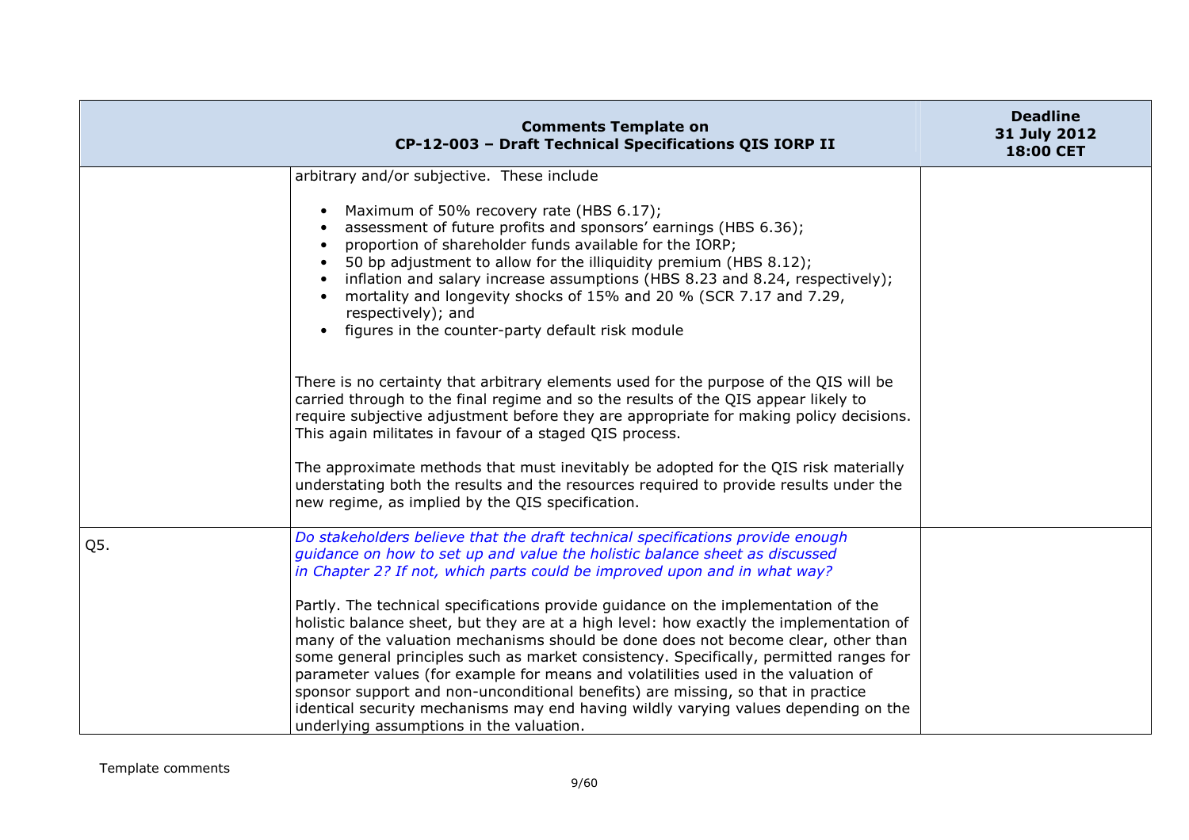| Comments Template on CP-12-003 – Draft Technical Specifications QIS IORP II | | Deadline 31 July 2012 18:00 CET |
|---|---|---|
| | arbitrary and/or subjective. These include<br><br>• Maximum of 50% recovery rate (HBS 6.17);<br>• assessment of future profits and sponsors' earnings (HBS 6.36);<br>• proportion of shareholder funds available for the IORP;<br>• 50 bp adjustment to allow for the illiquidity premium (HBS 8.12);<br>• inflation and salary increase assumptions (HBS 8.23 and 8.24, respectively);<br>• mortality and longevity shocks of 15% and 20 % (SCR 7.17 and 7.29, respectively); and<br>• figures in the counter-party default risk module<br><br>There is no certainty that arbitrary elements used for the purpose of the QIS will be carried through to the final regime and so the results of the QIS appear likely to require subjective adjustment before they are appropriate for making policy decisions. This again militates in favour of a staged QIS process.<br><br>The approximate methods that must inevitably be adopted for the QIS risk materially understating both the results and the resources required to provide results under the new regime, as implied by the QIS specification. | |
| Q5. | *Do stakeholders believe that the draft technical specifications provide enough guidance on how to set up and value the holistic balance sheet as discussed in Chapter 2? If not, which parts could be improved upon and in what way?*<br><br>Partly. The technical specifications provide guidance on the implementation of the holistic balance sheet, but they are at a high level: how exactly the implementation of many of the valuation mechanisms should be done does not become clear, other than some general principles such as market consistency. Specifically, permitted ranges for parameter values (for example for means and volatilities used in the valuation of sponsor support and non-unconditional benefits) are missing, so that in practice identical security mechanisms may end having wildly varying values depending on the underlying assumptions in the valuation. | |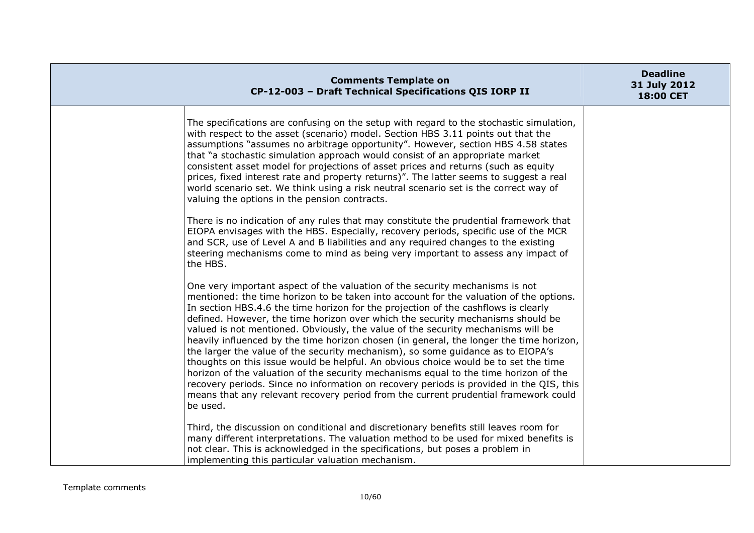| | | |
|---|---|---|
| | The specifications are confusing on the setup with regard to the stochastic simulation, with respect to the asset (scenario) model. Section HBS 3.11 points out that the assumptions "assumes no arbitrage opportunity". However, section HBS 4.58 states that "a stochastic simulation approach would consist of an appropriate market consistent asset model for projections of asset prices and returns (such as equity prices, fixed interest rate and property returns)". The latter seems to suggest a real world scenario set. We think using a risk neutral scenario set is the correct way of valuing the options in the pension contracts.<br><br>There is no indication of any rules that may constitute the prudential framework that EIOPA envisages with the HBS. Especially, recovery periods, specific use of the MCR and SCR, use of Level A and B liabilities and any required changes to the existing steering mechanisms come to mind as being very important to assess any impact of the HBS.<br><br>One very important aspect of the valuation of the security mechanisms is not mentioned: the time horizon to be taken into account for the valuation of the options. In section HBS.4.6 the time horizon for the projection of the cashflows is clearly defined. However, the time horizon over which the security mechanisms should be valued is not mentioned. Obviously, the value of the security mechanisms will be heavily influenced by the time horizon chosen (in general, the longer the time horizon, the larger the value of the security mechanism), so some guidance as to EIOPA's thoughts on this issue would be helpful. An obvious choice would be to set the time horizon of the valuation of the security mechanisms equal to the time horizon of the recovery periods. Since no information on recovery periods is provided in the QIS, this means that any relevant recovery period from the current prudential framework could be used.<br><br>Third, the discussion on conditional and discretionary benefits still leaves room for many different interpretations. The valuation method to be used for mixed benefits is not clear. This is acknowledged in the specifications, but poses a problem in implementing this particular valuation mechanism. | |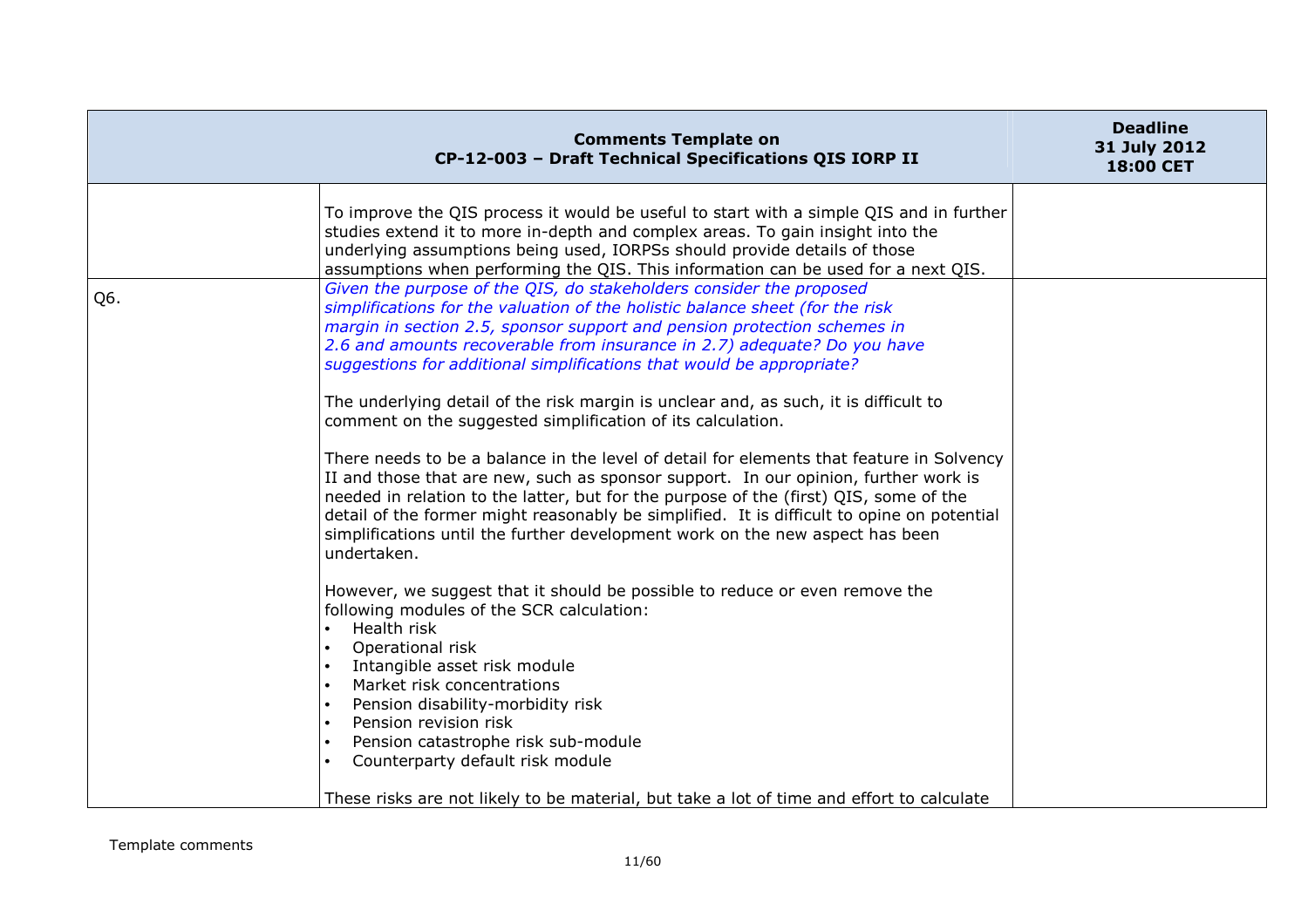| | Comments Template on CP-12-003 – Draft Technical Specifications QIS IORP II | Deadline 31 July 2012 18:00 CET |
|---|---|---|
| | To improve the QIS process it would be useful to start with a simple QIS and in further studies extend it to more in-depth and complex areas. To gain insight into the underlying assumptions being used, IORPSs should provide details of those assumptions when performing the QIS. This information can be used for a next QIS. | |
| Q6. | *Given the purpose of the QIS, do stakeholders consider the proposed simplifications for the valuation of the holistic balance sheet (for the risk margin in section 2.5, sponsor support and pension protection schemes in 2.6 and amounts recoverable from insurance in 2.7) adequate? Do you have suggestions for additional simplifications that would be appropriate?*<br><br>The underlying detail of the risk margin is unclear and, as such, it is difficult to comment on the suggested simplification of its calculation.<br><br>There needs to be a balance in the level of detail for elements that feature in Solvency II and those that are new, such as sponsor support. In our opinion, further work is needed in relation to the latter, but for the purpose of the (first) QIS, some of the detail of the former might reasonably be simplified. It is difficult to opine on potential simplifications until the further development work on the new aspect has been undertaken.<br><br>However, we suggest that it should be possible to reduce or even remove the following modules of the SCR calculation:<br>• Health risk<br>• Operational risk<br>• Intangible asset risk module<br>• Market risk concentrations<br>• Pension disability-morbidity risk<br>• Pension revision risk<br>• Pension catastrophe risk sub-module<br>• Counterparty default risk module<br><br>These risks are not likely to be material, but take a lot of time and effort to calculate | |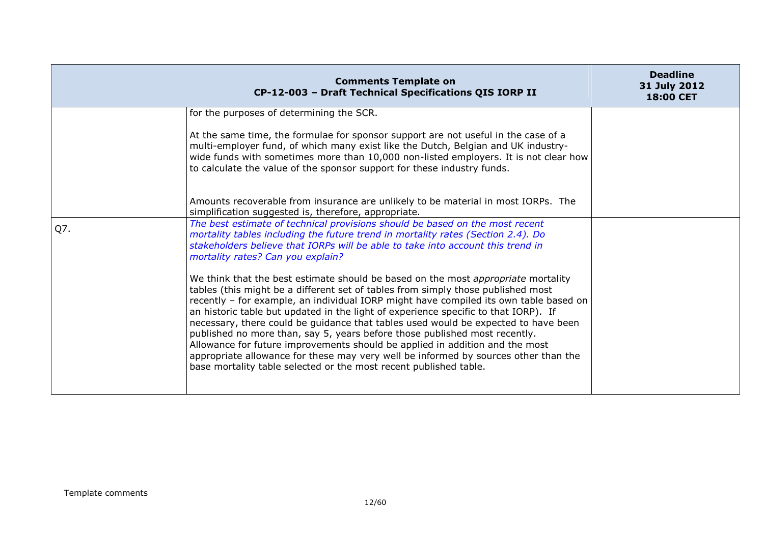| Comments Template on CP-12-003 – Draft Technical Specifications QIS IORP II | | Deadline 31 July 2012 18:00 CET |
|---|---|---|
| | for the purposes of determining the SCR.<br><br>At the same time, the formulae for sponsor support are not useful in the case of a multi-employer fund, of which many exist like the Dutch, Belgian and UK industry-wide funds with sometimes more than 10,000 non-listed employers. It is not clear how to calculate the value of the sponsor support for these industry funds.<br><br>Amounts recoverable from insurance are unlikely to be material in most IORPs. The simplification suggested is, therefore, appropriate. | |
| Q7. | *The best estimate of technical provisions should be based on the most recent mortality tables including the future trend in mortality rates (Section 2.4). Do stakeholders believe that IORPs will be able to take into account this trend in mortality rates? Can you explain?*<br><br>We think that the best estimate should be based on the most *appropriate* mortality tables (this might be a different set of tables from simply those published most recently – for example, an individual IORP might have compiled its own table based on an historic table but updated in the light of experience specific to that IORP). If necessary, there could be guidance that tables used would be expected to have been published no more than, say 5, years before those published most recently. Allowance for future improvements should be applied in addition and the most appropriate allowance for these may very well be informed by sources other than the base mortality table selected or the most recent published table. | |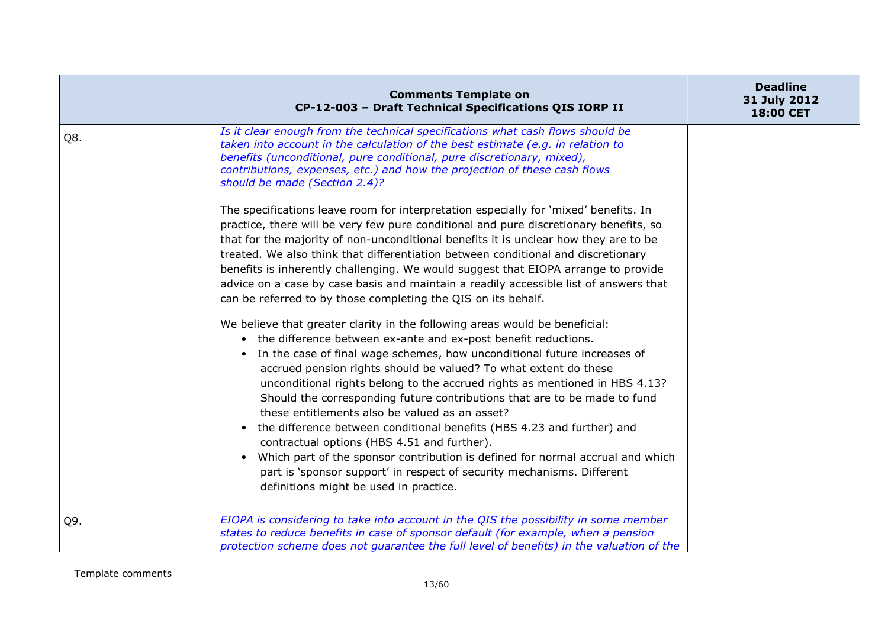| | Comments Template on CP-12-003 – Draft Technical Specifications QIS IORP II | Deadline 31 July 2012 18:00 CET |
|---|---|---|
| Q8. | *Is it clear enough from the technical specifications what cash flows should be taken into account in the calculation of the best estimate (e.g. in relation to benefits (unconditional, pure conditional, pure discretionary, mixed), contributions, expenses, etc.) and how the projection of these cash flows should be made (Section 2.4)?*<br><br>The specifications leave room for interpretation especially for 'mixed' benefits. In practice, there will be very few pure conditional and pure discretionary benefits, so that for the majority of non-unconditional benefits it is unclear how they are to be treated. We also think that differentiation between conditional and discretionary benefits is inherently challenging. We would suggest that EIOPA arrange to provide advice on a case by case basis and maintain a readily accessible list of answers that can be referred to by those completing the QIS on its behalf.<br><br>We believe that greater clarity in the following areas would be beneficial:<br>• the difference between ex-ante and ex-post benefit reductions.<br>• In the case of final wage schemes, how unconditional future increases of accrued pension rights should be valued? To what extent do these unconditional rights belong to the accrued rights as mentioned in HBS 4.13? Should the corresponding future contributions that are to be made to fund these entitlements also be valued as an asset?<br>• the difference between conditional benefits (HBS 4.23 and further) and contractual options (HBS 4.51 and further).<br>• Which part of the sponsor contribution is defined for normal accrual and which part is 'sponsor support' in respect of security mechanisms. Different definitions might be used in practice. | |
| Q9. | *EIOPA is considering to take into account in the QIS the possibility in some member states to reduce benefits in case of sponsor default (for example, when a pension protection scheme does not guarantee the full level of benefits) in the valuation of the* | |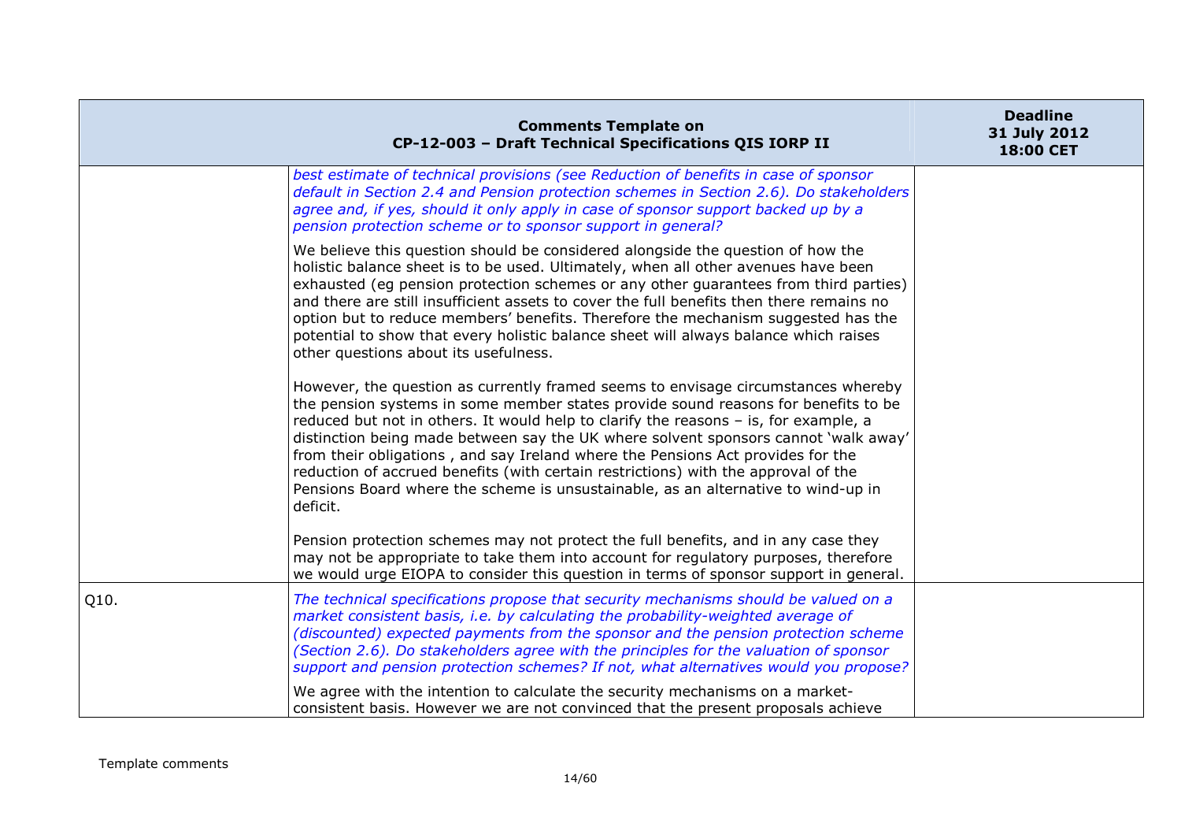| Comments Template on CP-12-003 – Draft Technical Specifications QIS IORP II | | Deadline 31 July 2012 18:00 CET |
|---|---|---|
| | *best estimate of technical provisions (see Reduction of benefits in case of sponsor default in Section 2.4 and Pension protection schemes in Section 2.6). Do stakeholders agree and, if yes, should it only apply in case of sponsor support backed up by a pension protection scheme or to sponsor support in general?*<br><br>We believe this question should be considered alongside the question of how the holistic balance sheet is to be used. Ultimately, when all other avenues have been exhausted (eg pension protection schemes or any other guarantees from third parties) and there are still insufficient assets to cover the full benefits then there remains no option but to reduce members' benefits. Therefore the mechanism suggested has the potential to show that every holistic balance sheet will always balance which raises other questions about its usefulness.<br><br>However, the question as currently framed seems to envisage circumstances whereby the pension systems in some member states provide sound reasons for benefits to be reduced but not in others. It would help to clarify the reasons – is, for example, a distinction being made between say the UK where solvent sponsors cannot 'walk away' from their obligations , and say Ireland where the Pensions Act provides for the reduction of accrued benefits (with certain restrictions) with the approval of the Pensions Board where the scheme is unsustainable, as an alternative to wind-up in deficit.<br><br>Pension protection schemes may not protect the full benefits, and in any case they may not be appropriate to take them into account for regulatory purposes, therefore we would urge EIOPA to consider this question in terms of sponsor support in general. | |
| Q10. | *The technical specifications propose that security mechanisms should be valued on a market consistent basis, i.e. by calculating the probability-weighted average of (discounted) expected payments from the sponsor and the pension protection scheme (Section 2.6). Do stakeholders agree with the principles for the valuation of sponsor support and pension protection schemes? If not, what alternatives would you propose?*<br><br>We agree with the intention to calculate the security mechanisms on a market-consistent basis. However we are not convinced that the present proposals achieve | |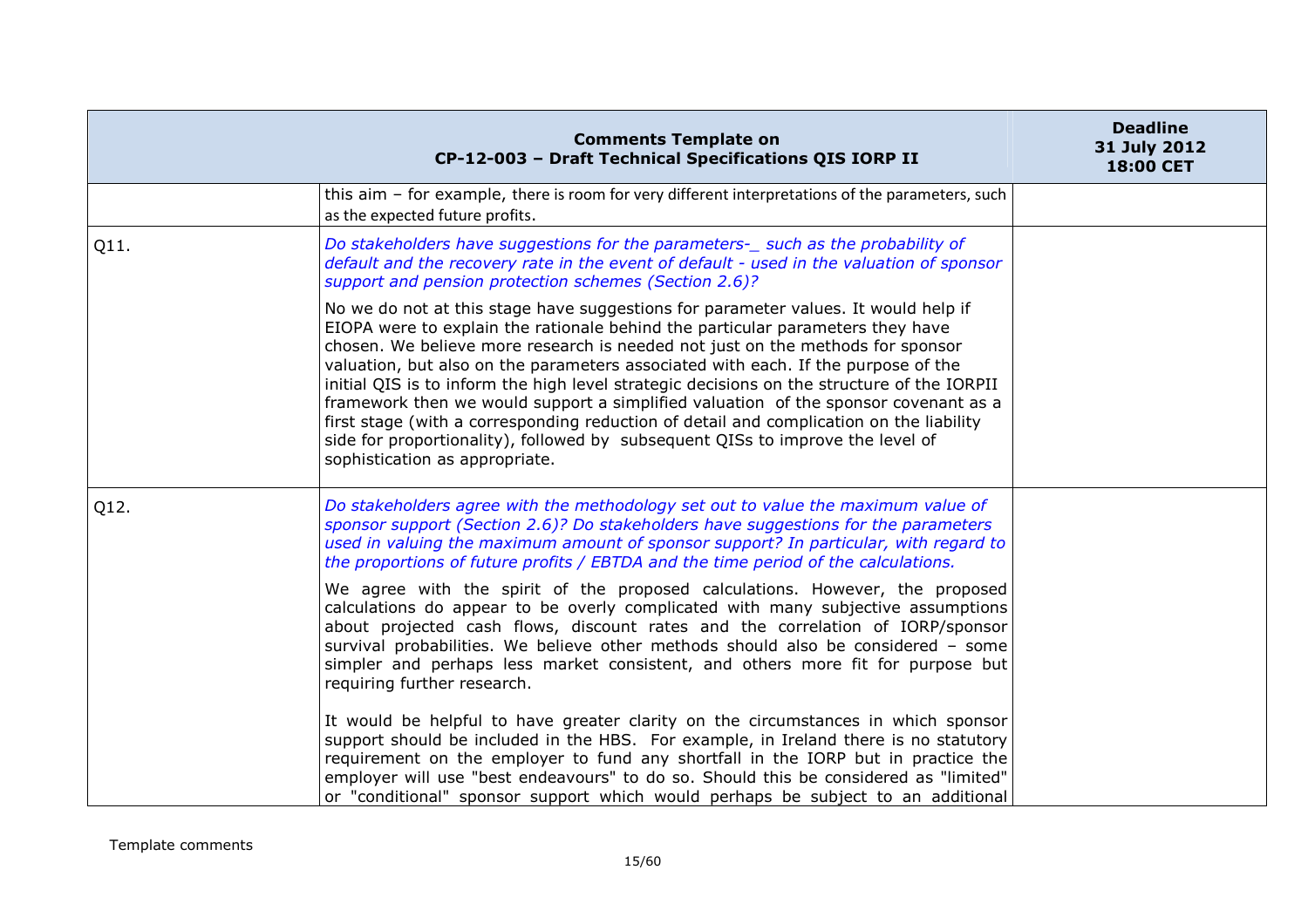| Comments Template on CP-12-003 – Draft Technical Specifications QIS IORP II | | Deadline 31 July 2012 18:00 CET |
|---|---|---|
| | this aim – for example, there is room for very different interpretations of the parameters, such as the expected future profits. | |
| Q11. | *Do stakeholders have suggestions for the parameters-_ such as the probability of default and the recovery rate in the event of default - used in the valuation of sponsor support and pension protection schemes (Section 2.6)?*<br><br>No we do not at this stage have suggestions for parameter values. It would help if EIOPA were to explain the rationale behind the particular parameters they have chosen. We believe more research is needed not just on the methods for sponsor valuation, but also on the parameters associated with each. If the purpose of the initial QIS is to inform the high level strategic decisions on the structure of the IORPII framework then we would support a simplified valuation of the sponsor covenant as a first stage (with a corresponding reduction of detail and complication on the liability side for proportionality), followed by subsequent QISs to improve the level of sophistication as appropriate. | |
| Q12. | *Do stakeholders agree with the methodology set out to value the maximum value of sponsor support (Section 2.6)? Do stakeholders have suggestions for the parameters used in valuing the maximum amount of sponsor support? In particular, with regard to the proportions of future profits / EBTDA and the time period of the calculations.*<br><br>We agree with the spirit of the proposed calculations. However, the proposed calculations do appear to be overly complicated with many subjective assumptions about projected cash flows, discount rates and the correlation of IORP/sponsor survival probabilities. We believe other methods should also be considered – some simpler and perhaps less market consistent, and others more fit for purpose but requiring further research.<br><br>It would be helpful to have greater clarity on the circumstances in which sponsor support should be included in the HBS. For example, in Ireland there is no statutory requirement on the employer to fund any shortfall in the IORP but in practice the employer will use "best endeavours" to do so. Should this be considered as "limited" or "conditional" sponsor support which would perhaps be subject to an additional | |

Template comments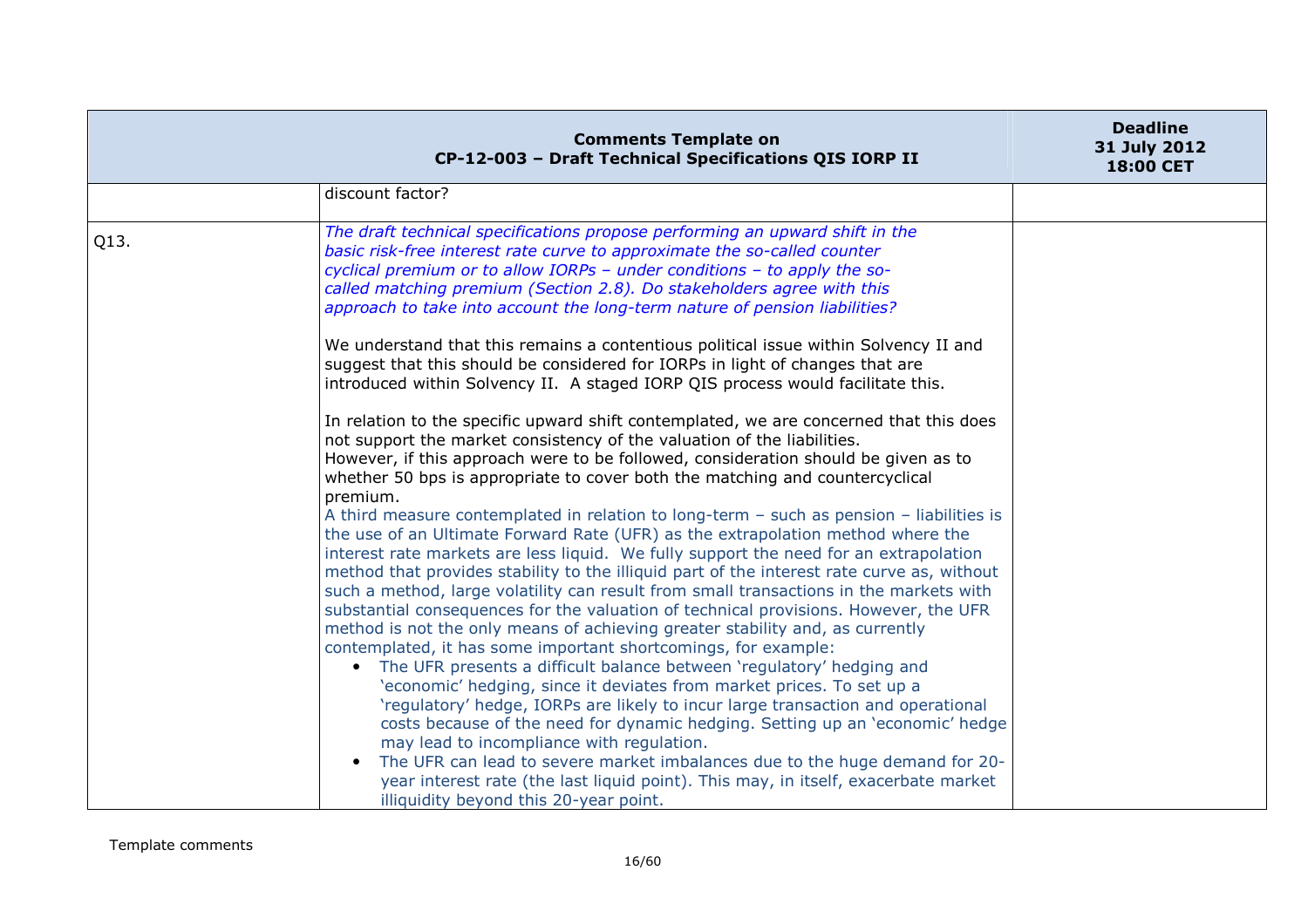| Comments Template on CP-12-003 – Draft Technical Specifications QIS IORP II | | Deadline 31 July 2012 18:00 CET |
|---|---|---|
| | discount factor? | |
| Q13. | *The draft technical specifications propose performing an upward shift in the basic risk-free interest rate curve to approximate the so-called counter cyclical premium or to allow IORPs – under conditions – to apply the so-called matching premium (Section 2.8). Do stakeholders agree with this approach to take into account the long-term nature of pension liabilities?*<br><br>We understand that this remains a contentious political issue within Solvency II and suggest that this should be considered for IORPs in light of changes that are introduced within Solvency II. A staged IORP QIS process would facilitate this.<br><br>In relation to the specific upward shift contemplated, we are concerned that this does not support the market consistency of the valuation of the liabilities.<br>However, if this approach were to be followed, consideration should be given as to whether 50 bps is appropriate to cover both the matching and countercyclical premium.<br>A third measure contemplated in relation to long-term – such as pension – liabilities is the use of an Ultimate Forward Rate (UFR) as the extrapolation method where the interest rate markets are less liquid. We fully support the need for an extrapolation method that provides stability to the illiquid part of the interest rate curve as, without such a method, large volatility can result from small transactions in the markets with substantial consequences for the valuation of technical provisions. However, the UFR method is not the only means of achieving greater stability and, as currently contemplated, it has some important shortcomings, for example:<br>• The UFR presents a difficult balance between 'regulatory' hedging and 'economic' hedging, since it deviates from market prices. To set up a 'regulatory' hedge, IORPs are likely to incur large transaction and operational costs because of the need for dynamic hedging. Setting up an 'economic' hedge may lead to incompliance with regulation.<br>• The UFR can lead to severe market imbalances due to the huge demand for 20-year interest rate (the last liquid point). This may, in itself, exacerbate market illiquidity beyond this 20-year point. | |

Template comments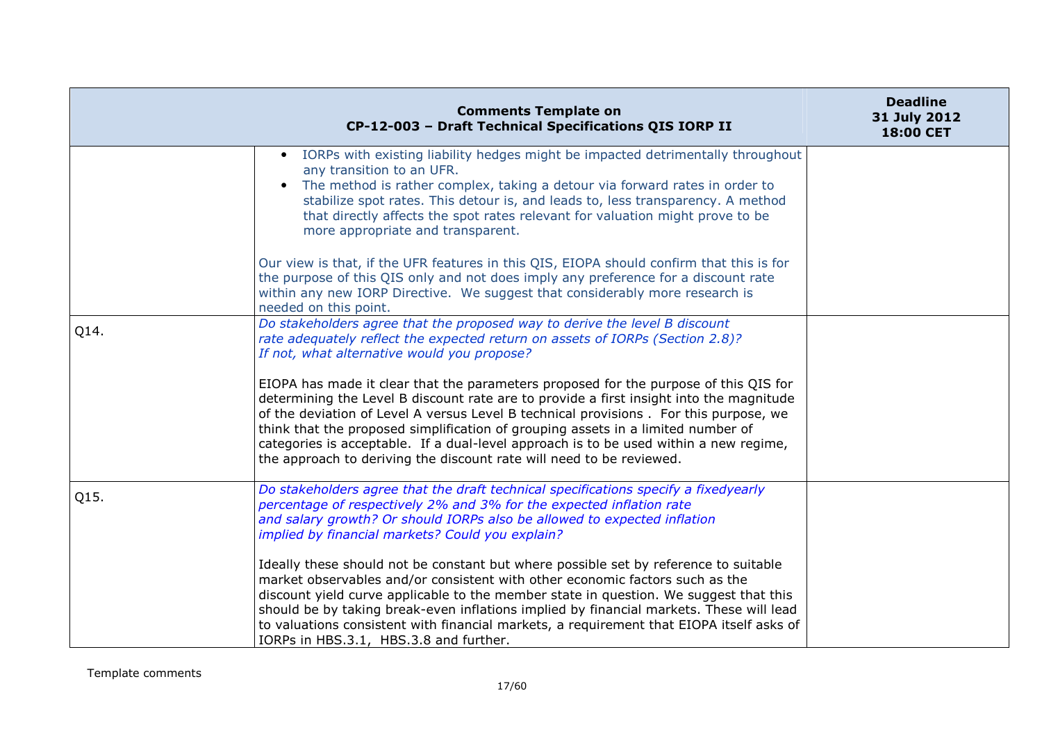| Comments Template on CP-12-003 – Draft Technical Specifications QIS IORP II | | Deadline 31 July 2012 18:00 CET |
|---|---|---|
| | • IORPs with existing liability hedges might be impacted detrimentally throughout any transition to an UFR.<br>• The method is rather complex, taking a detour via forward rates in order to stabilize spot rates. This detour is, and leads to, less transparency. A method that directly affects the spot rates relevant for valuation might prove to be more appropriate and transparent.<br><br>Our view is that, if the UFR features in this QIS, EIOPA should confirm that this is for the purpose of this QIS only and not does imply any preference for a discount rate within any new IORP Directive. We suggest that considerably more research is needed on this point. | |
| Q14. | *Do stakeholders agree that the proposed way to derive the level B discount rate adequately reflect the expected return on assets of IORPs (Section 2.8)? If not, what alternative would you propose?*<br><br>EIOPA has made it clear that the parameters proposed for the purpose of this QIS for determining the Level B discount rate are to provide a first insight into the magnitude of the deviation of Level A versus Level B technical provisions . For this purpose, we think that the proposed simplification of grouping assets in a limited number of categories is acceptable. If a dual-level approach is to be used within a new regime, the approach to deriving the discount rate will need to be reviewed. | |
| Q15. | *Do stakeholders agree that the draft technical specifications specify a fixedyearly percentage of respectively 2% and 3% for the expected inflation rate and salary growth? Or should IORPs also be allowed to expected inflation implied by financial markets? Could you explain?*<br><br>Ideally these should not be constant but where possible set by reference to suitable market observables and/or consistent with other economic factors such as the discount yield curve applicable to the member state in question. We suggest that this should be by taking break-even inflations implied by financial markets. These will lead to valuations consistent with financial markets, a requirement that EIOPA itself asks of IORPs in HBS.3.1, HBS.3.8 and further. | |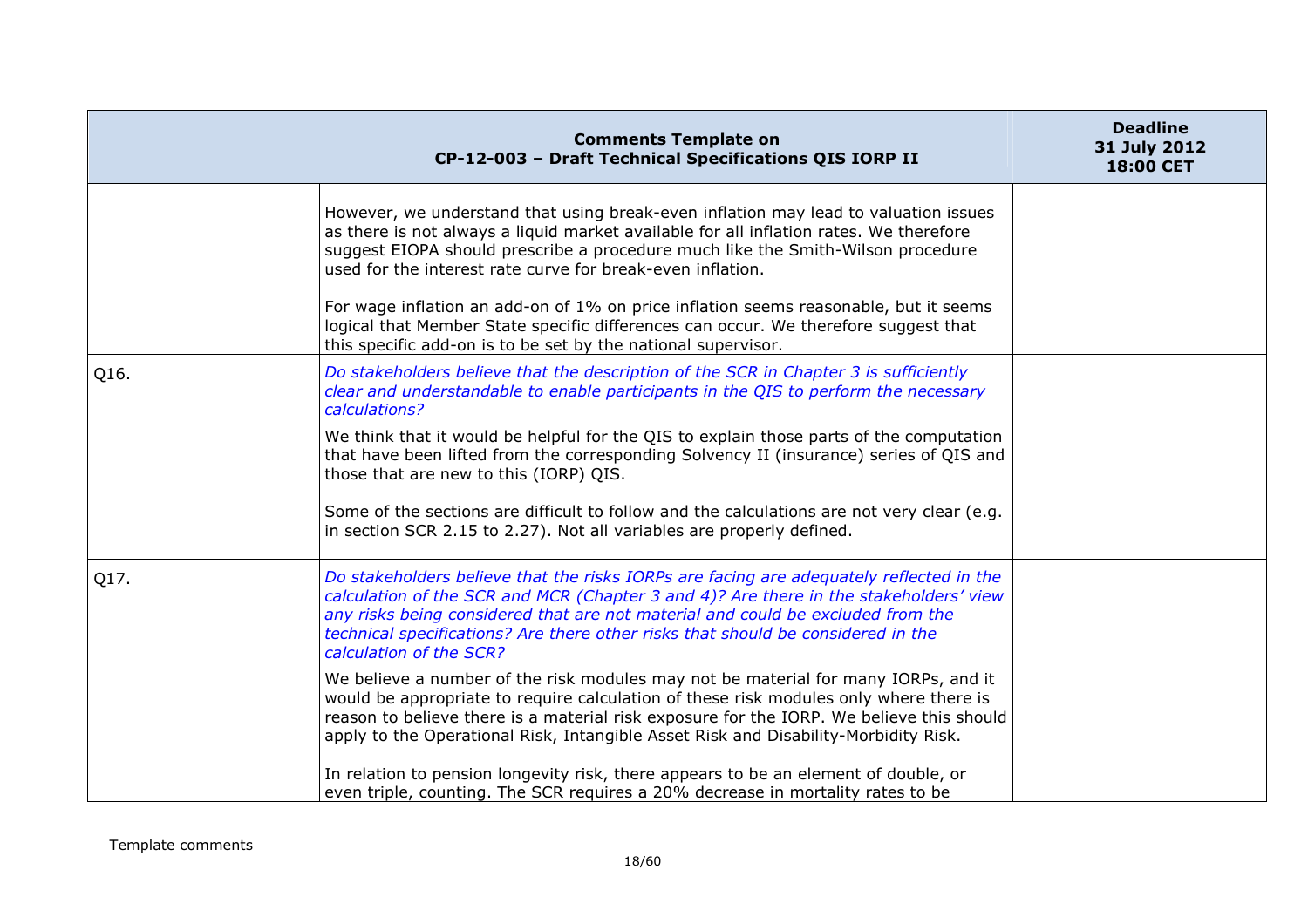| Comments Template on CP-12-003 – Draft Technical Specifications QIS IORP II | | Deadline 31 July 2012 18:00 CET |
|---|---|---|
| | However, we understand that using break-even inflation may lead to valuation issues as there is not always a liquid market available for all inflation rates. We therefore suggest EIOPA should prescribe a procedure much like the Smith-Wilson procedure used for the interest rate curve for break-even inflation.<br><br>For wage inflation an add-on of 1% on price inflation seems reasonable, but it seems logical that Member State specific differences can occur. We therefore suggest that this specific add-on is to be set by the national supervisor. | |
| Q16. | *Do stakeholders believe that the description of the SCR in Chapter 3 is sufficiently clear and understandable to enable participants in the QIS to perform the necessary calculations?*<br><br>We think that it would be helpful for the QIS to explain those parts of the computation that have been lifted from the corresponding Solvency II (insurance) series of QIS and those that are new to this (IORP) QIS.<br><br>Some of the sections are difficult to follow and the calculations are not very clear (e.g. in section SCR 2.15 to 2.27). Not all variables are properly defined. | |
| Q17. | *Do stakeholders believe that the risks IORPs are facing are adequately reflected in the calculation of the SCR and MCR (Chapter 3 and 4)? Are there in the stakeholders' view any risks being considered that are not material and could be excluded from the technical specifications? Are there other risks that should be considered in the calculation of the SCR?*<br><br>We believe a number of the risk modules may not be material for many IORPs, and it would be appropriate to require calculation of these risk modules only where there is reason to believe there is a material risk exposure for the IORP. We believe this should apply to the Operational Risk, Intangible Asset Risk and Disability-Morbidity Risk.<br><br>In relation to pension longevity risk, there appears to be an element of double, or even triple, counting. The SCR requires a 20% decrease in mortality rates to be | |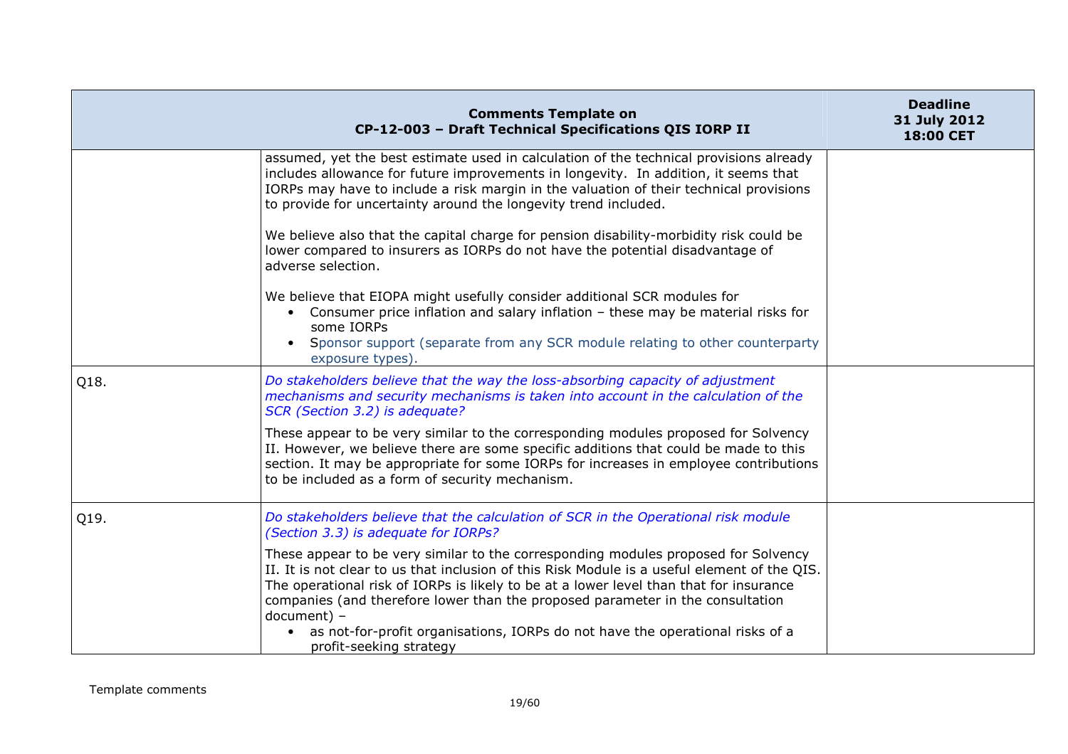| | Comments Template on CP-12-003 – Draft Technical Specifications QIS IORP II | Deadline 31 July 2012 18:00 CET |
|---|---|---|
| | assumed, yet the best estimate used in calculation of the technical provisions already includes allowance for future improvements in longevity. In addition, it seems that IORPs may have to include a risk margin in the valuation of their technical provisions to provide for uncertainty around the longevity trend included.<br><br>We believe also that the capital charge for pension disability-morbidity risk could be lower compared to insurers as IORPs do not have the potential disadvantage of adverse selection.<br><br>We believe that EIOPA might usefully consider additional SCR modules for<br>• Consumer price inflation and salary inflation – these may be material risks for some IORPs<br>• Sponsor support (separate from any SCR module relating to other counterparty exposure types). | |
| Q18. | *Do stakeholders believe that the way the loss-absorbing capacity of adjustment mechanisms and security mechanisms is taken into account in the calculation of the SCR (Section 3.2) is adequate?*<br><br>These appear to be very similar to the corresponding modules proposed for Solvency II. However, we believe there are some specific additions that could be made to this section. It may be appropriate for some IORPs for increases in employee contributions to be included as a form of security mechanism. | |
| Q19. | *Do stakeholders believe that the calculation of SCR in the Operational risk module (Section 3.3) is adequate for IORPs?*<br><br>These appear to be very similar to the corresponding modules proposed for Solvency II. It is not clear to us that inclusion of this Risk Module is a useful element of the QIS. The operational risk of IORPs is likely to be at a lower level than that for insurance companies (and therefore lower than the proposed parameter in the consultation document) –<br>• as not-for-profit organisations, IORPs do not have the operational risks of a profit-seeking strategy | |

Template comments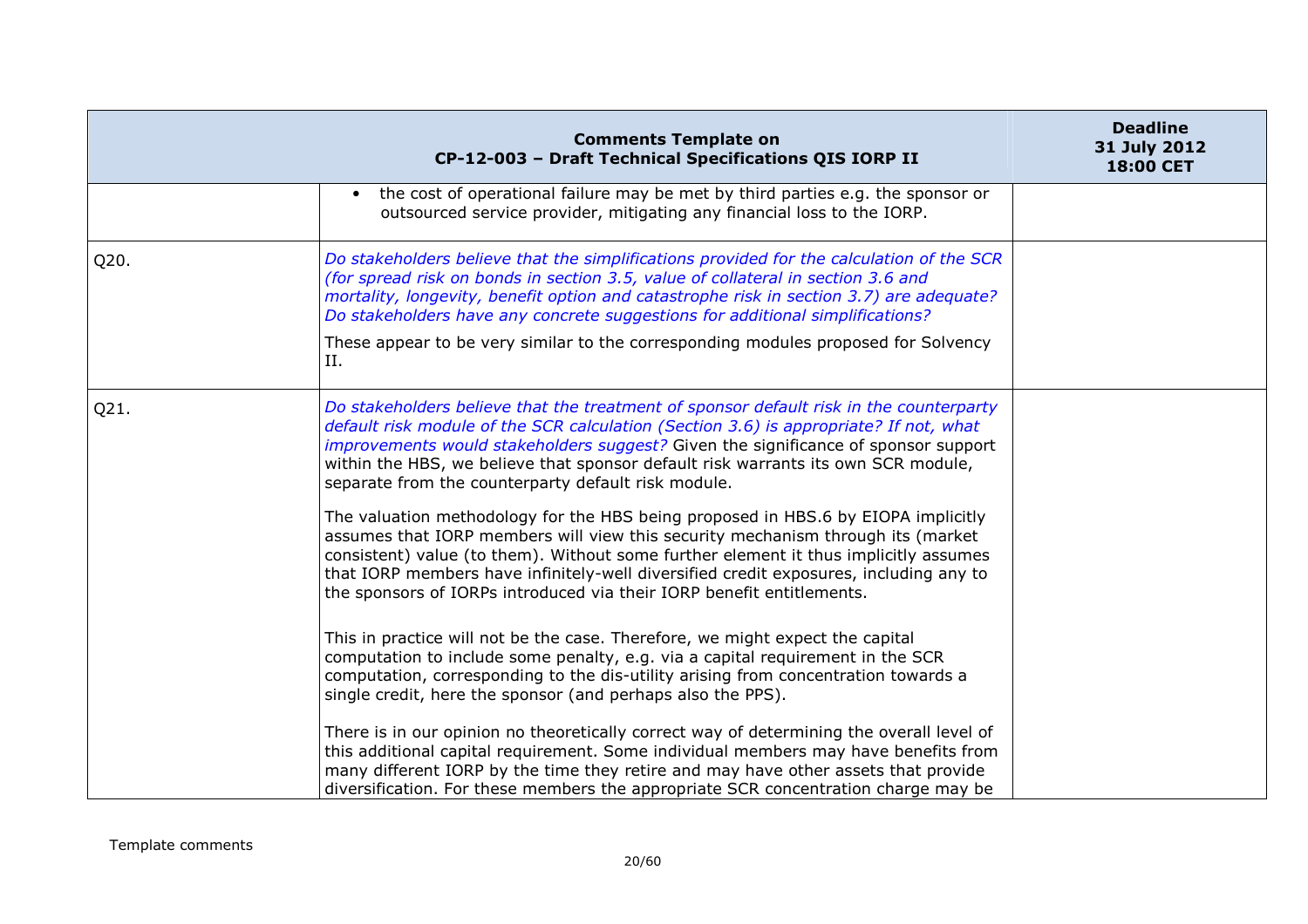| Comments Template on CP-12-003 – Draft Technical Specifications QIS IORP II | | Deadline 31 July 2012 18:00 CET |
|---|---|---|
| | • the cost of operational failure may be met by third parties e.g. the sponsor or outsourced service provider, mitigating any financial loss to the IORP. | |
| Q20. | *Do stakeholders believe that the simplifications provided for the calculation of the SCR (for spread risk on bonds in section 3.5, value of collateral in section 3.6 and mortality, longevity, benefit option and catastrophe risk in section 3.7) are adequate? Do stakeholders have any concrete suggestions for additional simplifications?*<br><br>These appear to be very similar to the corresponding modules proposed for Solvency II. | |
| Q21. | *Do stakeholders believe that the treatment of sponsor default risk in the counterparty default risk module of the SCR calculation (Section 3.6) is appropriate? If not, what improvements would stakeholders suggest?* Given the significance of sponsor support within the HBS, we believe that sponsor default risk warrants its own SCR module, separate from the counterparty default risk module.<br><br>The valuation methodology for the HBS being proposed in HBS.6 by EIOPA implicitly assumes that IORP members will view this security mechanism through its (market consistent) value (to them). Without some further element it thus implicitly assumes that IORP members have infinitely-well diversified credit exposures, including any to the sponsors of IORPs introduced via their IORP benefit entitlements.<br><br>This in practice will not be the case. Therefore, we might expect the capital computation to include some penalty, e.g. via a capital requirement in the SCR computation, corresponding to the dis-utility arising from concentration towards a single credit, here the sponsor (and perhaps also the PPS).<br><br>There is in our opinion no theoretically correct way of determining the overall level of this additional capital requirement. Some individual members may have benefits from many different IORP by the time they retire and may have other assets that provide diversification. For these members the appropriate SCR concentration charge may be | |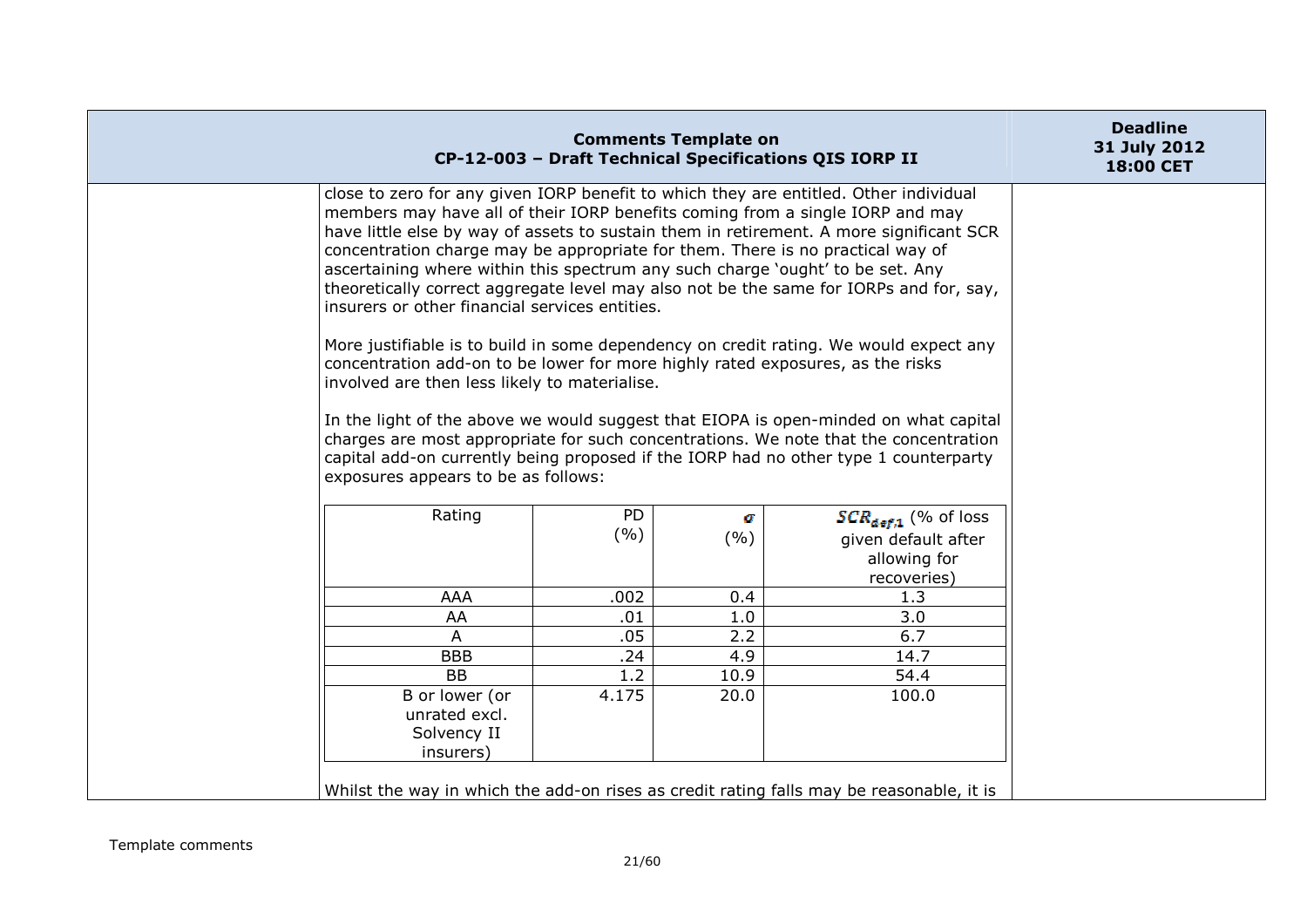close to zero for any given IORP benefit to which they are entitled. Other individual members may have all of their IORP benefits coming from a single IORP and may have little else by way of assets to sustain them in retirement. A more significant SCR concentration charge may be appropriate for them. There is no practical way of ascertaining where within this spectrum any such charge 'ought' to be set. Any theoretically correct aggregate level may also not be the same for IORPs and for, say, insurers or other financial services entities.

More justifiable is to build in some dependency on credit rating. We would expect any concentration add-on to be lower for more highly rated exposures, as the risks involved are then less likely to materialise.

In the light of the above we would suggest that EIOPA is open-minded on what capital charges are most appropriate for such concentrations. We note that the concentration capital add-on currently being proposed if the IORP had no other type 1 counterparty exposures appears to be as follows:

| Rating | PD (%) | $\sigma$ (%) | $SCR_{def,1}$ (% of loss given default after allowing for recoveries) |
|---|---|---|---|
| AAA | .002 | 0.4 | 1.3 |
| AA | .01 | 1.0 | 3.0 |
| A | .05 | 2.2 | 6.7 |
| BBB | .24 | 4.9 | 14.7 |
| BB | 1.2 | 10.9 | 54.4 |
| B or lower (or unrated excl. Solvency II insurers) | 4.175 | 20.0 | 100.0 |

Whilst the way in which the add-on rises as credit rating falls may be reasonable, it is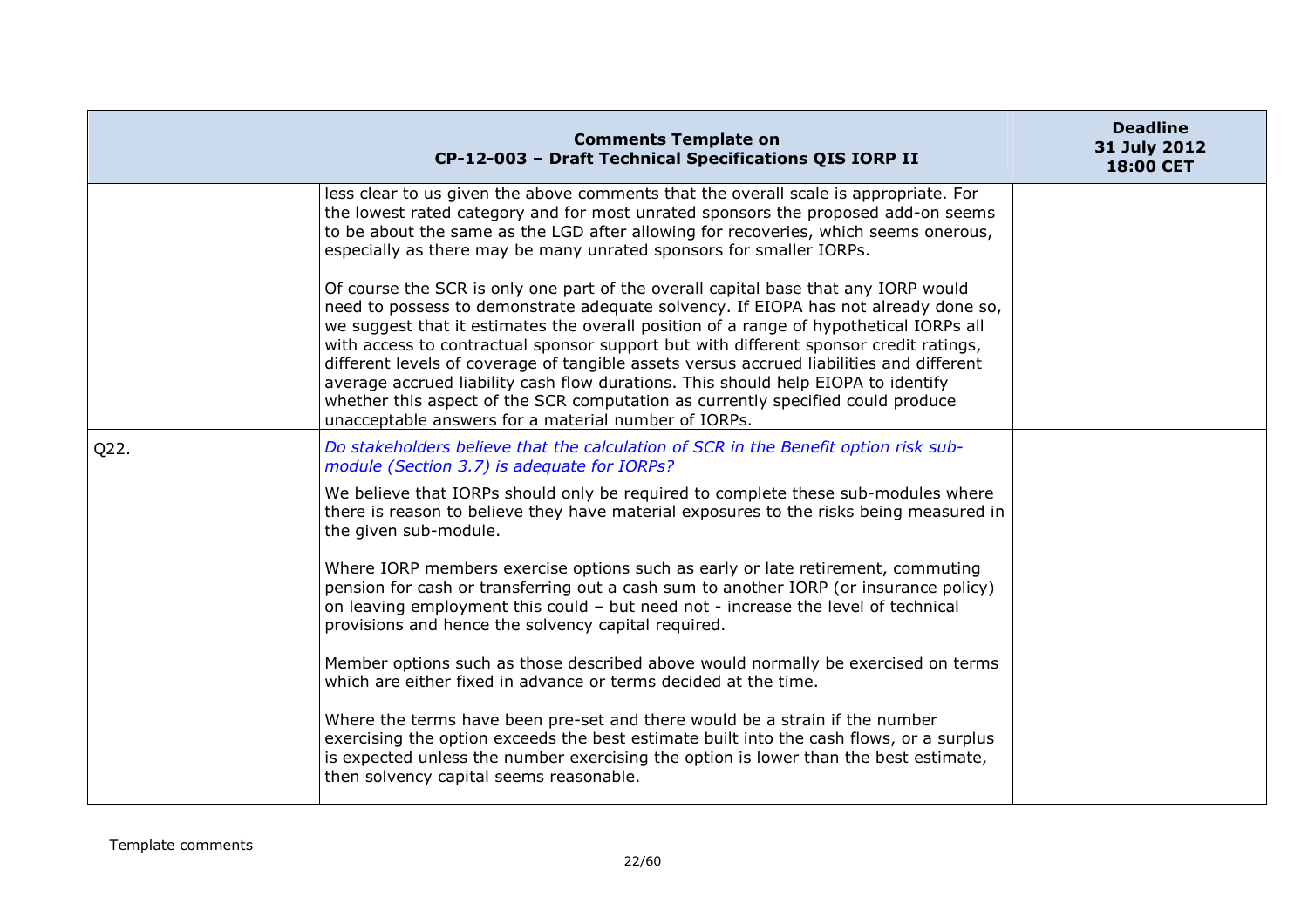| Comments Template on CP-12-003 – Draft Technical Specifications QIS IORP II | | Deadline 31 July 2012 18:00 CET |
|---|---|---|
| | less clear to us given the above comments that the overall scale is appropriate. For the lowest rated category and for most unrated sponsors the proposed add-on seems to be about the same as the LGD after allowing for recoveries, which seems onerous, especially as there may be many unrated sponsors for smaller IORPs.<br><br>Of course the SCR is only one part of the overall capital base that any IORP would need to possess to demonstrate adequate solvency. If EIOPA has not already done so, we suggest that it estimates the overall position of a range of hypothetical IORPs all with access to contractual sponsor support but with different sponsor credit ratings, different levels of coverage of tangible assets versus accrued liabilities and different average accrued liability cash flow durations. This should help EIOPA to identify whether this aspect of the SCR computation as currently specified could produce unacceptable answers for a material number of IORPs. | |
| Q22. | *Do stakeholders believe that the calculation of SCR in the Benefit option risk sub-module (Section 3.7) is adequate for IORPs?*<br><br>We believe that IORPs should only be required to complete these sub-modules where there is reason to believe they have material exposures to the risks being measured in the given sub-module.<br><br>Where IORP members exercise options such as early or late retirement, commuting pension for cash or transferring out a cash sum to another IORP (or insurance policy) on leaving employment this could – but need not - increase the level of technical provisions and hence the solvency capital required.<br><br>Member options such as those described above would normally be exercised on terms which are either fixed in advance or terms decided at the time.<br><br>Where the terms have been pre-set and there would be a strain if the number exercising the option exceeds the best estimate built into the cash flows, or a surplus is expected unless the number exercising the option is lower than the best estimate, then solvency capital seems reasonable. | |

Template comments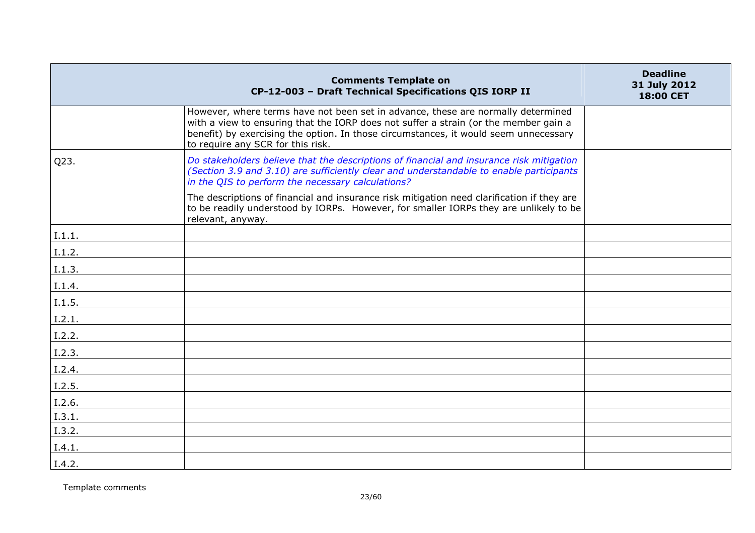| | Comments Template on CP-12-003 – Draft Technical Specifications QIS IORP II | Deadline 31 July 2012 18:00 CET |
|---|---|---|
| | However, where terms have not been set in advance, these are normally determined with a view to ensuring that the IORP does not suffer a strain (or the member gain a benefit) by exercising the option. In those circumstances, it would seem unnecessary to require any SCR for this risk. | |
| Q23. | *Do stakeholders believe that the descriptions of financial and insurance risk mitigation (Section 3.9 and 3.10) are sufficiently clear and understandable to enable participants in the QIS to perform the necessary calculations?*<br><br>The descriptions of financial and insurance risk mitigation need clarification if they are to be readily understood by IORPs. However, for smaller IORPs they are unlikely to be relevant, anyway. | |
| I.1.1. | | |
| I.1.2. | | |
| I.1.3. | | |
| I.1.4. | | |
| I.1.5. | | |
| I.2.1. | | |
| I.2.2. | | |
| I.2.3. | | |
| I.2.4. | | |
| I.2.5. | | |
| I.2.6. | | |
| I.3.1. | | |
| I.3.2. | | |
| I.4.1. | | |
| I.4.2. | | |

Template comments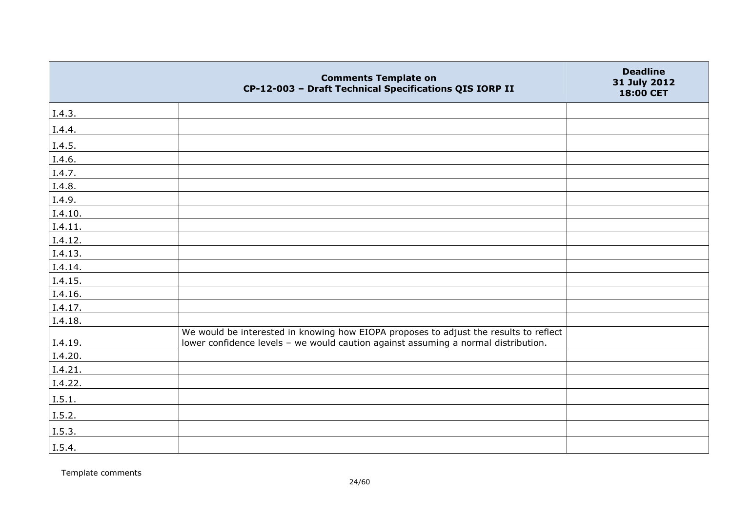| | Comments Template on CP-12-003 – Draft Technical Specifications QIS IORP II | Deadline 31 July 2012 18:00 CET |
|---|---|---|
| I.4.3. | | |
| I.4.4. | | |
| I.4.5. | | |
| I.4.6. | | |
| I.4.7. | | |
| I.4.8. | | |
| I.4.9. | | |
| I.4.10. | | |
| I.4.11. | | |
| I.4.12. | | |
| I.4.13. | | |
| I.4.14. | | |
| I.4.15. | | |
| I.4.16. | | |
| I.4.17. | | |
| I.4.18. | | |
| I.4.19. | We would be interested in knowing how EIOPA proposes to adjust the results to reflect lower confidence levels – we would caution against assuming a normal distribution. | |
| I.4.20. | | |
| I.4.21. | | |
| I.4.22. | | |
| I.5.1. | | |
| I.5.2. | | |
| I.5.3. | | |
| I.5.4. | | |

Template comments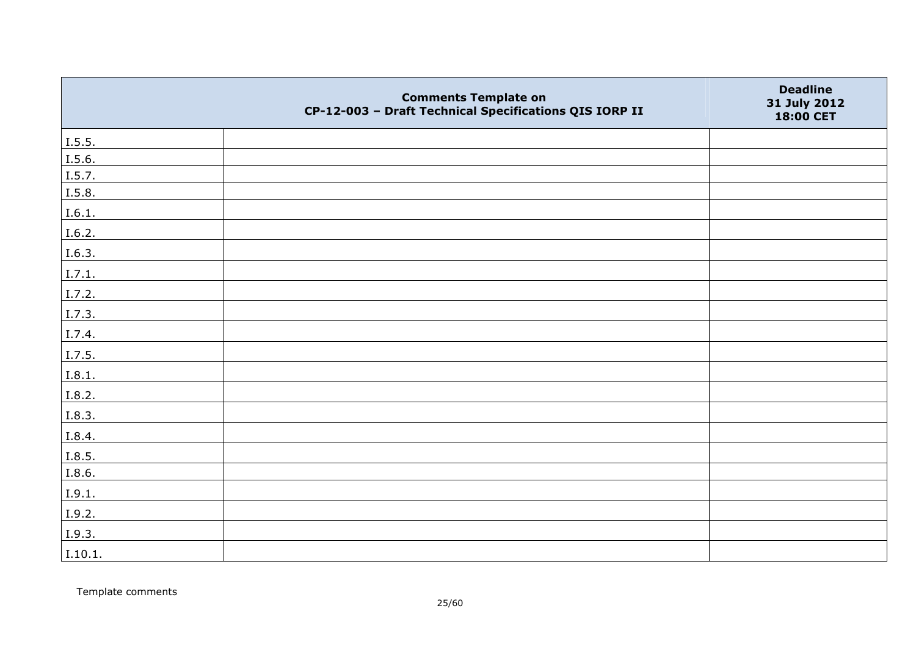|  | Comments Template on CP-12-003 – Draft Technical Specifications QIS IORP II | Deadline 31 July 2012 18:00 CET |
|---|---|---|
| I.5.5. |  |  |
| I.5.6. |  |  |
| I.5.7. |  |  |
| I.5.8. |  |  |
| I.6.1. |  |  |
| I.6.2. |  |  |
| I.6.3. |  |  |
| I.7.1. |  |  |
| I.7.2. |  |  |
| I.7.3. |  |  |
| I.7.4. |  |  |
| I.7.5. |  |  |
| I.8.1. |  |  |
| I.8.2. |  |  |
| I.8.3. |  |  |
| I.8.4. |  |  |
| I.8.5. |  |  |
| I.8.6. |  |  |
| I.9.1. |  |  |
| I.9.2. |  |  |
| I.9.3. |  |  |
| I.10.1. |  |  |

Template comments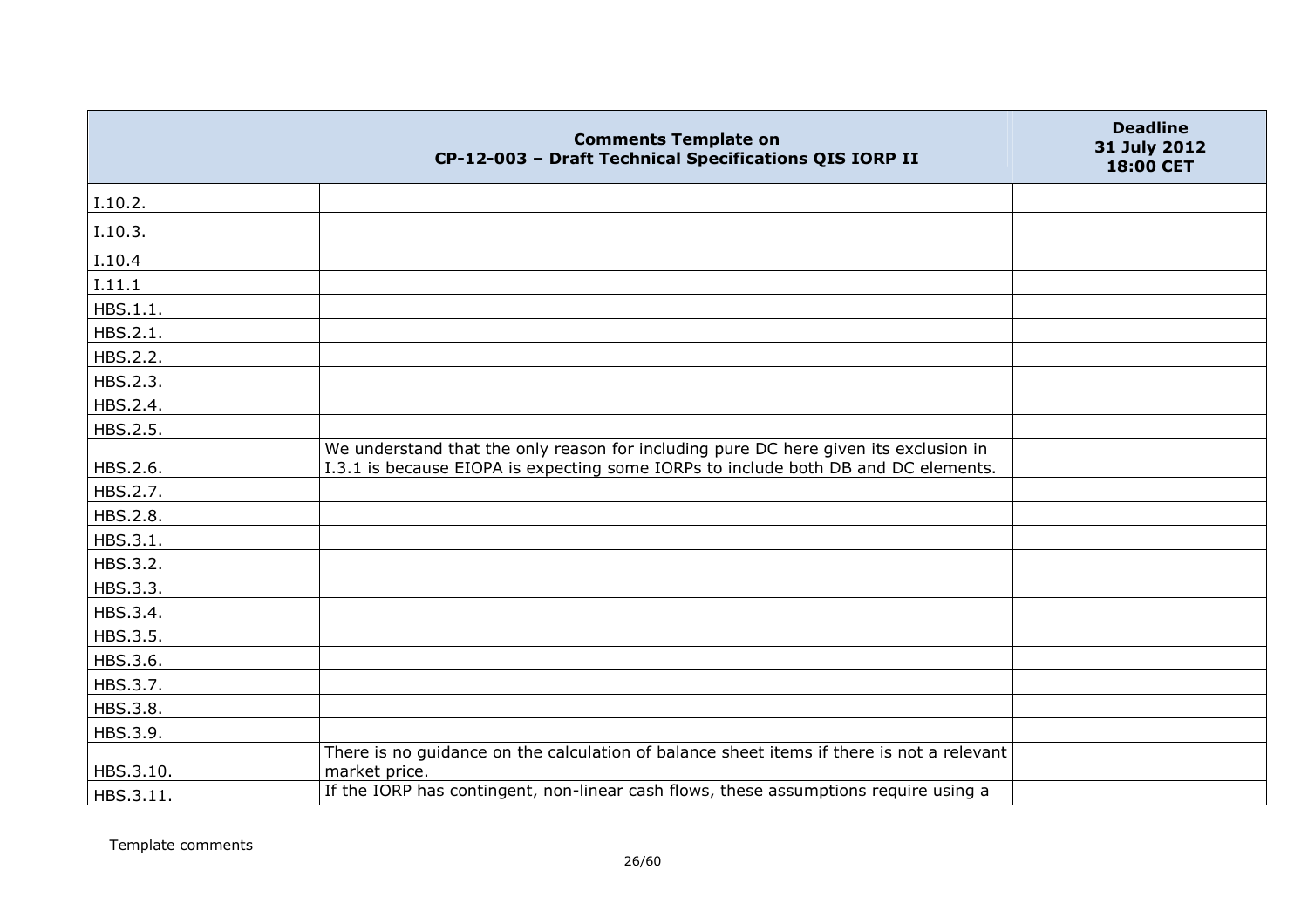| | Comments Template on CP-12-003 – Draft Technical Specifications QIS IORP II | Deadline 31 July 2012 18:00 CET |
|---|---|---|
| I.10.2. | | |
| I.10.3. | | |
| I.10.4 | | |
| I.11.1 | | |
| HBS.1.1. | | |
| HBS.2.1. | | |
| HBS.2.2. | | |
| HBS.2.3. | | |
| HBS.2.4. | | |
| HBS.2.5. | | |
| HBS.2.6. | We understand that the only reason for including pure DC here given its exclusion in I.3.1 is because EIOPA is expecting some IORPs to include both DB and DC elements. | |
| HBS.2.7. | | |
| HBS.2.8. | | |
| HBS.3.1. | | |
| HBS.3.2. | | |
| HBS.3.3. | | |
| HBS.3.4. | | |
| HBS.3.5. | | |
| HBS.3.6. | | |
| HBS.3.7. | | |
| HBS.3.8. | | |
| HBS.3.9. | | |
| HBS.3.10. | There is no guidance on the calculation of balance sheet items if there is not a relevant market price. | |
| HBS.3.11. | If the IORP has contingent, non-linear cash flows, these assumptions require using a | |

Template comments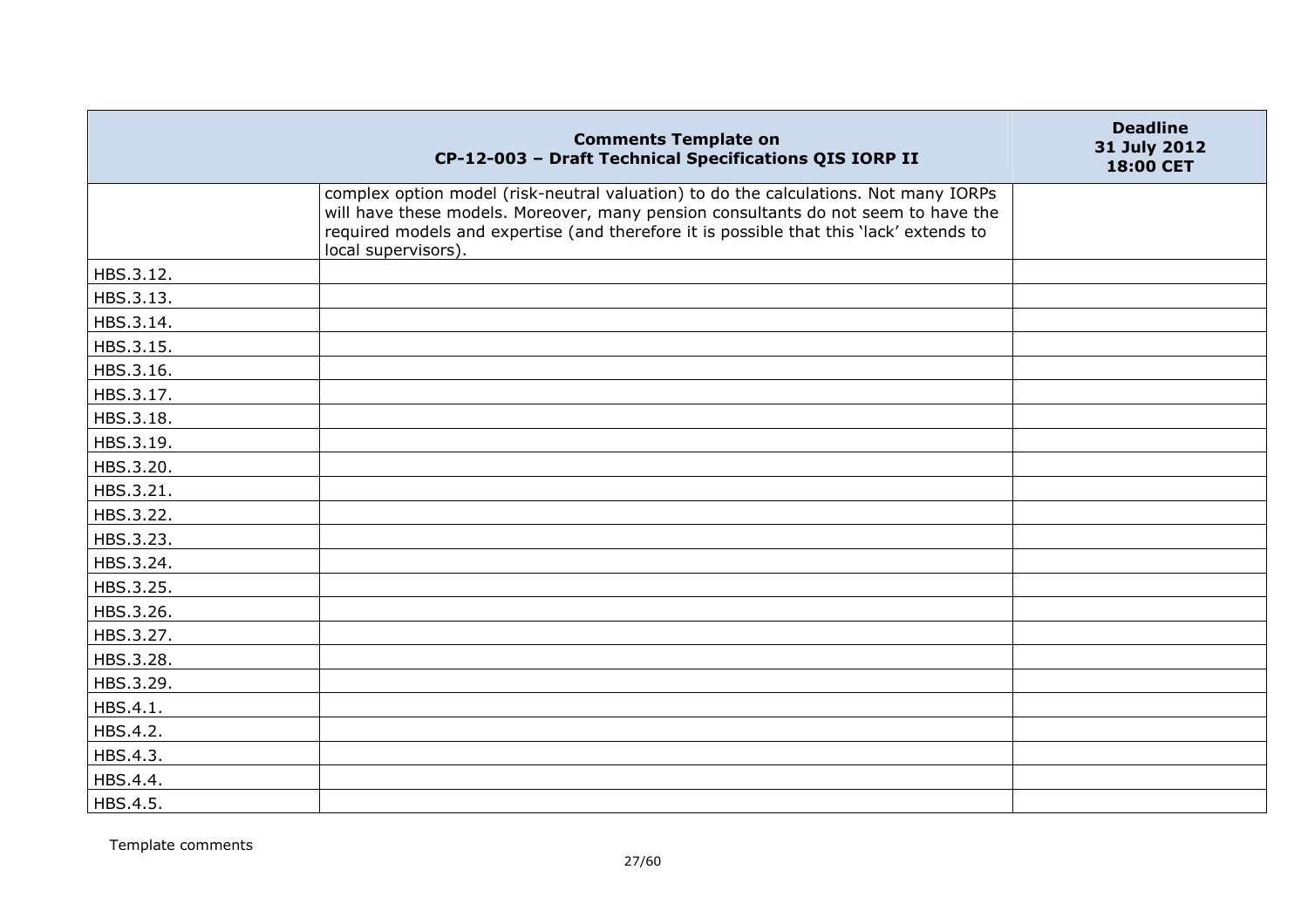| | Comments Template on CP-12-003 – Draft Technical Specifications QIS IORP II | Deadline 31 July 2012 18:00 CET |
|---|---|---|
| | complex option model (risk-neutral valuation) to do the calculations. Not many IORPs will have these models. Moreover, many pension consultants do not seem to have the required models and expertise (and therefore it is possible that this 'lack' extends to local supervisors). | |
| HBS.3.12. | | |
| HBS.3.13. | | |
| HBS.3.14. | | |
| HBS.3.15. | | |
| HBS.3.16. | | |
| HBS.3.17. | | |
| HBS.3.18. | | |
| HBS.3.19. | | |
| HBS.3.20. | | |
| HBS.3.21. | | |
| HBS.3.22. | | |
| HBS.3.23. | | |
| HBS.3.24. | | |
| HBS.3.25. | | |
| HBS.3.26. | | |
| HBS.3.27. | | |
| HBS.3.28. | | |
| HBS.3.29. | | |
| HBS.4.1. | | |
| HBS.4.2. | | |
| HBS.4.3. | | |
| HBS.4.4. | | |
| HBS.4.5. | | |

Template comments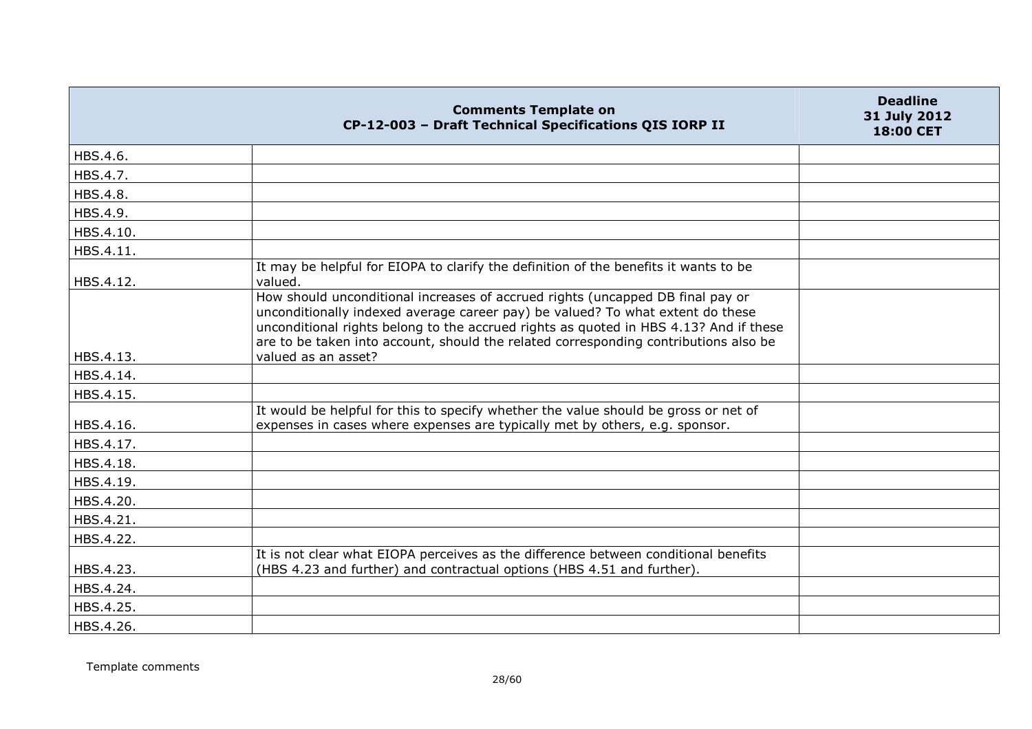| | Comments Template on CP-12-003 – Draft Technical Specifications QIS IORP II | Deadline 31 July 2012 18:00 CET |
|---|---|---|
| HBS.4.6. | | |
| HBS.4.7. | | |
| HBS.4.8. | | |
| HBS.4.9. | | |
| HBS.4.10. | | |
| HBS.4.11. | | |
| HBS.4.12. | It may be helpful for EIOPA to clarify the definition of the benefits it wants to be valued. | |
| HBS.4.13. | How should unconditional increases of accrued rights (uncapped DB final pay or unconditionally indexed average career pay) be valued? To what extent do these unconditional rights belong to the accrued rights as quoted in HBS 4.13? And if these are to be taken into account, should the related corresponding contributions also be valued as an asset? | |
| HBS.4.14. | | |
| HBS.4.15. | | |
| HBS.4.16. | It would be helpful for this to specify whether the value should be gross or net of expenses in cases where expenses are typically met by others, e.g. sponsor. | |
| HBS.4.17. | | |
| HBS.4.18. | | |
| HBS.4.19. | | |
| HBS.4.20. | | |
| HBS.4.21. | | |
| HBS.4.22. | | |
| HBS.4.23. | It is not clear what EIOPA perceives as the difference between conditional benefits (HBS 4.23 and further) and contractual options (HBS 4.51 and further). | |
| HBS.4.24. | | |
| HBS.4.25. | | |
| HBS.4.26. | | |

Template comments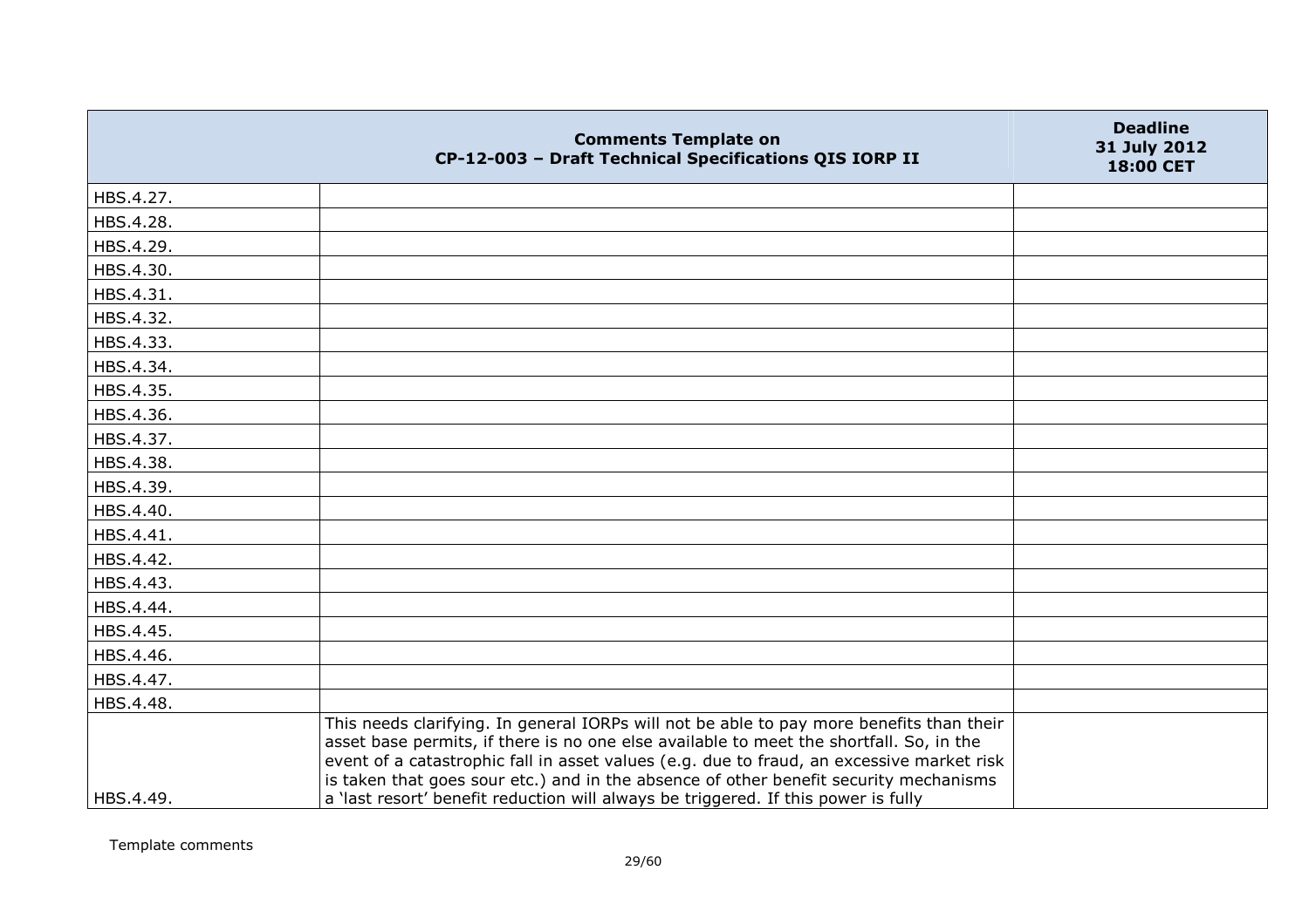| | Comments Template on CP-12-003 – Draft Technical Specifications QIS IORP II | Deadline 31 July 2012 18:00 CET |
|---|---|---|
| HBS.4.27. | | |
| HBS.4.28. | | |
| HBS.4.29. | | |
| HBS.4.30. | | |
| HBS.4.31. | | |
| HBS.4.32. | | |
| HBS.4.33. | | |
| HBS.4.34. | | |
| HBS.4.35. | | |
| HBS.4.36. | | |
| HBS.4.37. | | |
| HBS.4.38. | | |
| HBS.4.39. | | |
| HBS.4.40. | | |
| HBS.4.41. | | |
| HBS.4.42. | | |
| HBS.4.43. | | |
| HBS.4.44. | | |
| HBS.4.45. | | |
| HBS.4.46. | | |
| HBS.4.47. | | |
| HBS.4.48. | | |
| HBS.4.49. | This needs clarifying. In general IORPs will not be able to pay more benefits than their asset base permits, if there is no one else available to meet the shortfall. So, in the event of a catastrophic fall in asset values (e.g. due to fraud, an excessive market risk is taken that goes sour etc.) and in the absence of other benefit security mechanisms a 'last resort' benefit reduction will always be triggered. If this power is fully | |

Template comments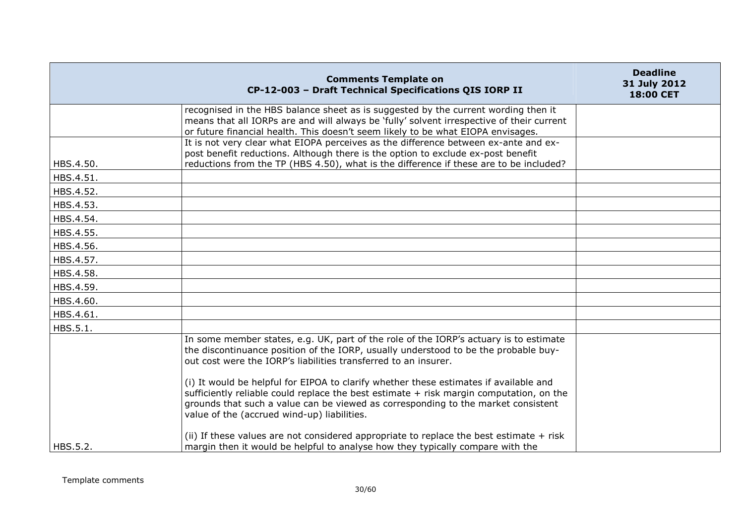| | Comments Template on CP-12-003 – Draft Technical Specifications QIS IORP II | Deadline 31 July 2012 18:00 CET |
|---|---|---|
| | recognised in the HBS balance sheet as is suggested by the current wording then it means that all IORPs are and will always be 'fully' solvent irrespective of their current or future financial health. This doesn't seem likely to be what EIOPA envisages. | |
| HBS.4.50. | It is not very clear what EIOPA perceives as the difference between ex-ante and ex-post benefit reductions. Although there is the option to exclude ex-post benefit reductions from the TP (HBS 4.50), what is the difference if these are to be included? | |
| HBS.4.51. | | |
| HBS.4.52. | | |
| HBS.4.53. | | |
| HBS.4.54. | | |
| HBS.4.55. | | |
| HBS.4.56. | | |
| HBS.4.57. | | |
| HBS.4.58. | | |
| HBS.4.59. | | |
| HBS.4.60. | | |
| HBS.4.61. | | |
| HBS.5.1. | | |
| HBS.5.2. | In some member states, e.g. UK, part of the role of the IORP's actuary is to estimate the discontinuance position of the IORP, usually understood to be the probable buy-out cost were the IORP's liabilities transferred to an insurer.<br><br>(i) It would be helpful for EIPOA to clarify whether these estimates if available and sufficiently reliable could replace the best estimate + risk margin computation, on the grounds that such a value can be viewed as corresponding to the market consistent value of the (accrued wind-up) liabilities.<br><br>(ii) If these values are not considered appropriate to replace the best estimate + risk margin then it would be helpful to analyse how they typically compare with the | |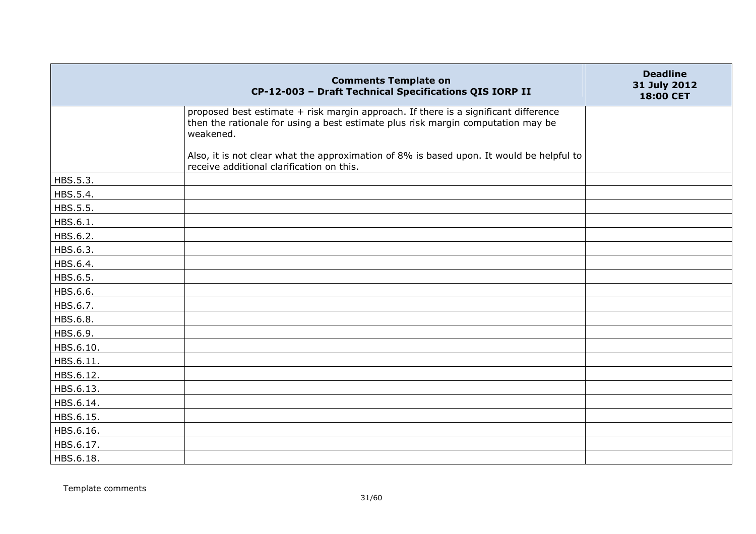| | Comments Template on CP-12-003 – Draft Technical Specifications QIS IORP II | Deadline 31 July 2012 18:00 CET |
|---|---|---|
| | proposed best estimate + risk margin approach. If there is a significant difference then the rationale for using a best estimate plus risk margin computation may be weakened.<br><br>Also, it is not clear what the approximation of 8% is based upon. It would be helpful to receive additional clarification on this. | |
| HBS.5.3. | | |
| HBS.5.4. | | |
| HBS.5.5. | | |
| HBS.6.1. | | |
| HBS.6.2. | | |
| HBS.6.3. | | |
| HBS.6.4. | | |
| HBS.6.5. | | |
| HBS.6.6. | | |
| HBS.6.7. | | |
| HBS.6.8. | | |
| HBS.6.9. | | |
| HBS.6.10. | | |
| HBS.6.11. | | |
| HBS.6.12. | | |
| HBS.6.13. | | |
| HBS.6.14. | | |
| HBS.6.15. | | |
| HBS.6.16. | | |
| HBS.6.17. | | |
| HBS.6.18. | | |

Template comments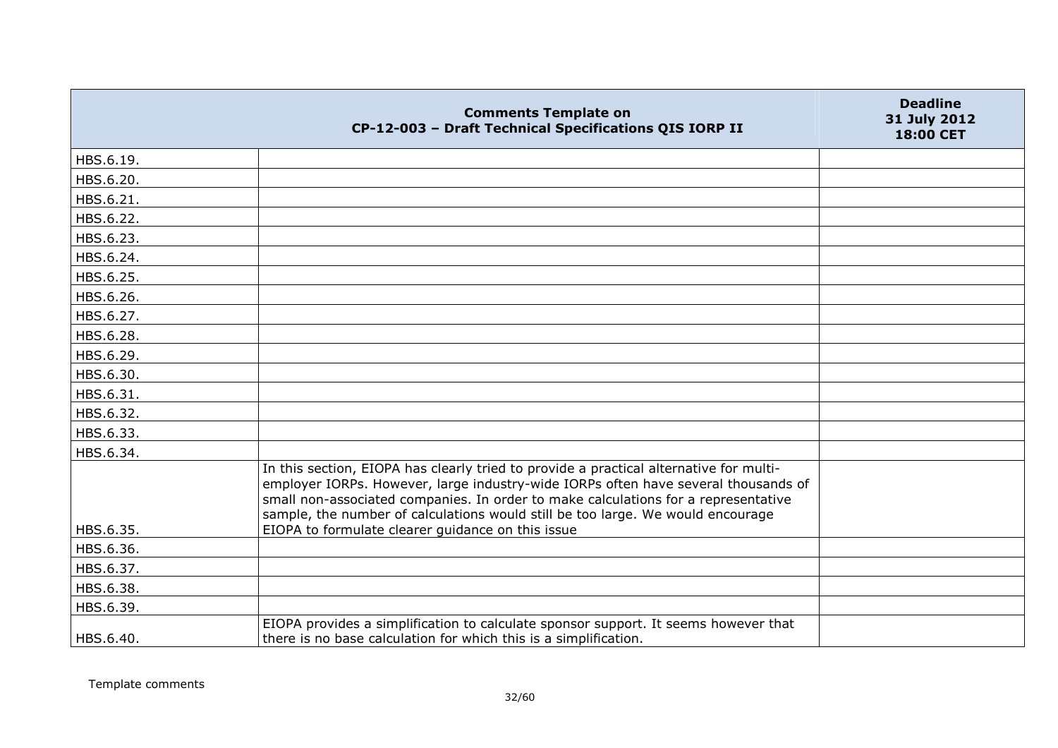| | Comments Template on CP-12-003 – Draft Technical Specifications QIS IORP II | Deadline 31 July 2012 18:00 CET |
|---|---|---|
| HBS.6.19. | | |
| HBS.6.20. | | |
| HBS.6.21. | | |
| HBS.6.22. | | |
| HBS.6.23. | | |
| HBS.6.24. | | |
| HBS.6.25. | | |
| HBS.6.26. | | |
| HBS.6.27. | | |
| HBS.6.28. | | |
| HBS.6.29. | | |
| HBS.6.30. | | |
| HBS.6.31. | | |
| HBS.6.32. | | |
| HBS.6.33. | | |
| HBS.6.34. | | |
| HBS.6.35. | In this section, EIOPA has clearly tried to provide a practical alternative for multi-employer IORPs. However, large industry-wide IORPs often have several thousands of small non-associated companies. In order to make calculations for a representative sample, the number of calculations would still be too large. We would encourage EIOPA to formulate clearer guidance on this issue | |
| HBS.6.36. | | |
| HBS.6.37. | | |
| HBS.6.38. | | |
| HBS.6.39. | | |
| HBS.6.40. | EIOPA provides a simplification to calculate sponsor support. It seems however that there is no base calculation for which this is a simplification. | |

Template comments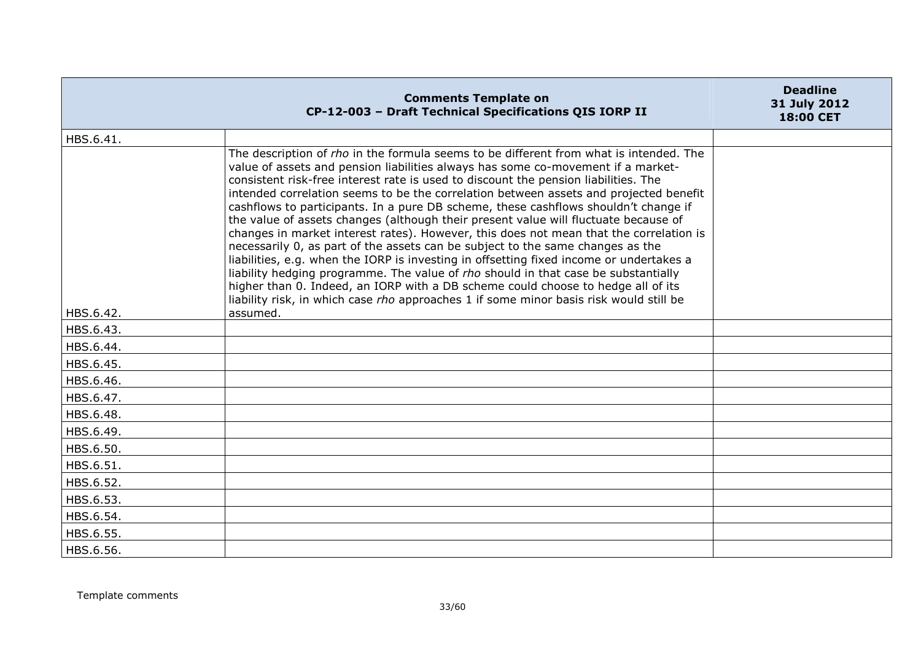| | Comments Template on CP-12-003 – Draft Technical Specifications QIS IORP II | Deadline 31 July 2012 18:00 CET |
|---|---|---|
| HBS.6.41. | | |
| HBS.6.42. | The description of *rho* in the formula seems to be different from what is intended. The value of assets and pension liabilities always has some co-movement if a market-consistent risk-free interest rate is used to discount the pension liabilities. The intended correlation seems to be the correlation between assets and projected benefit cashflows to participants. In a pure DB scheme, these cashflows shouldn't change if the value of assets changes (although their present value will fluctuate because of changes in market interest rates). However, this does not mean that the correlation is necessarily 0, as part of the assets can be subject to the same changes as the liabilities, e.g. when the IORP is investing in offsetting fixed income or undertakes a liability hedging programme. The value of *rho* should in that case be substantially higher than 0. Indeed, an IORP with a DB scheme could choose to hedge all of its liability risk, in which case *rho* approaches 1 if some minor basis risk would still be assumed. | |
| HBS.6.43. | | |
| HBS.6.44. | | |
| HBS.6.45. | | |
| HBS.6.46. | | |
| HBS.6.47. | | |
| HBS.6.48. | | |
| HBS.6.49. | | |
| HBS.6.50. | | |
| HBS.6.51. | | |
| HBS.6.52. | | |
| HBS.6.53. | | |
| HBS.6.54. | | |
| HBS.6.55. | | |
| HBS.6.56. | | |

Template comments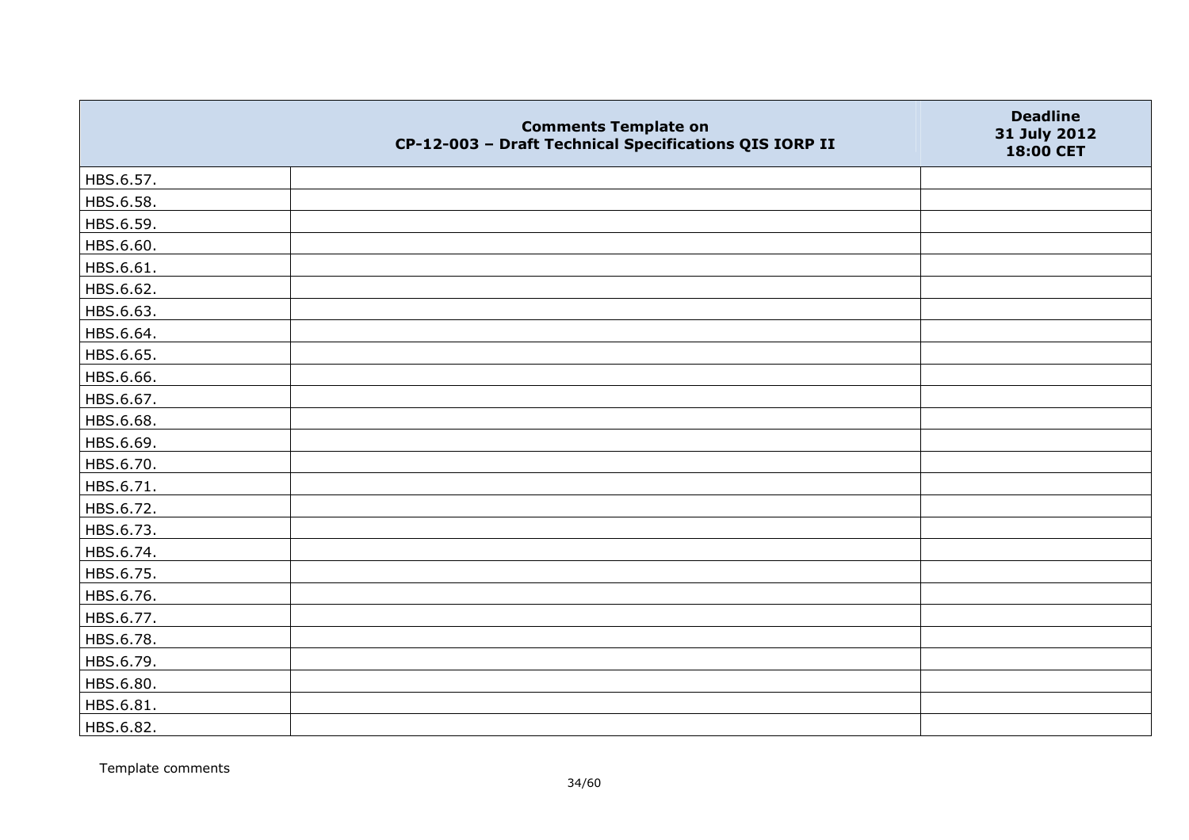|  | Comments Template on CP-12-003 – Draft Technical Specifications QIS IORP II | Deadline 31 July 2012 18:00 CET |
|---|---|---|
| HBS.6.57. |  |  |
| HBS.6.58. |  |  |
| HBS.6.59. |  |  |
| HBS.6.60. |  |  |
| HBS.6.61. |  |  |
| HBS.6.62. |  |  |
| HBS.6.63. |  |  |
| HBS.6.64. |  |  |
| HBS.6.65. |  |  |
| HBS.6.66. |  |  |
| HBS.6.67. |  |  |
| HBS.6.68. |  |  |
| HBS.6.69. |  |  |
| HBS.6.70. |  |  |
| HBS.6.71. |  |  |
| HBS.6.72. |  |  |
| HBS.6.73. |  |  |
| HBS.6.74. |  |  |
| HBS.6.75. |  |  |
| HBS.6.76. |  |  |
| HBS.6.77. |  |  |
| HBS.6.78. |  |  |
| HBS.6.79. |  |  |
| HBS.6.80. |  |  |
| HBS.6.81. |  |  |
| HBS.6.82. |  |  |

Template comments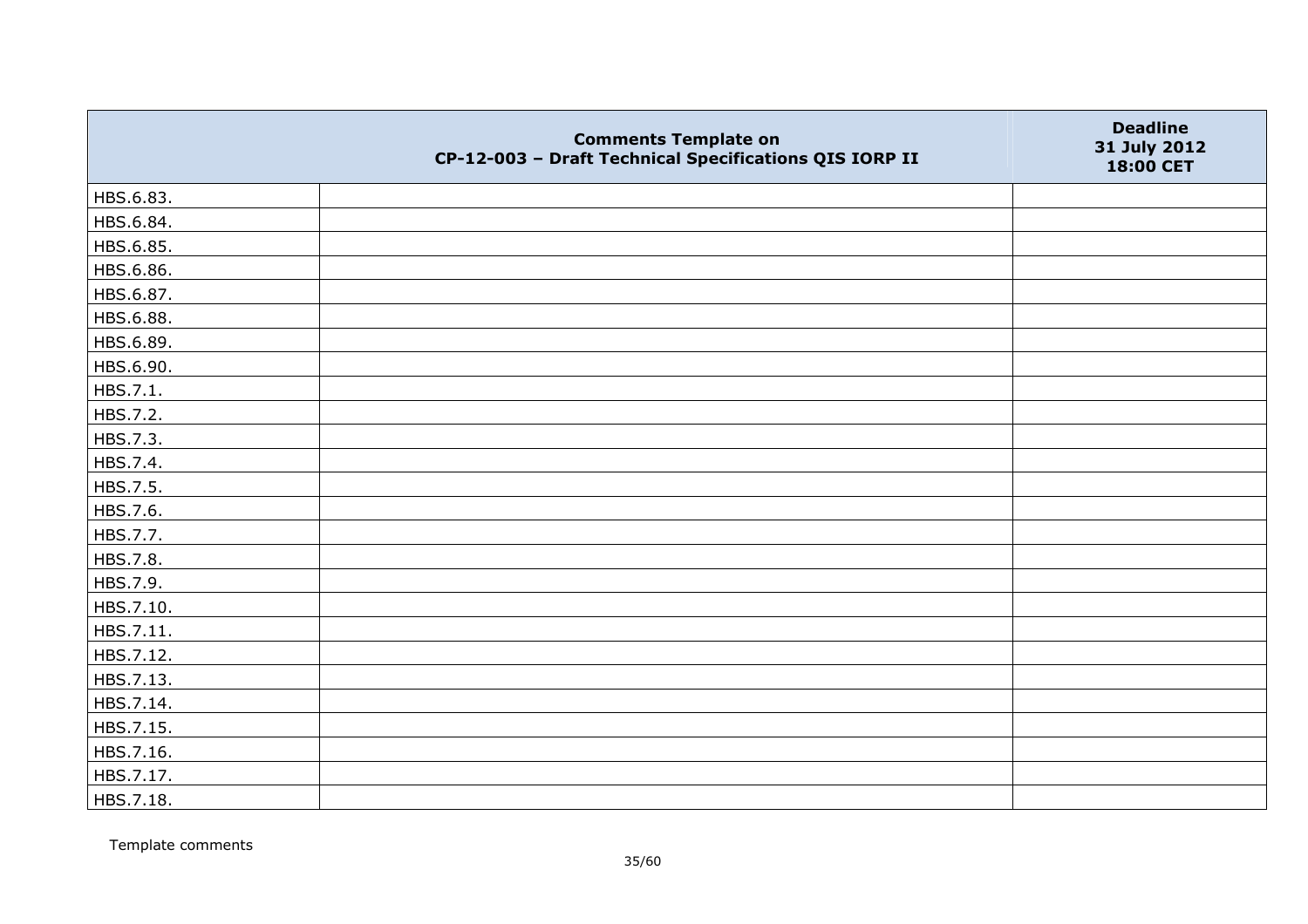| | Comments Template on CP-12-003 – Draft Technical Specifications QIS IORP II | Deadline 31 July 2012 18:00 CET |
|---|---|---|
| HBS.6.83. | | |
| HBS.6.84. | | |
| HBS.6.85. | | |
| HBS.6.86. | | |
| HBS.6.87. | | |
| HBS.6.88. | | |
| HBS.6.89. | | |
| HBS.6.90. | | |
| HBS.7.1. | | |
| HBS.7.2. | | |
| HBS.7.3. | | |
| HBS.7.4. | | |
| HBS.7.5. | | |
| HBS.7.6. | | |
| HBS.7.7. | | |
| HBS.7.8. | | |
| HBS.7.9. | | |
| HBS.7.10. | | |
| HBS.7.11. | | |
| HBS.7.12. | | |
| HBS.7.13. | | |
| HBS.7.14. | | |
| HBS.7.15. | | |
| HBS.7.16. | | |
| HBS.7.17. | | |
| HBS.7.18. | | |

Template comments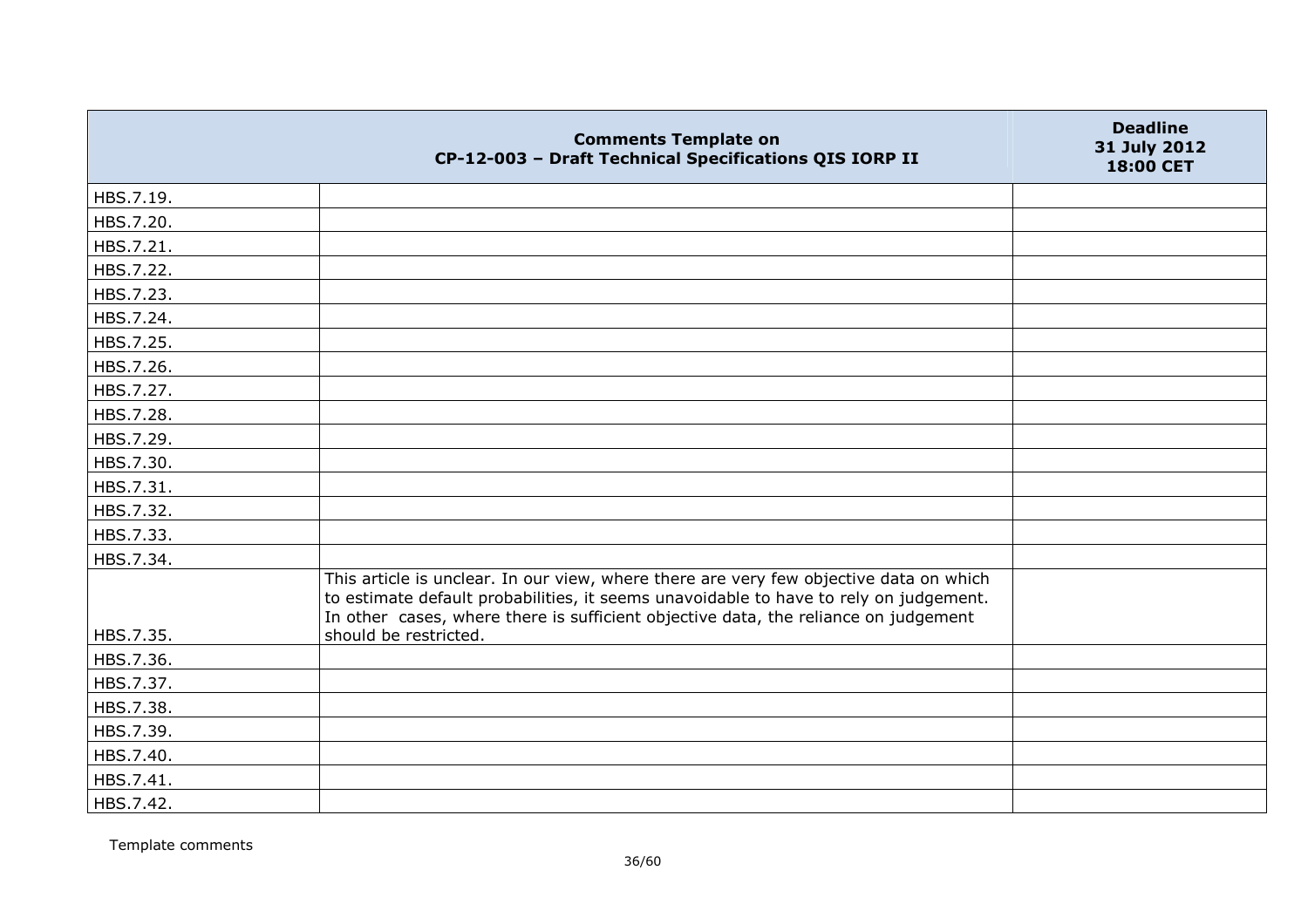|  | Comments Template on CP-12-003 – Draft Technical Specifications QIS IORP II | Deadline 31 July 2012 18:00 CET |
|---|---|---|
| HBS.7.19. |  |  |
| HBS.7.20. |  |  |
| HBS.7.21. |  |  |
| HBS.7.22. |  |  |
| HBS.7.23. |  |  |
| HBS.7.24. |  |  |
| HBS.7.25. |  |  |
| HBS.7.26. |  |  |
| HBS.7.27. |  |  |
| HBS.7.28. |  |  |
| HBS.7.29. |  |  |
| HBS.7.30. |  |  |
| HBS.7.31. |  |  |
| HBS.7.32. |  |  |
| HBS.7.33. |  |  |
| HBS.7.34. |  |  |
| HBS.7.35. | This article is unclear. In our view, where there are very few objective data on which to estimate default probabilities, it seems unavoidable to have to rely on judgement. In other cases, where there is sufficient objective data, the reliance on judgement should be restricted. |  |
| HBS.7.36. |  |  |
| HBS.7.37. |  |  |
| HBS.7.38. |  |  |
| HBS.7.39. |  |  |
| HBS.7.40. |  |  |
| HBS.7.41. |  |  |
| HBS.7.42. |  |  |

Template comments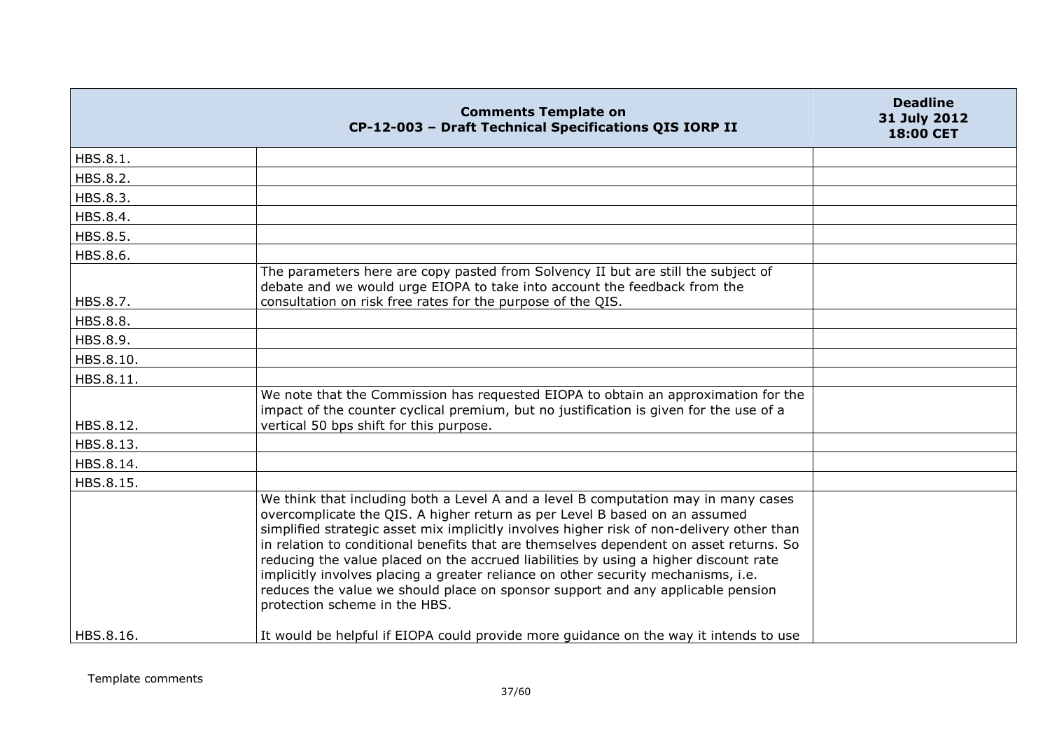| | Comments Template on CP-12-003 – Draft Technical Specifications QIS IORP II | Deadline 31 July 2012 18:00 CET |
|---|---|---|
| HBS.8.1. | | |
| HBS.8.2. | | |
| HBS.8.3. | | |
| HBS.8.4. | | |
| HBS.8.5. | | |
| HBS.8.6. | | |
| HBS.8.7. | The parameters here are copy pasted from Solvency II but are still the subject of debate and we would urge EIOPA to take into account the feedback from the consultation on risk free rates for the purpose of the QIS. | |
| HBS.8.8. | | |
| HBS.8.9. | | |
| HBS.8.10. | | |
| HBS.8.11. | | |
| HBS.8.12. | We note that the Commission has requested EIOPA to obtain an approximation for the impact of the counter cyclical premium, but no justification is given for the use of a vertical 50 bps shift for this purpose. | |
| HBS.8.13. | | |
| HBS.8.14. | | |
| HBS.8.15. | | |
| HBS.8.16. | We think that including both a Level A and a level B computation may in many cases overcomplicate the QIS. A higher return as per Level B based on an assumed simplified strategic asset mix implicitly involves higher risk of non-delivery other than in relation to conditional benefits that are themselves dependent on asset returns. So reducing the value placed on the accrued liabilities by using a higher discount rate implicitly involves placing a greater reliance on other security mechanisms, i.e. reduces the value we should place on sponsor support and any applicable pension protection scheme in the HBS.<br><br>It would be helpful if EIOPA could provide more guidance on the way it intends to use | |

Template comments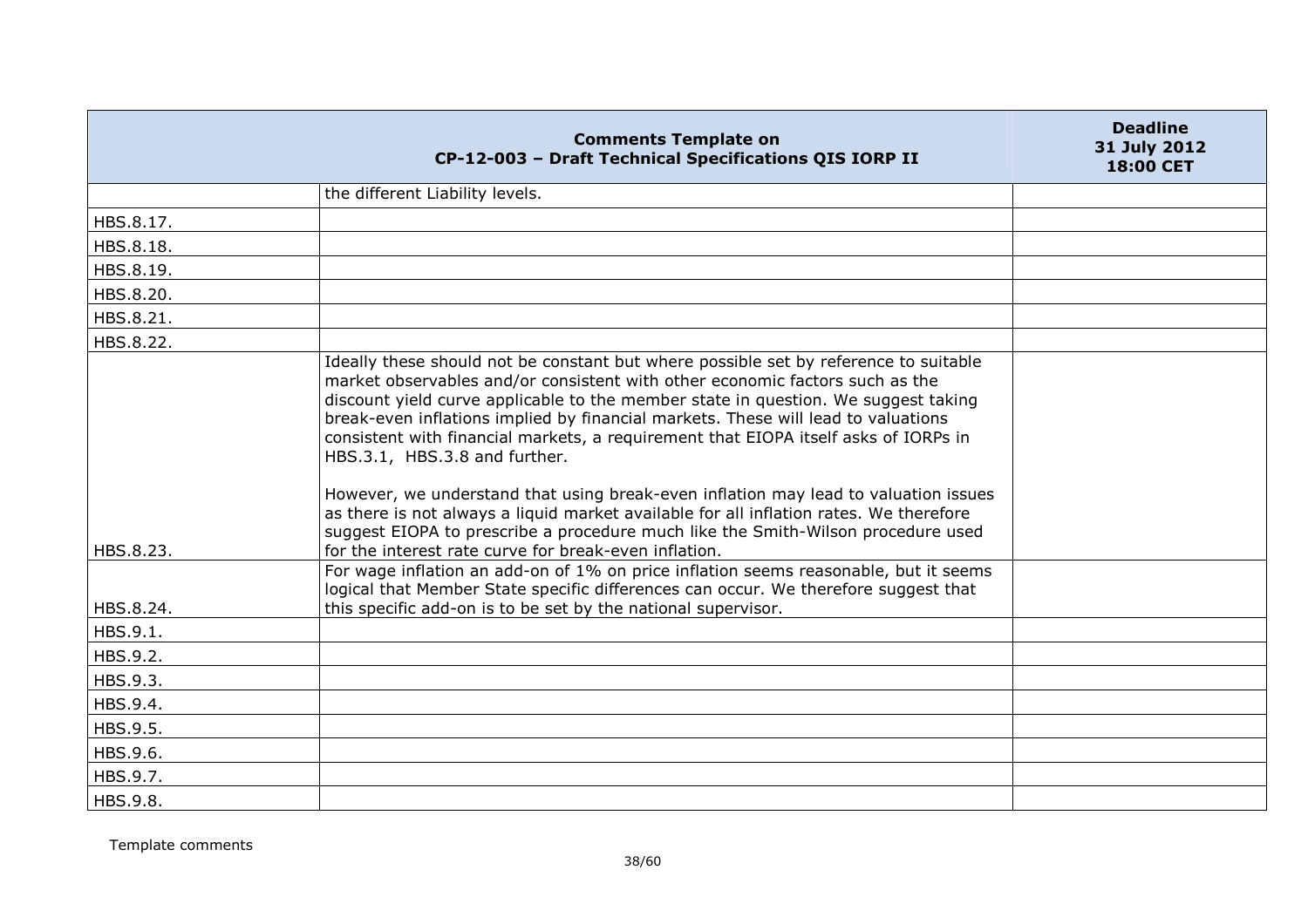| Comments Template on CP-12-003 – Draft Technical Specifications QIS IORP II | | Deadline 31 July 2012 18:00 CET |
|---|---|---|
| | the different Liability levels. | |
| HBS.8.17. | | |
| HBS.8.18. | | |
| HBS.8.19. | | |
| HBS.8.20. | | |
| HBS.8.21. | | |
| HBS.8.22. | | |
| HBS.8.23. | Ideally these should not be constant but where possible set by reference to suitable market observables and/or consistent with other economic factors such as the discount yield curve applicable to the member state in question. We suggest taking break-even inflations implied by financial markets. These will lead to valuations consistent with financial markets, a requirement that EIOPA itself asks of IORPs in HBS.3.1, HBS.3.8 and further.<br><br>However, we understand that using break-even inflation may lead to valuation issues as there is not always a liquid market available for all inflation rates. We therefore suggest EIOPA to prescribe a procedure much like the Smith-Wilson procedure used for the interest rate curve for break-even inflation. | |
| HBS.8.24. | For wage inflation an add-on of 1% on price inflation seems reasonable, but it seems logical that Member State specific differences can occur. We therefore suggest that this specific add-on is to be set by the national supervisor. | |
| HBS.9.1. | | |
| HBS.9.2. | | |
| HBS.9.3. | | |
| HBS.9.4. | | |
| HBS.9.5. | | |
| HBS.9.6. | | |
| HBS.9.7. | | |
| HBS.9.8. | | |

Template comments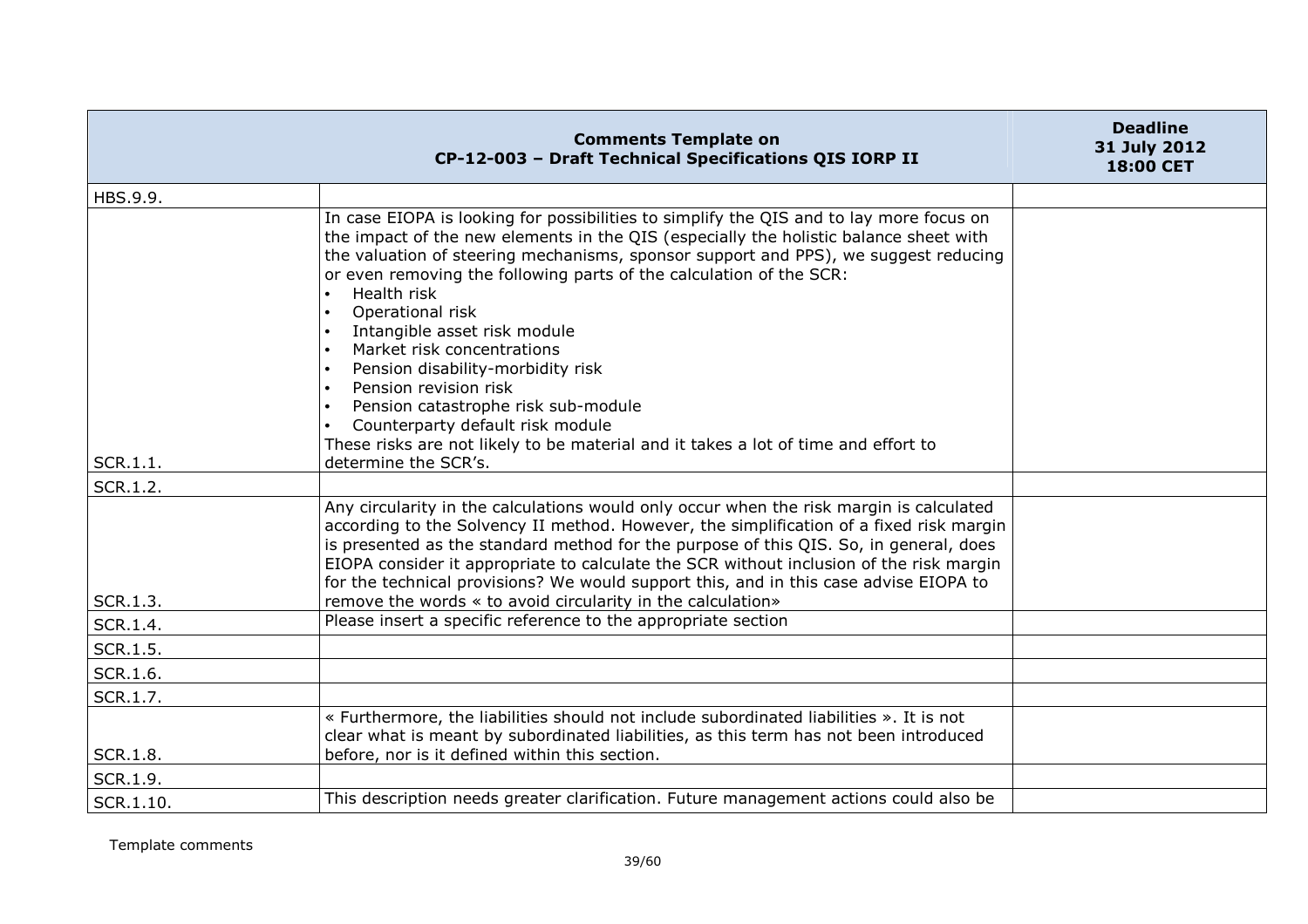| Comments Template on CP-12-003 – Draft Technical Specifications QIS IORP II | | Deadline 31 July 2012 18:00 CET |
|---|---|---|
| HBS.9.9. | | |
| SCR.1.1. | In case EIOPA is looking for possibilities to simplify the QIS and to lay more focus on the impact of the new elements in the QIS (especially the holistic balance sheet with the valuation of steering mechanisms, sponsor support and PPS), we suggest reducing or even removing the following parts of the calculation of the SCR:<br>• Health risk<br>• Operational risk<br>• Intangible asset risk module<br>• Market risk concentrations<br>• Pension disability-morbidity risk<br>• Pension revision risk<br>• Pension catastrophe risk sub-module<br>• Counterparty default risk module<br>These risks are not likely to be material and it takes a lot of time and effort to determine the SCR's. | |
| SCR.1.2. | | |
| SCR.1.3. | Any circularity in the calculations would only occur when the risk margin is calculated according to the Solvency II method. However, the simplification of a fixed risk margin is presented as the standard method for the purpose of this QIS. So, in general, does EIOPA consider it appropriate to calculate the SCR without inclusion of the risk margin for the technical provisions? We would support this, and in this case advise EIOPA to remove the words « to avoid circularity in the calculation» | |
| SCR.1.4. | Please insert a specific reference to the appropriate section | |
| SCR.1.5. | | |
| SCR.1.6. | | |
| SCR.1.7. | | |
| SCR.1.8. | « Furthermore, the liabilities should not include subordinated liabilities ». It is not clear what is meant by subordinated liabilities, as this term has not been introduced before, nor is it defined within this section. | |
| SCR.1.9. | | |
| SCR.1.10. | This description needs greater clarification. Future management actions could also be | |

Template comments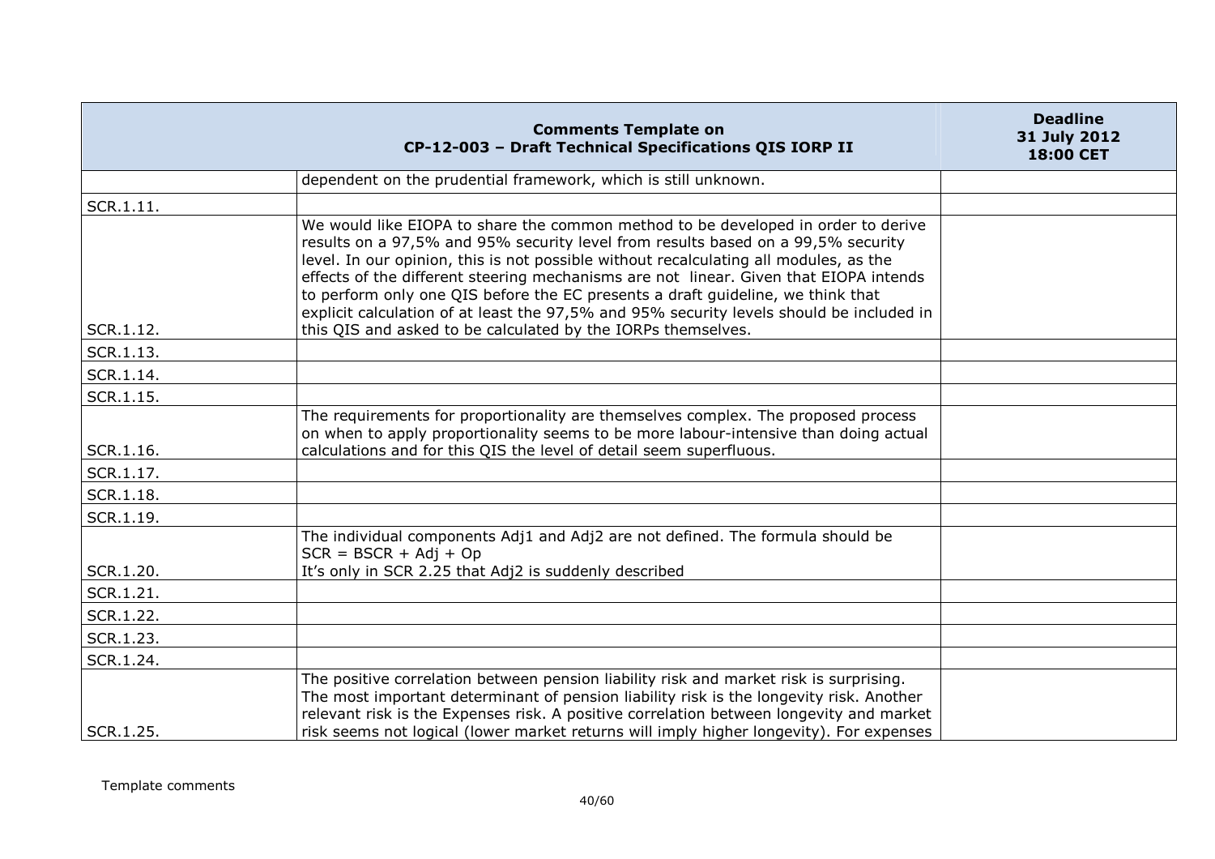| | Comments Template on CP-12-003 – Draft Technical Specifications QIS IORP II | Deadline 31 July 2012 18:00 CET |
|---|---|---|
| | dependent on the prudential framework, which is still unknown. | |
| SCR.1.11. | | |
| SCR.1.12. | We would like EIOPA to share the common method to be developed in order to derive results on a 97,5% and 95% security level from results based on a 99,5% security level. In our opinion, this is not possible without recalculating all modules, as the effects of the different steering mechanisms are not linear. Given that EIOPA intends to perform only one QIS before the EC presents a draft guideline, we think that explicit calculation of at least the 97,5% and 95% security levels should be included in this QIS and asked to be calculated by the IORPs themselves. | |
| SCR.1.13. | | |
| SCR.1.14. | | |
| SCR.1.15. | | |
| SCR.1.16. | The requirements for proportionality are themselves complex. The proposed process on when to apply proportionality seems to be more labour-intensive than doing actual calculations and for this QIS the level of detail seem superfluous. | |
| SCR.1.17. | | |
| SCR.1.18. | | |
| SCR.1.19. | | |
| SCR.1.20. | The individual components Adj1 and Adj2 are not defined. The formula should be SCR = BSCR + Adj + Op<br>It's only in SCR 2.25 that Adj2 is suddenly described | |
| SCR.1.21. | | |
| SCR.1.22. | | |
| SCR.1.23. | | |
| SCR.1.24. | | |
| SCR.1.25. | The positive correlation between pension liability risk and market risk is surprising. The most important determinant of pension liability risk is the longevity risk. Another relevant risk is the Expenses risk. A positive correlation between longevity and market risk seems not logical (lower market returns will imply higher longevity). For expenses | |

Template comments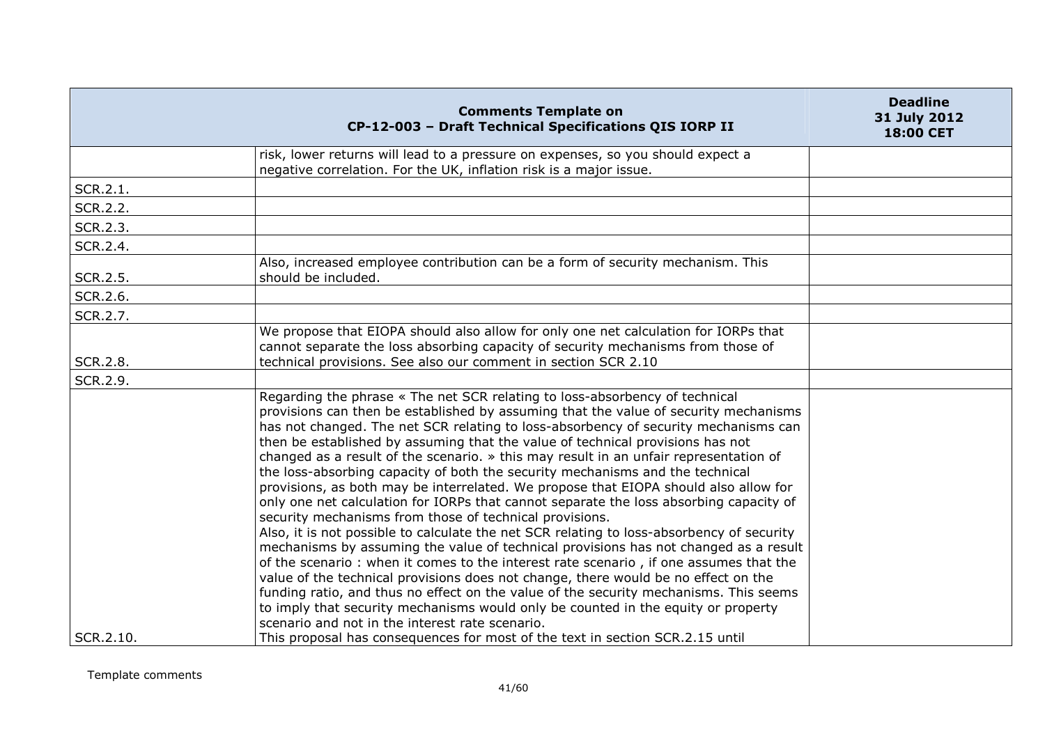| | Comments Template on CP-12-003 – Draft Technical Specifications QIS IORP II | Deadline 31 July 2012 18:00 CET |
|---|---|---|
| | risk, lower returns will lead to a pressure on expenses, so you should expect a negative correlation. For the UK, inflation risk is a major issue. | |
| SCR.2.1. | | |
| SCR.2.2. | | |
| SCR.2.3. | | |
| SCR.2.4. | | |
| SCR.2.5. | Also, increased employee contribution can be a form of security mechanism. This should be included. | |
| SCR.2.6. | | |
| SCR.2.7. | | |
| SCR.2.8. | We propose that EIOPA should also allow for only one net calculation for IORPs that cannot separate the loss absorbing capacity of security mechanisms from those of technical provisions. See also our comment in section SCR 2.10 | |
| SCR.2.9. | | |
| SCR.2.10. | Regarding the phrase « The net SCR relating to loss-absorbency of technical provisions can then be established by assuming that the value of security mechanisms has not changed. The net SCR relating to loss-absorbency of security mechanisms can then be established by assuming that the value of technical provisions has not changed as a result of the scenario. » this may result in an unfair representation of the loss-absorbing capacity of both the security mechanisms and the technical provisions, as both may be interrelated. We propose that EIOPA should also allow for only one net calculation for IORPs that cannot separate the loss absorbing capacity of security mechanisms from those of technical provisions.<br>Also, it is not possible to calculate the net SCR relating to loss-absorbency of security mechanisms by assuming the value of technical provisions has not changed as a result of the scenario : when it comes to the interest rate scenario , if one assumes that the value of the technical provisions does not change, there would be no effect on the funding ratio, and thus no effect on the value of the security mechanisms. This seems to imply that security mechanisms would only be counted in the equity or property scenario and not in the interest rate scenario.<br>This proposal has consequences for most of the text in section SCR.2.15 until | |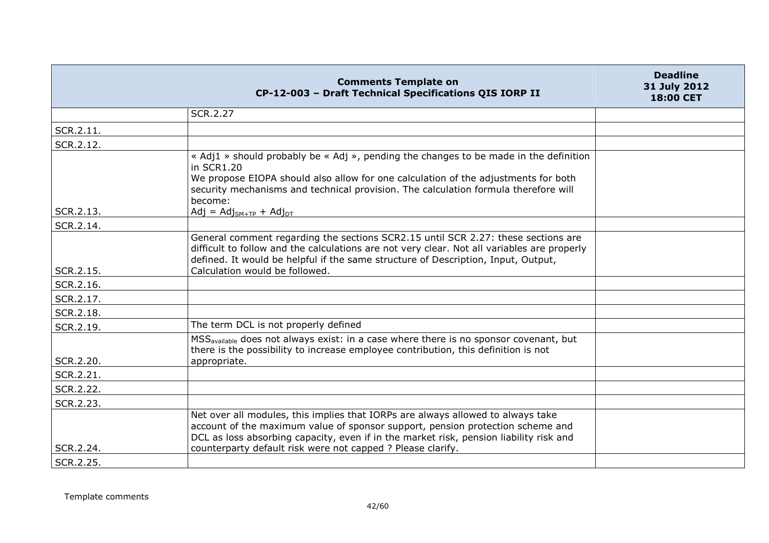| | Comments Template on CP-12-003 – Draft Technical Specifications QIS IORP II | Deadline 31 July 2012 18:00 CET |
|---|---|---|
| | SCR.2.27 | |
| SCR.2.11. | | |
| SCR.2.12. | | |
| SCR.2.13. | « Adj1 » should probably be « Adj », pending the changes to be made in the definition in SCR1.20<br>We propose EIOPA should also allow for one calculation of the adjustments for both security mechanisms and technical provision. The calculation formula therefore will become:<br>$Adj = Adj_{SM+TP} + Adj_{DT}$ | |
| SCR.2.14. | | |
| SCR.2.15. | General comment regarding the sections SCR2.15 until SCR 2.27: these sections are difficult to follow and the calculations are not very clear. Not all variables are properly defined. It would be helpful if the same structure of Description, Input, Output, Calculation would be followed. | |
| SCR.2.16. | | |
| SCR.2.17. | | |
| SCR.2.18. | | |
| SCR.2.19. | The term DCL is not properly defined | |
| SCR.2.20. | $MSS_{available}$ does not always exist: in a case where there is no sponsor covenant, but there is the possibility to increase employee contribution, this definition is not appropriate. | |
| SCR.2.21. | | |
| SCR.2.22. | | |
| SCR.2.23. | | |
| SCR.2.24. | Net over all modules, this implies that IORPs are always allowed to always take account of the maximum value of sponsor support, pension protection scheme and DCL as loss absorbing capacity, even if in the market risk, pension liability risk and counterparty default risk were not capped ? Please clarify. | |
| SCR.2.25. | | |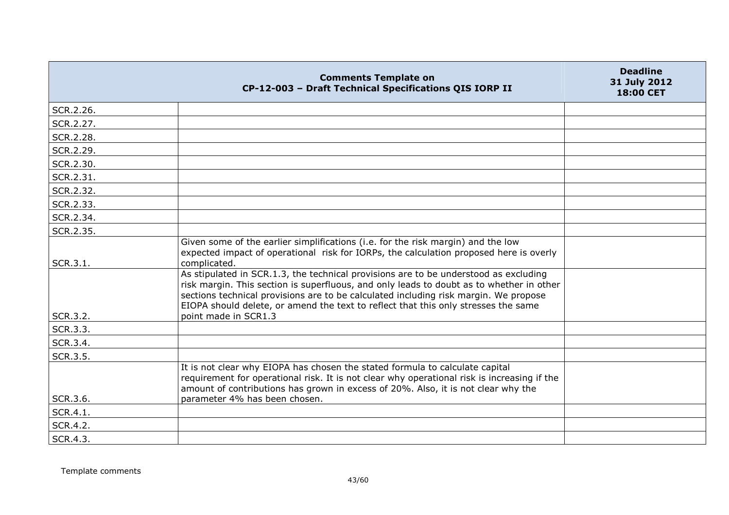| Comments Template on CP-12-003 – Draft Technical Specifications QIS IORP II | | Deadline 31 July 2012 18:00 CET |
|---|---|---|
| SCR.2.26. | | |
| SCR.2.27. | | |
| SCR.2.28. | | |
| SCR.2.29. | | |
| SCR.2.30. | | |
| SCR.2.31. | | |
| SCR.2.32. | | |
| SCR.2.33. | | |
| SCR.2.34. | | |
| SCR.2.35. | | |
| SCR.3.1. | Given some of the earlier simplifications (i.e. for the risk margin) and the low expected impact of operational risk for IORPs, the calculation proposed here is overly complicated. | |
| SCR.3.2. | As stipulated in SCR.1.3, the technical provisions are to be understood as excluding risk margin. This section is superfluous, and only leads to doubt as to whether in other sections technical provisions are to be calculated including risk margin. We propose EIOPA should delete, or amend the text to reflect that this only stresses the same point made in SCR1.3 | |
| SCR.3.3. | | |
| SCR.3.4. | | |
| SCR.3.5. | | |
| SCR.3.6. | It is not clear why EIOPA has chosen the stated formula to calculate capital requirement for operational risk. It is not clear why operational risk is increasing if the amount of contributions has grown in excess of 20%. Also, it is not clear why the parameter 4% has been chosen. | |
| SCR.4.1. | | |
| SCR.4.2. | | |
| SCR.4.3. | | |

Template comments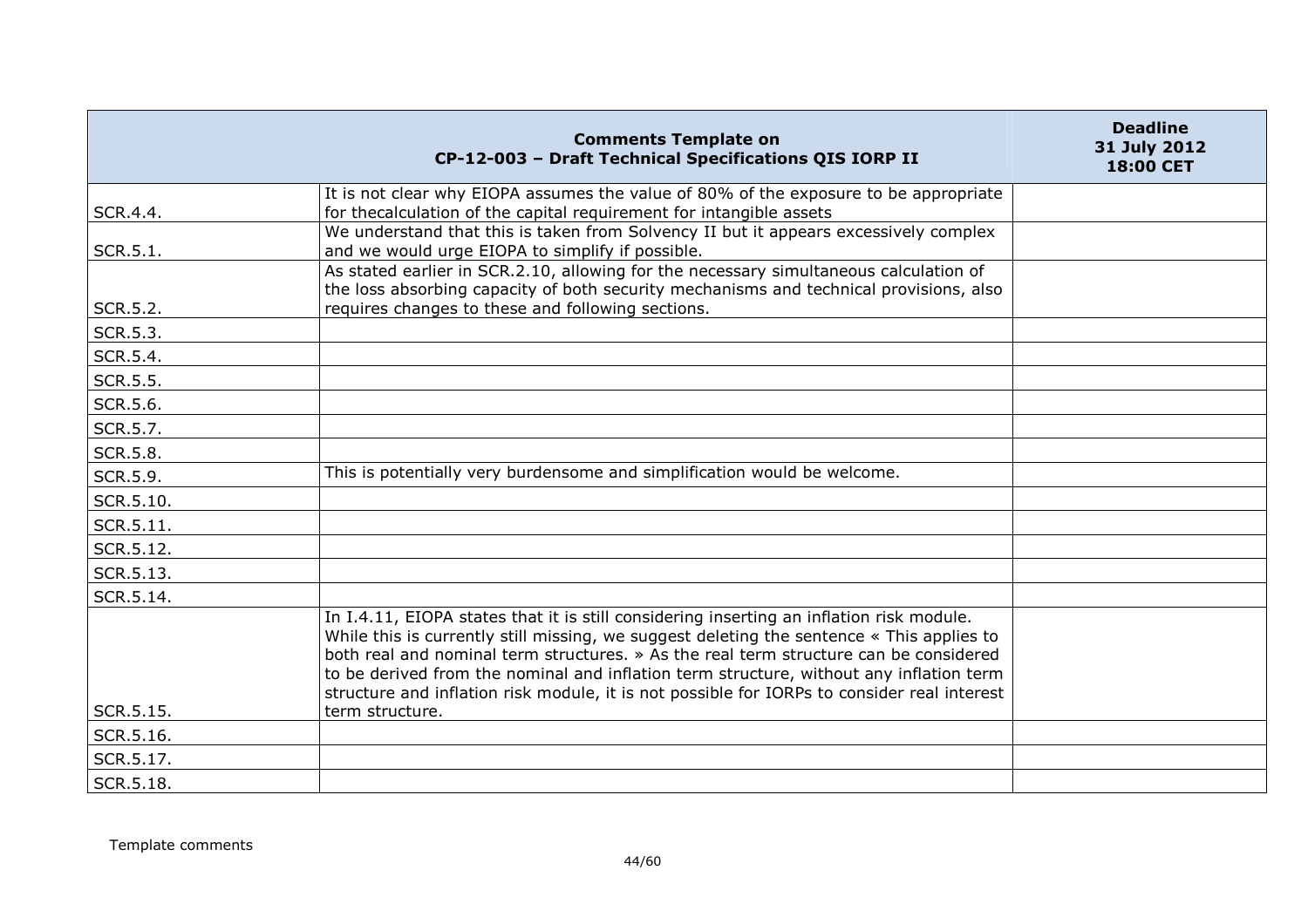| | **Comments Template on CP-12-003 – Draft Technical Specifications QIS IORP II** | **Deadline 31 July 2012 18:00 CET** |
|---|---|---|
| SCR.4.4. | It is not clear why EIOPA assumes the value of 80% of the exposure to be appropriate for thecalculation of the capital requirement for intangible assets | |
| SCR.5.1. | We understand that this is taken from Solvency II but it appears excessively complex and we would urge EIOPA to simplify if possible. | |
| SCR.5.2. | As stated earlier in SCR.2.10, allowing for the necessary simultaneous calculation of the loss absorbing capacity of both security mechanisms and technical provisions, also requires changes to these and following sections. | |
| SCR.5.3. | | |
| SCR.5.4. | | |
| SCR.5.5. | | |
| SCR.5.6. | | |
| SCR.5.7. | | |
| SCR.5.8. | | |
| SCR.5.9. | This is potentially very burdensome and simplification would be welcome. | |
| SCR.5.10. | | |
| SCR.5.11. | | |
| SCR.5.12. | | |
| SCR.5.13. | | |
| SCR.5.14. | | |
| SCR.5.15. | In I.4.11, EIOPA states that it is still considering inserting an inflation risk module. While this is currently still missing, we suggest deleting the sentence « This applies to both real and nominal term structures. » As the real term structure can be considered to be derived from the nominal and inflation term structure, without any inflation term structure and inflation risk module, it is not possible for IORPs to consider real interest term structure. | |
| SCR.5.16. | | |
| SCR.5.17. | | |
| SCR.5.18. | | |

Template comments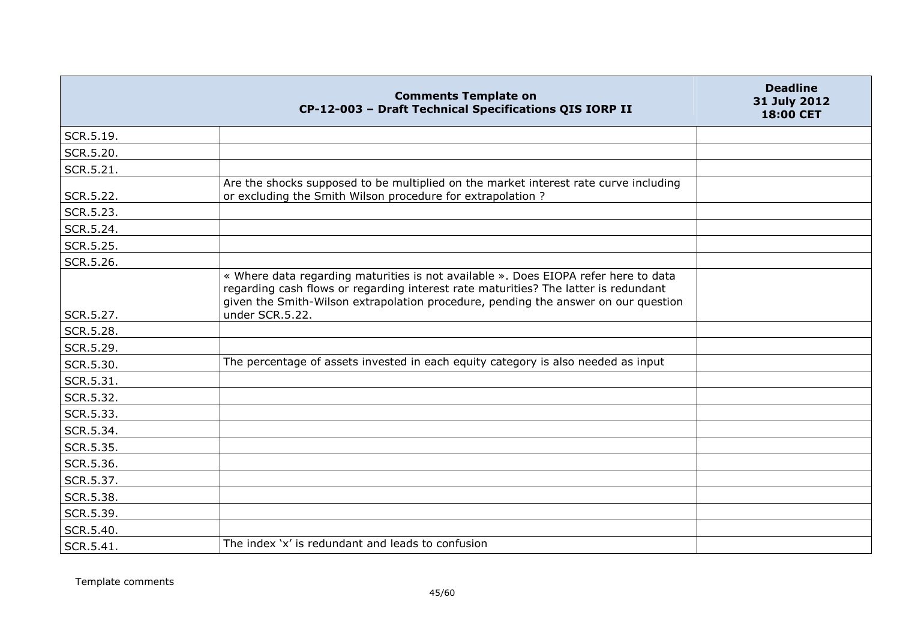| | Comments Template on CP-12-003 – Draft Technical Specifications QIS IORP II | Deadline 31 July 2012 18:00 CET |
|---|---|---|
| SCR.5.19. | | |
| SCR.5.20. | | |
| SCR.5.21. | | |
| SCR.5.22. | Are the shocks supposed to be multiplied on the market interest rate curve including or excluding the Smith Wilson procedure for extrapolation ? | |
| SCR.5.23. | | |
| SCR.5.24. | | |
| SCR.5.25. | | |
| SCR.5.26. | | |
| SCR.5.27. | « Where data regarding maturities is not available ». Does EIOPA refer here to data regarding cash flows or regarding interest rate maturities? The latter is redundant given the Smith-Wilson extrapolation procedure, pending the answer on our question under SCR.5.22. | |
| SCR.5.28. | | |
| SCR.5.29. | | |
| SCR.5.30. | The percentage of assets invested in each equity category is also needed as input | |
| SCR.5.31. | | |
| SCR.5.32. | | |
| SCR.5.33. | | |
| SCR.5.34. | | |
| SCR.5.35. | | |
| SCR.5.36. | | |
| SCR.5.37. | | |
| SCR.5.38. | | |
| SCR.5.39. | | |
| SCR.5.40. | | |
| SCR.5.41. | The index 'x' is redundant and leads to confusion | |

Template comments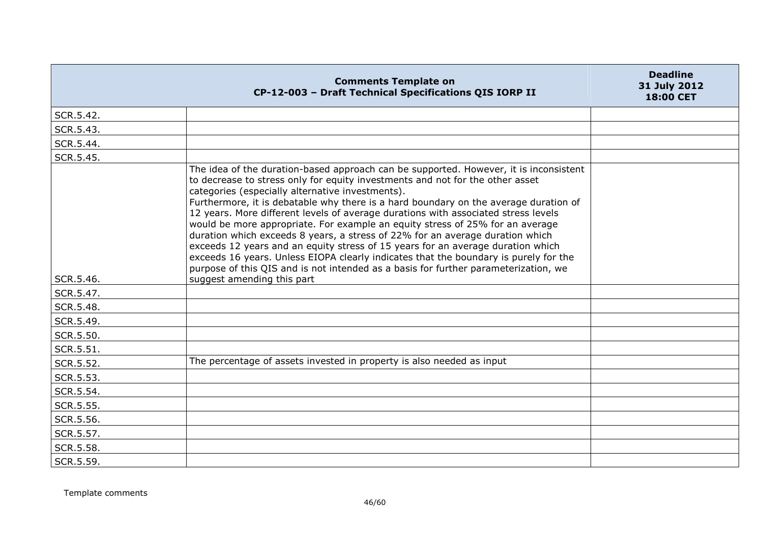| | Comments Template on CP-12-003 – Draft Technical Specifications QIS IORP II | Deadline 31 July 2012 18:00 CET |
|---|---|---|
| SCR.5.42. | | |
| SCR.5.43. | | |
| SCR.5.44. | | |
| SCR.5.45. | | |
| SCR.5.46. | The idea of the duration-based approach can be supported. However, it is inconsistent to decrease to stress only for equity investments and not for the other asset categories (especially alternative investments). Furthermore, it is debatable why there is a hard boundary on the average duration of 12 years. More different levels of average durations with associated stress levels would be more appropriate. For example an equity stress of 25% for an average duration which exceeds 8 years, a stress of 22% for an average duration which exceeds 12 years and an equity stress of 15 years for an average duration which exceeds 16 years. Unless EIOPA clearly indicates that the boundary is purely for the purpose of this QIS and is not intended as a basis for further parameterization, we suggest amending this part | |
| SCR.5.47. | | |
| SCR.5.48. | | |
| SCR.5.49. | | |
| SCR.5.50. | | |
| SCR.5.51. | | |
| SCR.5.52. | The percentage of assets invested in property is also needed as input | |
| SCR.5.53. | | |
| SCR.5.54. | | |
| SCR.5.55. | | |
| SCR.5.56. | | |
| SCR.5.57. | | |
| SCR.5.58. | | |
| SCR.5.59. | | |

Template comments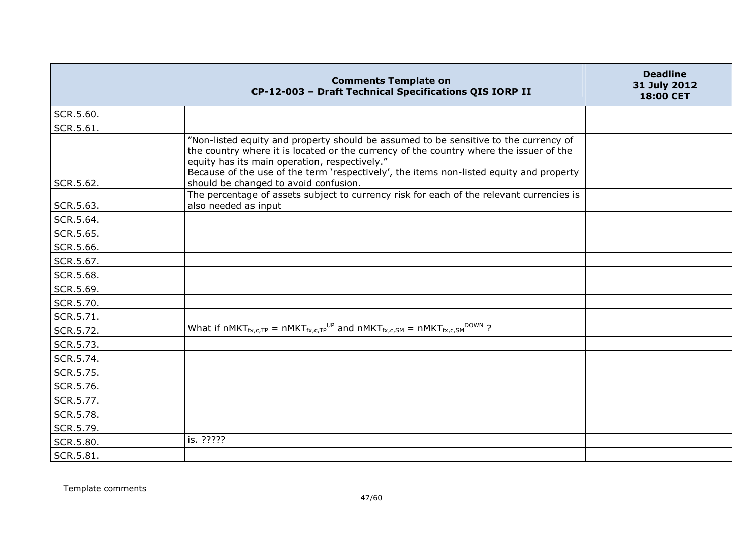| | **Comments Template on CP-12-003 – Draft Technical Specifications QIS IORP II** | **Deadline 31 July 2012 18:00 CET** |
|---|---|---|
| SCR.5.60. | | |
| SCR.5.61. | | |
| SCR.5.62. | ”Non-listed equity and property should be assumed to be sensitive to the currency of the country where it is located or the currency of the country where the issuer of the equity has its main operation, respectively.” Because of the use of the term ‘respectively’, the items non-listed equity and property should be changed to avoid confusion. | |
| SCR.5.63. | The percentage of assets subject to currency risk for each of the relevant currencies is also needed as input | |
| SCR.5.64. | | |
| SCR.5.65. | | |
| SCR.5.66. | | |
| SCR.5.67. | | |
| SCR.5.68. | | |
| SCR.5.69. | | |
| SCR.5.70. | | |
| SCR.5.71. | | |
| SCR.5.72. | What if $nMKT_{fx,c,TP} = nMKT_{fx,c,TP}^{UP}$ and $nMKT_{fx,c,SM} = nMKT_{fx,c,SM}^{DOWN}$ ? | |
| SCR.5.73. | | |
| SCR.5.74. | | |
| SCR.5.75. | | |
| SCR.5.76. | | |
| SCR.5.77. | | |
| SCR.5.78. | | |
| SCR.5.79. | | |
| SCR.5.80. | is. ????? | |
| SCR.5.81. | | |

Template comments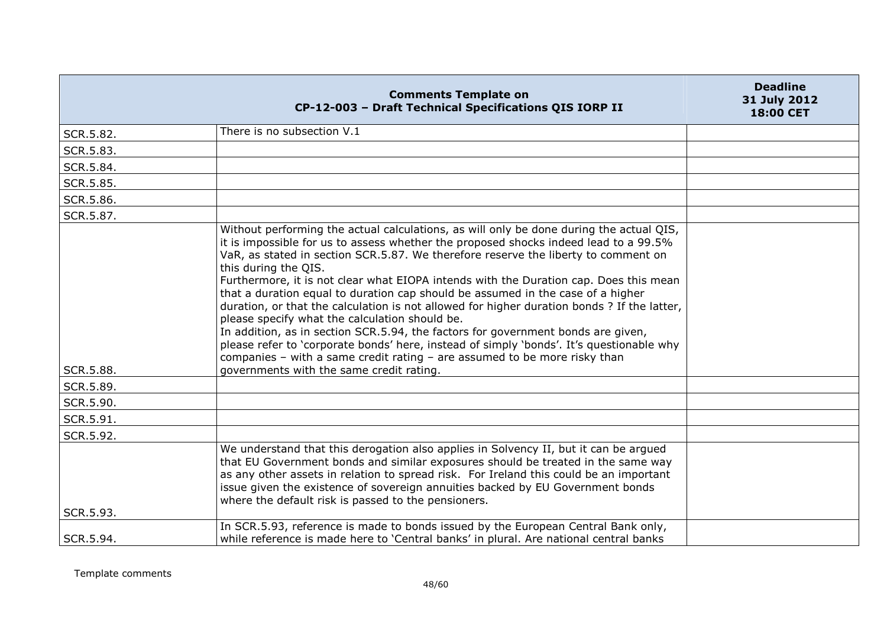| | Comments Template on CP-12-003 – Draft Technical Specifications QIS IORP II | Deadline 31 July 2012 18:00 CET |
|---|---|---|
| SCR.5.82. | There is no subsection V.1 | |
| SCR.5.83. | | |
| SCR.5.84. | | |
| SCR.5.85. | | |
| SCR.5.86. | | |
| SCR.5.87. | | |
| SCR.5.88. | Without performing the actual calculations, as will only be done during the actual QIS, it is impossible for us to assess whether the proposed shocks indeed lead to a 99.5% VaR, as stated in section SCR.5.87. We therefore reserve the liberty to comment on this during the QIS.<br>Furthermore, it is not clear what EIOPA intends with the Duration cap. Does this mean that a duration equal to duration cap should be assumed in the case of a higher duration, or that the calculation is not allowed for higher duration bonds ? If the latter, please specify what the calculation should be.<br>In addition, as in section SCR.5.94, the factors for government bonds are given, please refer to 'corporate bonds' here, instead of simply 'bonds'. It's questionable why companies – with a same credit rating – are assumed to be more risky than governments with the same credit rating. | |
| SCR.5.89. | | |
| SCR.5.90. | | |
| SCR.5.91. | | |
| SCR.5.92. | | |
| SCR.5.93. | We understand that this derogation also applies in Solvency II, but it can be argued that EU Government bonds and similar exposures should be treated in the same way as any other assets in relation to spread risk. For Ireland this could be an important issue given the existence of sovereign annuities backed by EU Government bonds where the default risk is passed to the pensioners. | |
| SCR.5.94. | In SCR.5.93, reference is made to bonds issued by the European Central Bank only, while reference is made here to 'Central banks' in plural. Are national central banks | |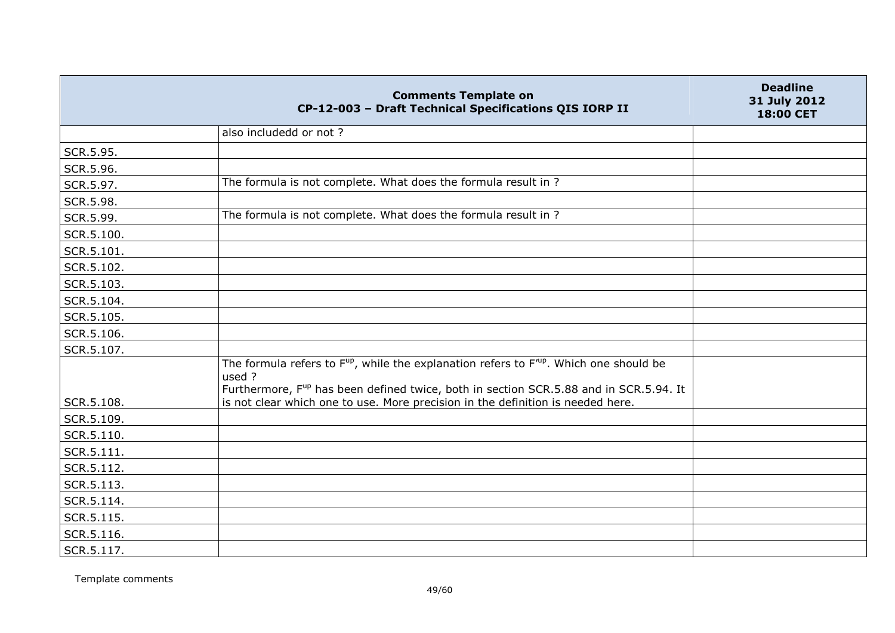| | Comments Template on CP-12-003 – Draft Technical Specifications QIS IORP II | Deadline 31 July 2012 18:00 CET |
|---|---|---|
| | also includedd or not ? | |
| SCR.5.95. | | |
| SCR.5.96. | | |
| SCR.5.97. | The formula is not complete. What does the formula result in ? | |
| SCR.5.98. | | |
| SCR.5.99. | The formula is not complete. What does the formula result in ? | |
| SCR.5.100. | | |
| SCR.5.101. | | |
| SCR.5.102. | | |
| SCR.5.103. | | |
| SCR.5.104. | | |
| SCR.5.105. | | |
| SCR.5.106. | | |
| SCR.5.107. | | |
| SCR.5.108. | The formula refers to $F^{up}$, while the explanation refers to $F'^{up}$. Which one should be used ?<br>Furthermore, $F^{up}$ has been defined twice, both in section SCR.5.88 and in SCR.5.94. It is not clear which one to use. More precision in the definition is needed here. | |
| SCR.5.109. | | |
| SCR.5.110. | | |
| SCR.5.111. | | |
| SCR.5.112. | | |
| SCR.5.113. | | |
| SCR.5.114. | | |
| SCR.5.115. | | |
| SCR.5.116. | | |
| SCR.5.117. | | |

Template comments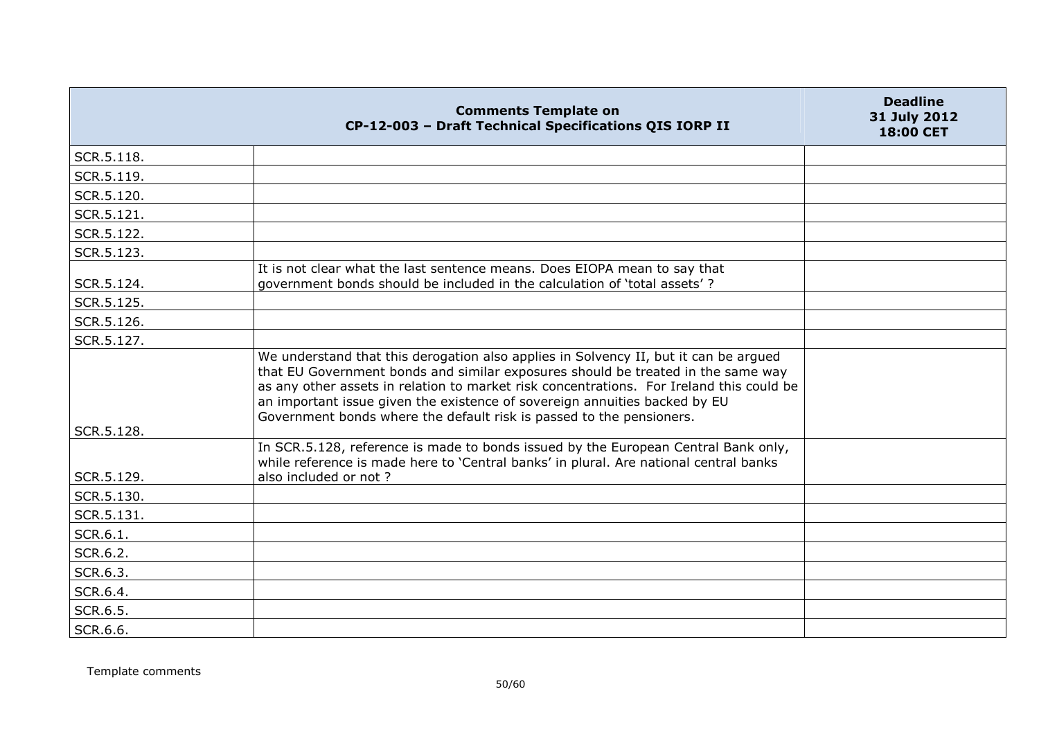| | Comments Template on CP-12-003 – Draft Technical Specifications QIS IORP II | Deadline 31 July 2012 18:00 CET |
|---|---|---|
| SCR.5.118. | | |
| SCR.5.119. | | |
| SCR.5.120. | | |
| SCR.5.121. | | |
| SCR.5.122. | | |
| SCR.5.123. | | |
| SCR.5.124. | It is not clear what the last sentence means. Does EIOPA mean to say that government bonds should be included in the calculation of 'total assets' ? | |
| SCR.5.125. | | |
| SCR.5.126. | | |
| SCR.5.127. | | |
| SCR.5.128. | We understand that this derogation also applies in Solvency II, but it can be argued that EU Government bonds and similar exposures should be treated in the same way as any other assets in relation to market risk concentrations. For Ireland this could be an important issue given the existence of sovereign annuities backed by EU Government bonds where the default risk is passed to the pensioners. | |
| SCR.5.129. | In SCR.5.128, reference is made to bonds issued by the European Central Bank only, while reference is made here to 'Central banks' in plural. Are national central banks also included or not ? | |
| SCR.5.130. | | |
| SCR.5.131. | | |
| SCR.6.1. | | |
| SCR.6.2. | | |
| SCR.6.3. | | |
| SCR.6.4. | | |
| SCR.6.5. | | |
| SCR.6.6. | | |

Template comments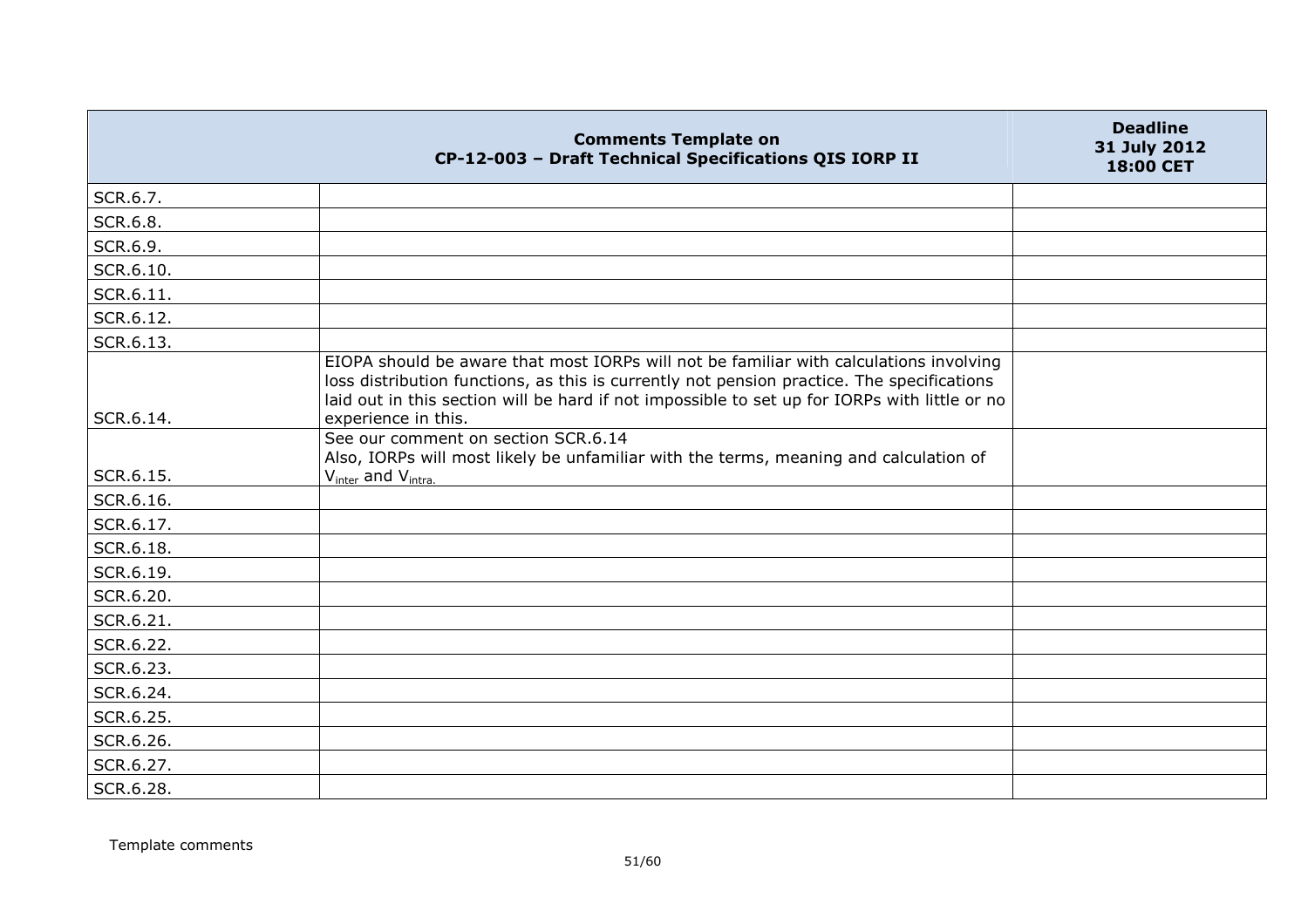| | Comments Template on CP-12-003 – Draft Technical Specifications QIS IORP II | Deadline 31 July 2012 18:00 CET |
|---|---|---|
| SCR.6.7. | | |
| SCR.6.8. | | |
| SCR.6.9. | | |
| SCR.6.10. | | |
| SCR.6.11. | | |
| SCR.6.12. | | |
| SCR.6.13. | | |
| SCR.6.14. | EIOPA should be aware that most IORPs will not be familiar with calculations involving loss distribution functions, as this is currently not pension practice. The specifications laid out in this section will be hard if not impossible to set up for IORPs with little or no experience in this. | |
| SCR.6.15. | See our comment on section SCR.6.14 Also, IORPs will most likely be unfamiliar with the terms, meaning and calculation of $V_{inter}$ and $V_{intra.}$ | |
| SCR.6.16. | | |
| SCR.6.17. | | |
| SCR.6.18. | | |
| SCR.6.19. | | |
| SCR.6.20. | | |
| SCR.6.21. | | |
| SCR.6.22. | | |
| SCR.6.23. | | |
| SCR.6.24. | | |
| SCR.6.25. | | |
| SCR.6.26. | | |
| SCR.6.27. | | |
| SCR.6.28. | | |

Template comments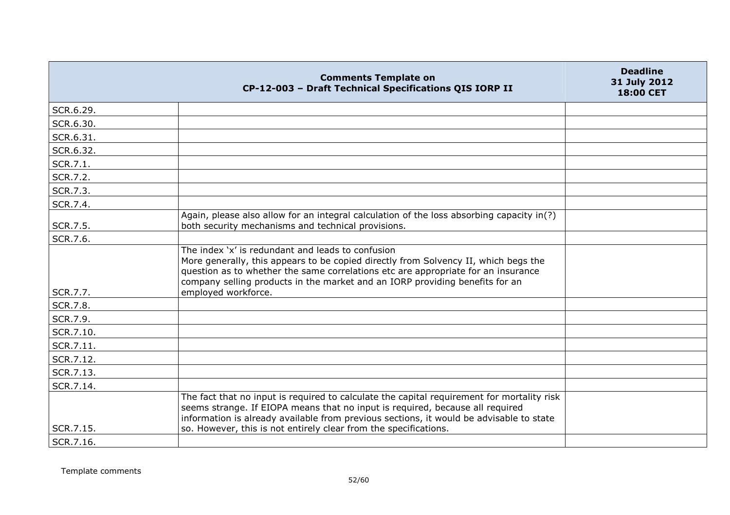| | Comments Template on CP-12-003 – Draft Technical Specifications QIS IORP II | Deadline 31 July 2012 18:00 CET |
|---|---|---|
| SCR.6.29. | | |
| SCR.6.30. | | |
| SCR.6.31. | | |
| SCR.6.32. | | |
| SCR.7.1. | | |
| SCR.7.2. | | |
| SCR.7.3. | | |
| SCR.7.4. | | |
| SCR.7.5. | Again, please also allow for an integral calculation of the loss absorbing capacity in(?) both security mechanisms and technical provisions. | |
| SCR.7.6. | | |
| SCR.7.7. | The index 'x' is redundant and leads to confusion<br>More generally, this appears to be copied directly from Solvency II, which begs the question as to whether the same correlations etc are appropriate for an insurance company selling products in the market and an IORP providing benefits for an employed workforce. | |
| SCR.7.8. | | |
| SCR.7.9. | | |
| SCR.7.10. | | |
| SCR.7.11. | | |
| SCR.7.12. | | |
| SCR.7.13. | | |
| SCR.7.14. | | |
| SCR.7.15. | The fact that no input is required to calculate the capital requirement for mortality risk seems strange. If EIOPA means that no input is required, because all required information is already available from previous sections, it would be advisable to state so. However, this is not entirely clear from the specifications. | |
| SCR.7.16. | | |

Template comments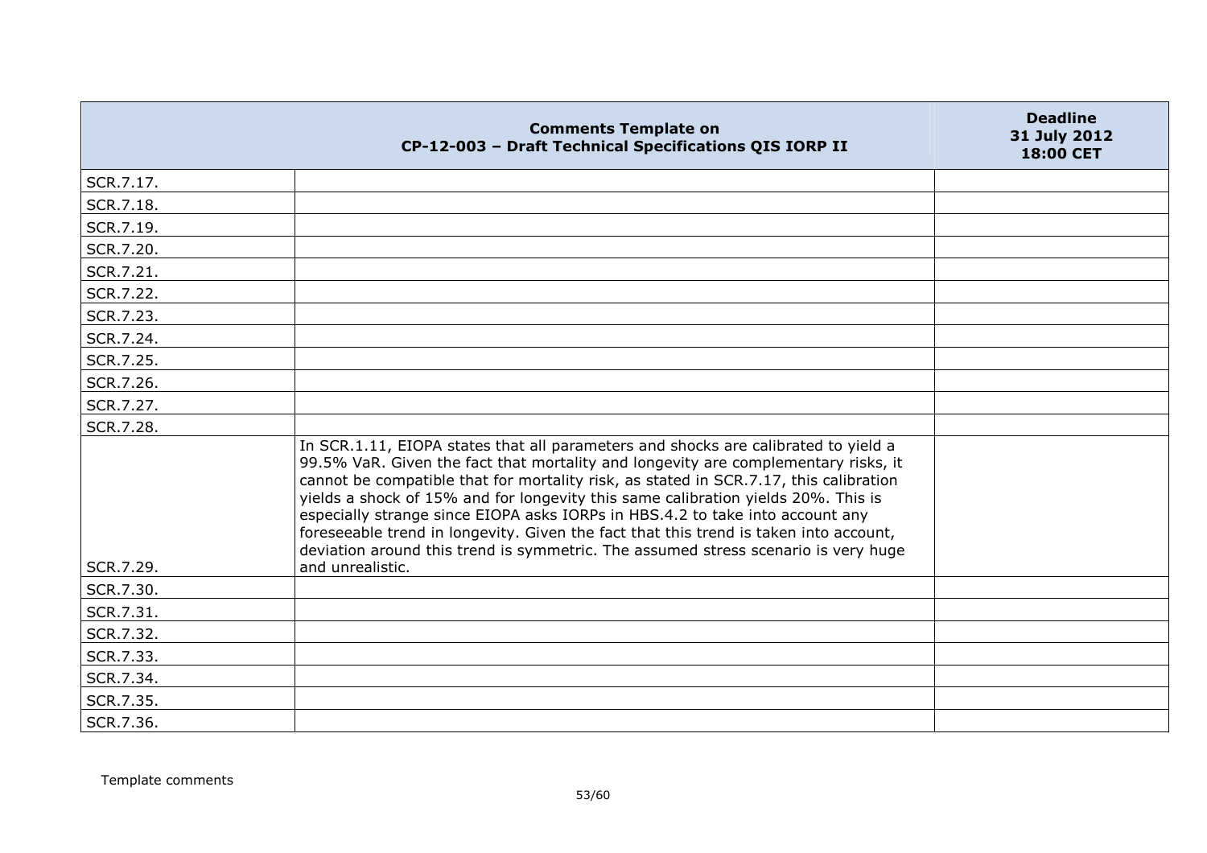| | Comments Template on CP-12-003 – Draft Technical Specifications QIS IORP II | Deadline 31 July 2012 18:00 CET |
|---|---|---|
| SCR.7.17. | | |
| SCR.7.18. | | |
| SCR.7.19. | | |
| SCR.7.20. | | |
| SCR.7.21. | | |
| SCR.7.22. | | |
| SCR.7.23. | | |
| SCR.7.24. | | |
| SCR.7.25. | | |
| SCR.7.26. | | |
| SCR.7.27. | | |
| SCR.7.28. | | |
| SCR.7.29. | In SCR.1.11, EIOPA states that all parameters and shocks are calibrated to yield a 99.5% VaR. Given the fact that mortality and longevity are complementary risks, it cannot be compatible that for mortality risk, as stated in SCR.7.17, this calibration yields a shock of 15% and for longevity this same calibration yields 20%. This is especially strange since EIOPA asks IORPs in HBS.4.2 to take into account any foreseeable trend in longevity. Given the fact that this trend is taken into account, deviation around this trend is symmetric. The assumed stress scenario is very huge and unrealistic. | |
| SCR.7.30. | | |
| SCR.7.31. | | |
| SCR.7.32. | | |
| SCR.7.33. | | |
| SCR.7.34. | | |
| SCR.7.35. | | |
| SCR.7.36. | | |

Template comments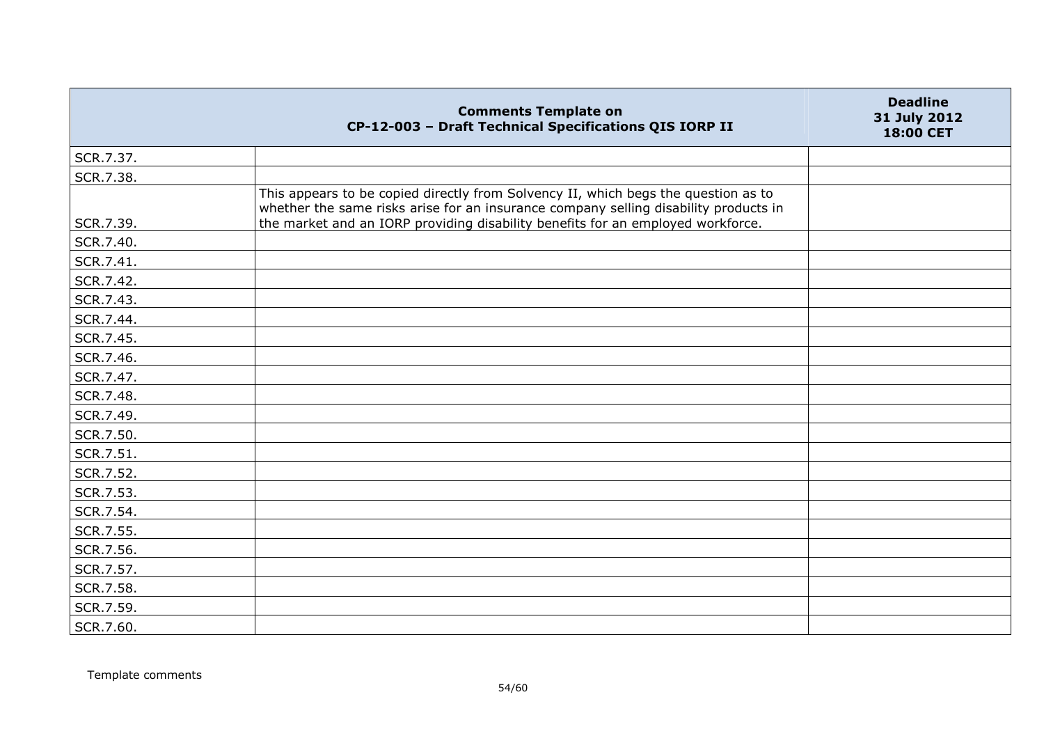| | Comments Template on CP-12-003 – Draft Technical Specifications QIS IORP II | Deadline 31 July 2012 18:00 CET |
|---|---|---|
| SCR.7.37. | | |
| SCR.7.38. | | |
| SCR.7.39. | This appears to be copied directly from Solvency II, which begs the question as to whether the same risks arise for an insurance company selling disability products in the market and an IORP providing disability benefits for an employed workforce. | |
| SCR.7.40. | | |
| SCR.7.41. | | |
| SCR.7.42. | | |
| SCR.7.43. | | |
| SCR.7.44. | | |
| SCR.7.45. | | |
| SCR.7.46. | | |
| SCR.7.47. | | |
| SCR.7.48. | | |
| SCR.7.49. | | |
| SCR.7.50. | | |
| SCR.7.51. | | |
| SCR.7.52. | | |
| SCR.7.53. | | |
| SCR.7.54. | | |
| SCR.7.55. | | |
| SCR.7.56. | | |
| SCR.7.57. | | |
| SCR.7.58. | | |
| SCR.7.59. | | |
| SCR.7.60. | | |

Template comments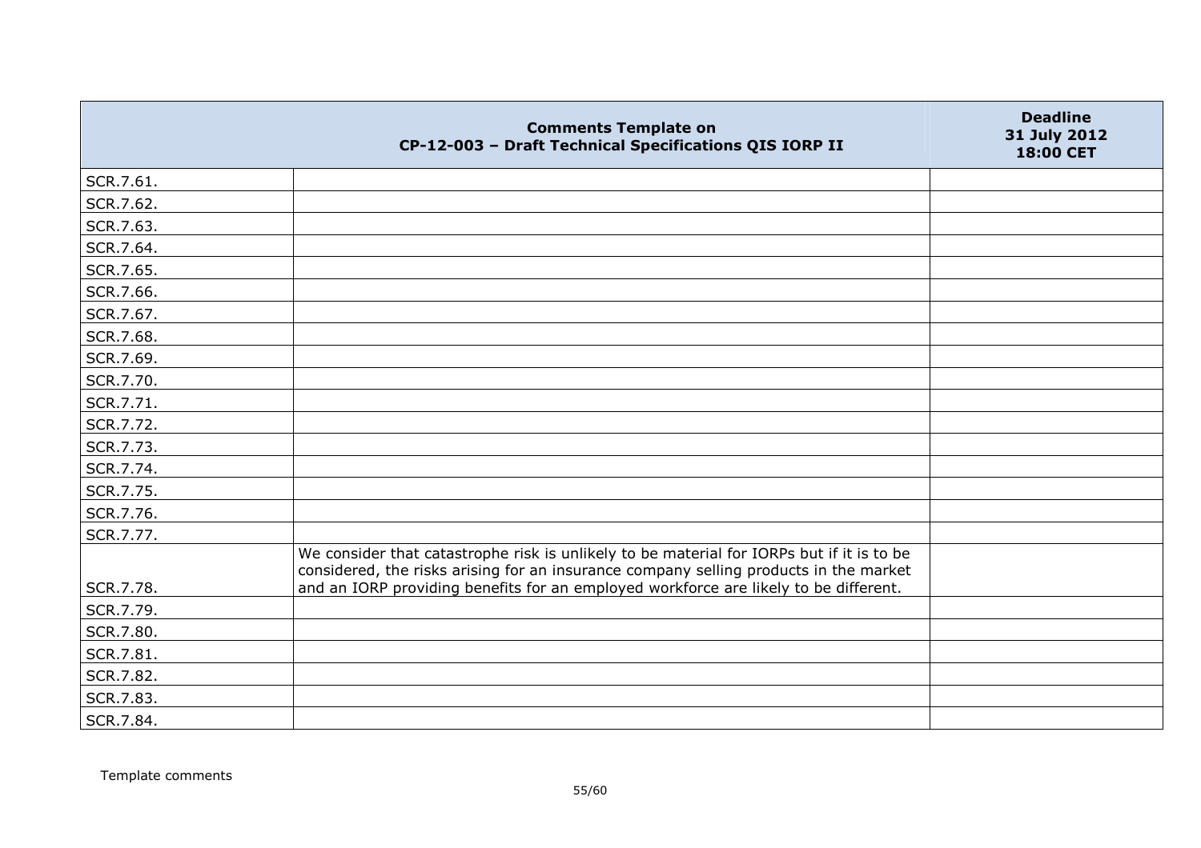| | Comments Template on CP-12-003 – Draft Technical Specifications QIS IORP II | Deadline 31 July 2012 18:00 CET |
|---|---|---|
| SCR.7.61. | | |
| SCR.7.62. | | |
| SCR.7.63. | | |
| SCR.7.64. | | |
| SCR.7.65. | | |
| SCR.7.66. | | |
| SCR.7.67. | | |
| SCR.7.68. | | |
| SCR.7.69. | | |
| SCR.7.70. | | |
| SCR.7.71. | | |
| SCR.7.72. | | |
| SCR.7.73. | | |
| SCR.7.74. | | |
| SCR.7.75. | | |
| SCR.7.76. | | |
| SCR.7.77. | | |
| SCR.7.78. | We consider that catastrophe risk is unlikely to be material for IORPs but if it is to be considered, the risks arising for an insurance company selling products in the market and an IORP providing benefits for an employed workforce are likely to be different. | |
| SCR.7.79. | | |
| SCR.7.80. | | |
| SCR.7.81. | | |
| SCR.7.82. | | |
| SCR.7.83. | | |
| SCR.7.84. | | |

Template comments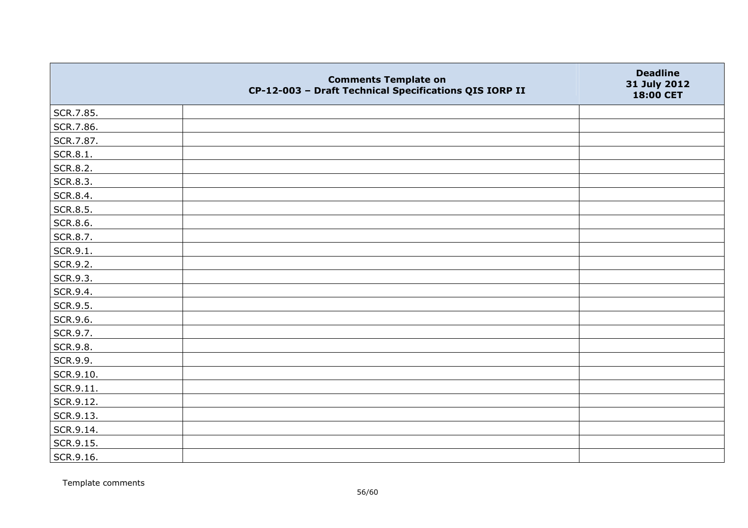| | Comments Template on CP-12-003 – Draft Technical Specifications QIS IORP II | Deadline 31 July 2012 18:00 CET |
|---|---|---|
| SCR.7.85. | | |
| SCR.7.86. | | |
| SCR.7.87. | | |
| SCR.8.1. | | |
| SCR.8.2. | | |
| SCR.8.3. | | |
| SCR.8.4. | | |
| SCR.8.5. | | |
| SCR.8.6. | | |
| SCR.8.7. | | |
| SCR.9.1. | | |
| SCR.9.2. | | |
| SCR.9.3. | | |
| SCR.9.4. | | |
| SCR.9.5. | | |
| SCR.9.6. | | |
| SCR.9.7. | | |
| SCR.9.8. | | |
| SCR.9.9. | | |
| SCR.9.10. | | |
| SCR.9.11. | | |
| SCR.9.12. | | |
| SCR.9.13. | | |
| SCR.9.14. | | |
| SCR.9.15. | | |
| SCR.9.16. | | |

Template comments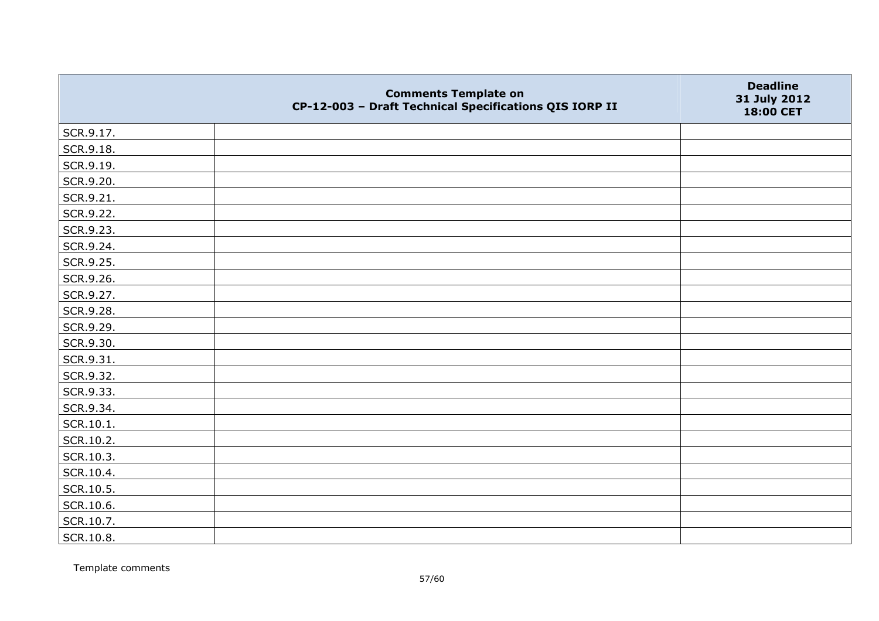| | Comments Template on CP-12-003 – Draft Technical Specifications QIS IORP II | Deadline 31 July 2012 18:00 CET |
|---|---|---|
| SCR.9.17. | | |
| SCR.9.18. | | |
| SCR.9.19. | | |
| SCR.9.20. | | |
| SCR.9.21. | | |
| SCR.9.22. | | |
| SCR.9.23. | | |
| SCR.9.24. | | |
| SCR.9.25. | | |
| SCR.9.26. | | |
| SCR.9.27. | | |
| SCR.9.28. | | |
| SCR.9.29. | | |
| SCR.9.30. | | |
| SCR.9.31. | | |
| SCR.9.32. | | |
| SCR.9.33. | | |
| SCR.9.34. | | |
| SCR.10.1. | | |
| SCR.10.2. | | |
| SCR.10.3. | | |
| SCR.10.4. | | |
| SCR.10.5. | | |
| SCR.10.6. | | |
| SCR.10.7. | | |
| SCR.10.8. | | |

Template comments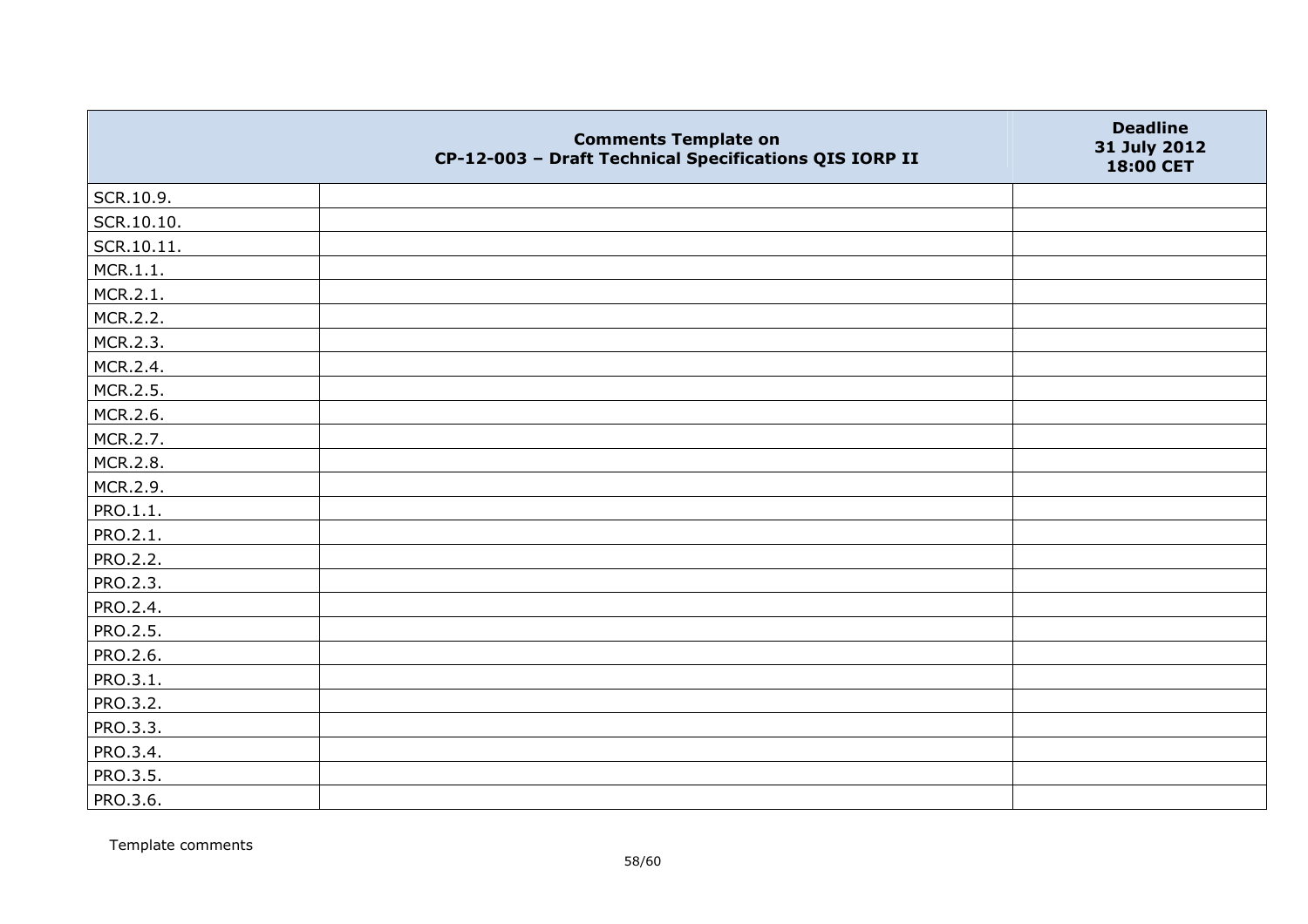| | Comments Template on CP-12-003 – Draft Technical Specifications QIS IORP II | Deadline 31 July 2012 18:00 CET |
|---|---|---|
| SCR.10.9. | | |
| SCR.10.10. | | |
| SCR.10.11. | | |
| MCR.1.1. | | |
| MCR.2.1. | | |
| MCR.2.2. | | |
| MCR.2.3. | | |
| MCR.2.4. | | |
| MCR.2.5. | | |
| MCR.2.6. | | |
| MCR.2.7. | | |
| MCR.2.8. | | |
| MCR.2.9. | | |
| PRO.1.1. | | |
| PRO.2.1. | | |
| PRO.2.2. | | |
| PRO.2.3. | | |
| PRO.2.4. | | |
| PRO.2.5. | | |
| PRO.2.6. | | |
| PRO.3.1. | | |
| PRO.3.2. | | |
| PRO.3.3. | | |
| PRO.3.4. | | |
| PRO.3.5. | | |
| PRO.3.6. | | |

Template comments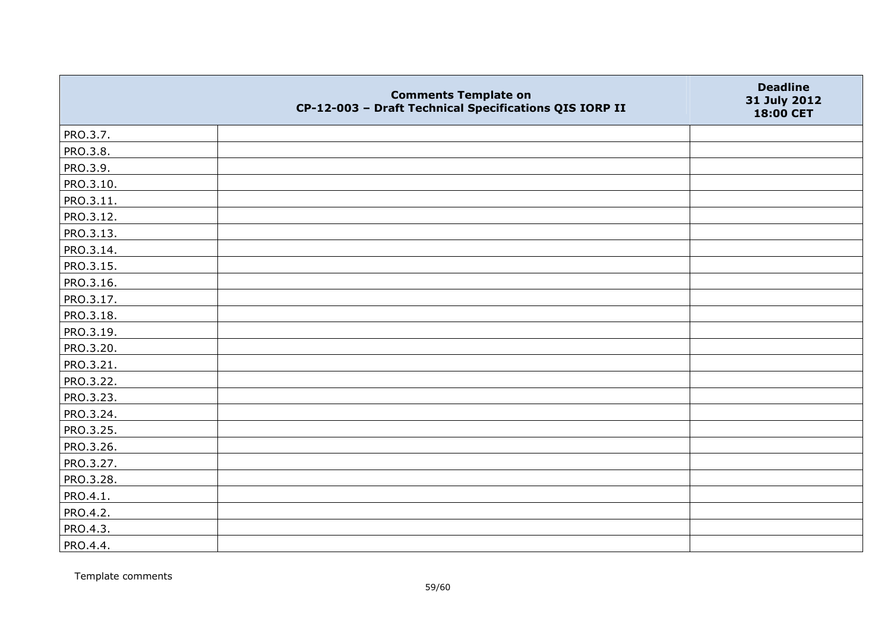| | Comments Template on CP-12-003 – Draft Technical Specifications QIS IORP II | Deadline 31 July 2012 18:00 CET |
|---|---|---|
| PRO.3.7. | | |
| PRO.3.8. | | |
| PRO.3.9. | | |
| PRO.3.10. | | |
| PRO.3.11. | | |
| PRO.3.12. | | |
| PRO.3.13. | | |
| PRO.3.14. | | |
| PRO.3.15. | | |
| PRO.3.16. | | |
| PRO.3.17. | | |
| PRO.3.18. | | |
| PRO.3.19. | | |
| PRO.3.20. | | |
| PRO.3.21. | | |
| PRO.3.22. | | |
| PRO.3.23. | | |
| PRO.3.24. | | |
| PRO.3.25. | | |
| PRO.3.26. | | |
| PRO.3.27. | | |
| PRO.3.28. | | |
| PRO.4.1. | | |
| PRO.4.2. | | |
| PRO.4.3. | | |
| PRO.4.4. | | |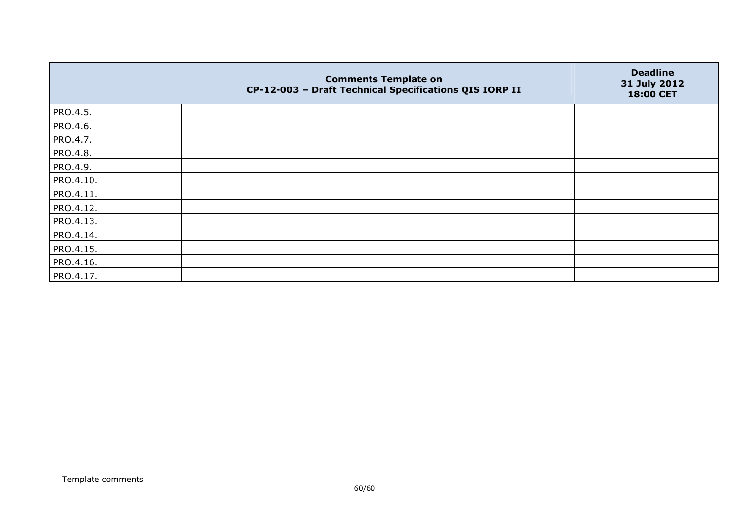| | Comments Template on CP-12-003 – Draft Technical Specifications QIS IORP II | Deadline 31 July 2012 18:00 CET |
|---|---|---|
| PRO.4.5. | | |
| PRO.4.6. | | |
| PRO.4.7. | | |
| PRO.4.8. | | |
| PRO.4.9. | | |
| PRO.4.10. | | |
| PRO.4.11. | | |
| PRO.4.12. | | |
| PRO.4.13. | | |
| PRO.4.14. | | |
| PRO.4.15. | | |
| PRO.4.16. | | |
| PRO.4.17. | | |